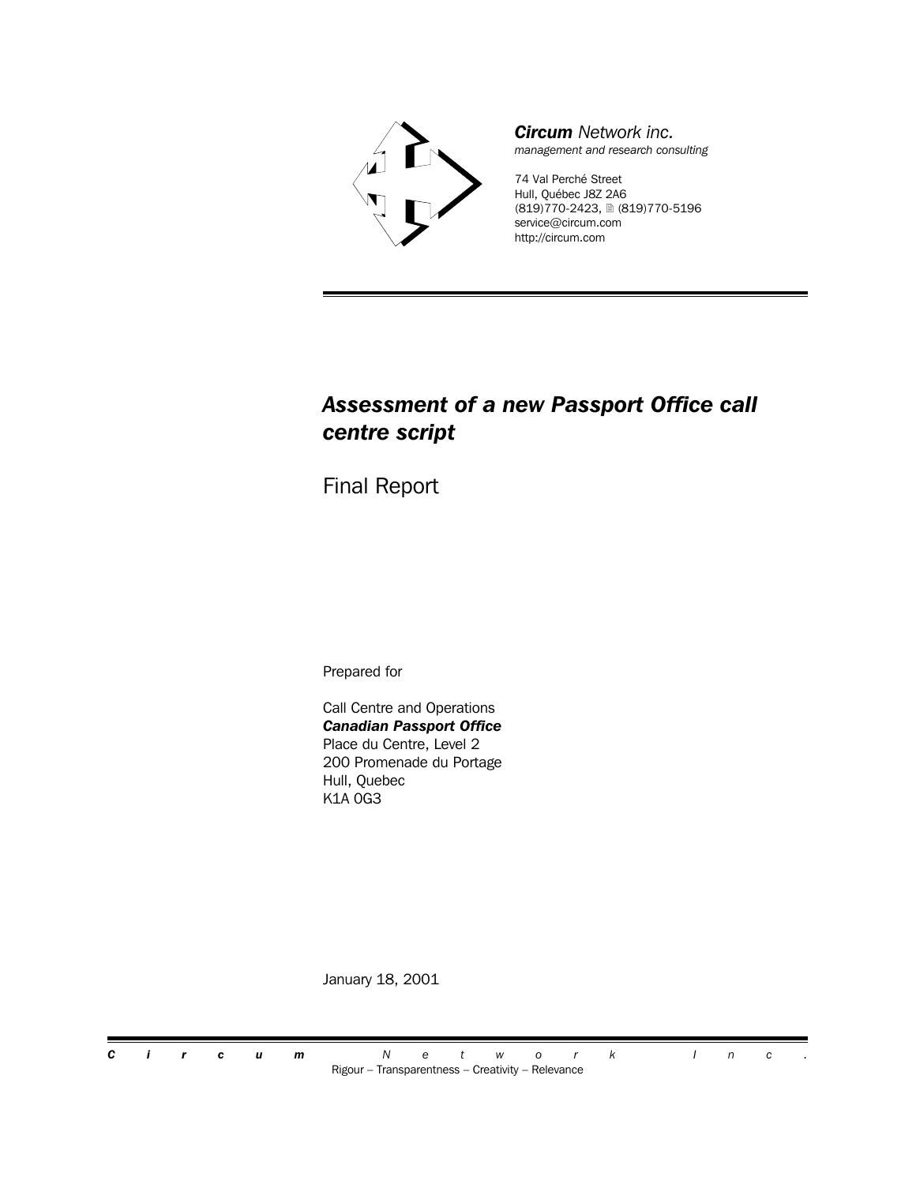***Circum** Network inc.*
*management and research consulting*

74 Val Perché Street
Hull, Québec J8Z 2A6
(819)770-2423, (819)770-5196
service@circum.com
http://circum.com

# *Assessment of a new Passport Office call centre script*

Final Report

Prepared for

Call Centre and Operations
***Canadian Passport Office***
Place du Centre, Level 2
200 Promenade du Portage
Hull, Quebec
K1A 0G3

January 18, 2001

***Circum** Network Inc.*
Rigour – Transparentness – Creativity – Relevance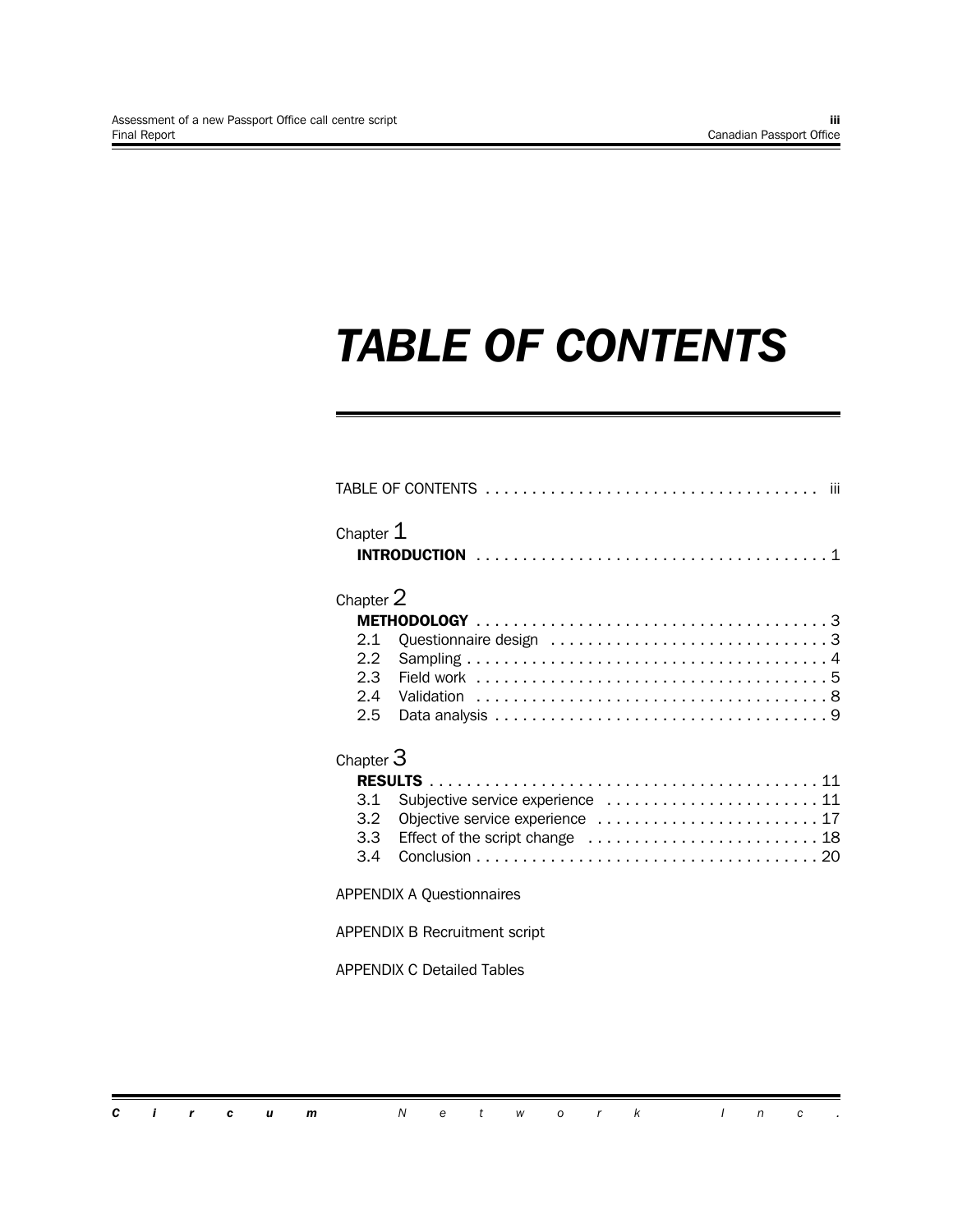# *TABLE OF CONTENTS*

TABLE OF CONTENTS . . . . . . . . . . . . . . . . . . . . . . . . . . . . . . . . . . . . iii

Chapter 1
**INTRODUCTION** . . . . . . . . . . . . . . . . . . . . . . . . . . . . . . . . . . . . . . 1

Chapter 2
**METHODOLOGY** . . . . . . . . . . . . . . . . . . . . . . . . . . . . . . . . . . . . . . 3
2.1 Questionnaire design . . . . . . . . . . . . . . . . . . . . . . . . . . . . . . . 3
2.2 Sampling . . . . . . . . . . . . . . . . . . . . . . . . . . . . . . . . . . . . . . . 4
2.3 Field work . . . . . . . . . . . . . . . . . . . . . . . . . . . . . . . . . . . . . . 5
2.4 Validation . . . . . . . . . . . . . . . . . . . . . . . . . . . . . . . . . . . . . . 8
2.5 Data analysis . . . . . . . . . . . . . . . . . . . . . . . . . . . . . . . . . . . . 9

Chapter 3
**RESULTS** . . . . . . . . . . . . . . . . . . . . . . . . . . . . . . . . . . . . . . . . . . 11
3.1 Subjective service experience . . . . . . . . . . . . . . . . . . . . . . . 11
3.2 Objective service experience . . . . . . . . . . . . . . . . . . . . . . . . 17
3.3 Effect of the script change . . . . . . . . . . . . . . . . . . . . . . . . . . 18
3.4 Conclusion . . . . . . . . . . . . . . . . . . . . . . . . . . . . . . . . . . . . . 20

APPENDIX A Questionnaires

APPENDIX B Recruitment script

APPENDIX C Detailed Tables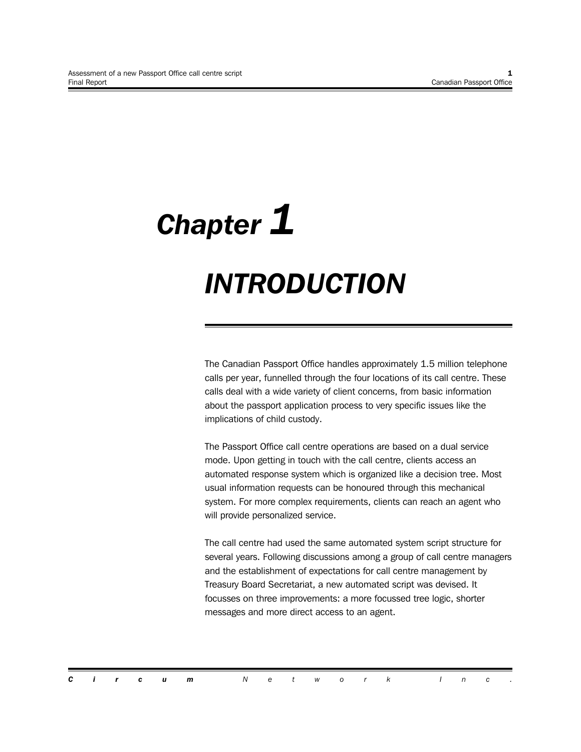# Chapter 1

# INTRODUCTION

The Canadian Passport Office handles approximately 1.5 million telephone calls per year, funnelled through the four locations of its call centre. These calls deal with a wide variety of client concerns, from basic information about the passport application process to very specific issues like the implications of child custody.

The Passport Office call centre operations are based on a dual service mode. Upon getting in touch with the call centre, clients access an automated response system which is organized like a decision tree. Most usual information requests can be honoured through this mechanical system. For more complex requirements, clients can reach an agent who will provide personalized service.

The call centre had used the same automated system script structure for several years. Following discussions among a group of call centre managers and the establishment of expectations for call centre management by Treasury Board Secretariat, a new automated script was devised. It focusses on three improvements: a more focussed tree logic, shorter messages and more direct access to an agent.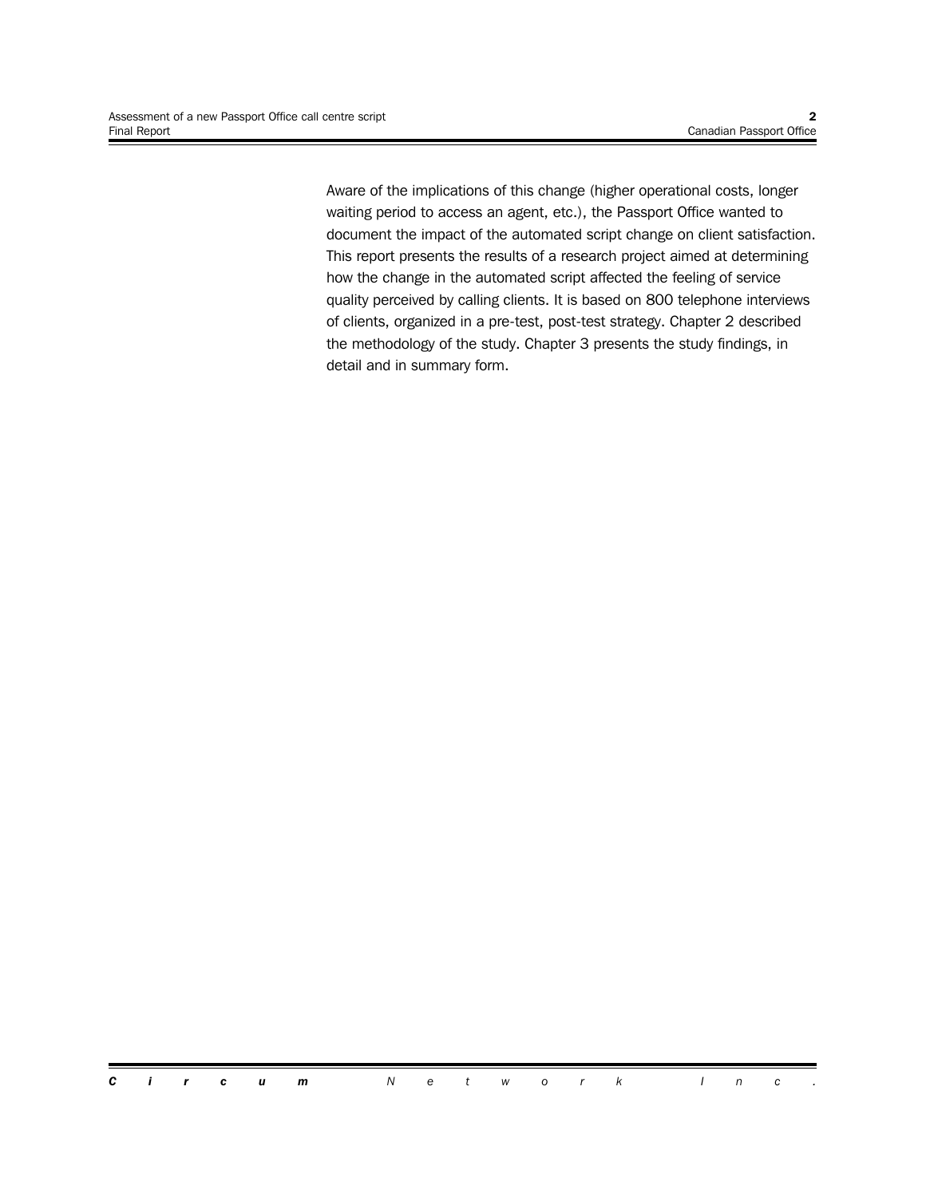Aware of the implications of this change (higher operational costs, longer waiting period to access an agent, etc.), the Passport Office wanted to document the impact of the automated script change on client satisfaction. This report presents the results of a research project aimed at determining how the change in the automated script affected the feeling of service quality perceived by calling clients. It is based on 800 telephone interviews of clients, organized in a pre-test, post-test strategy. Chapter 2 described the methodology of the study. Chapter 3 presents the study findings, in detail and in summary form.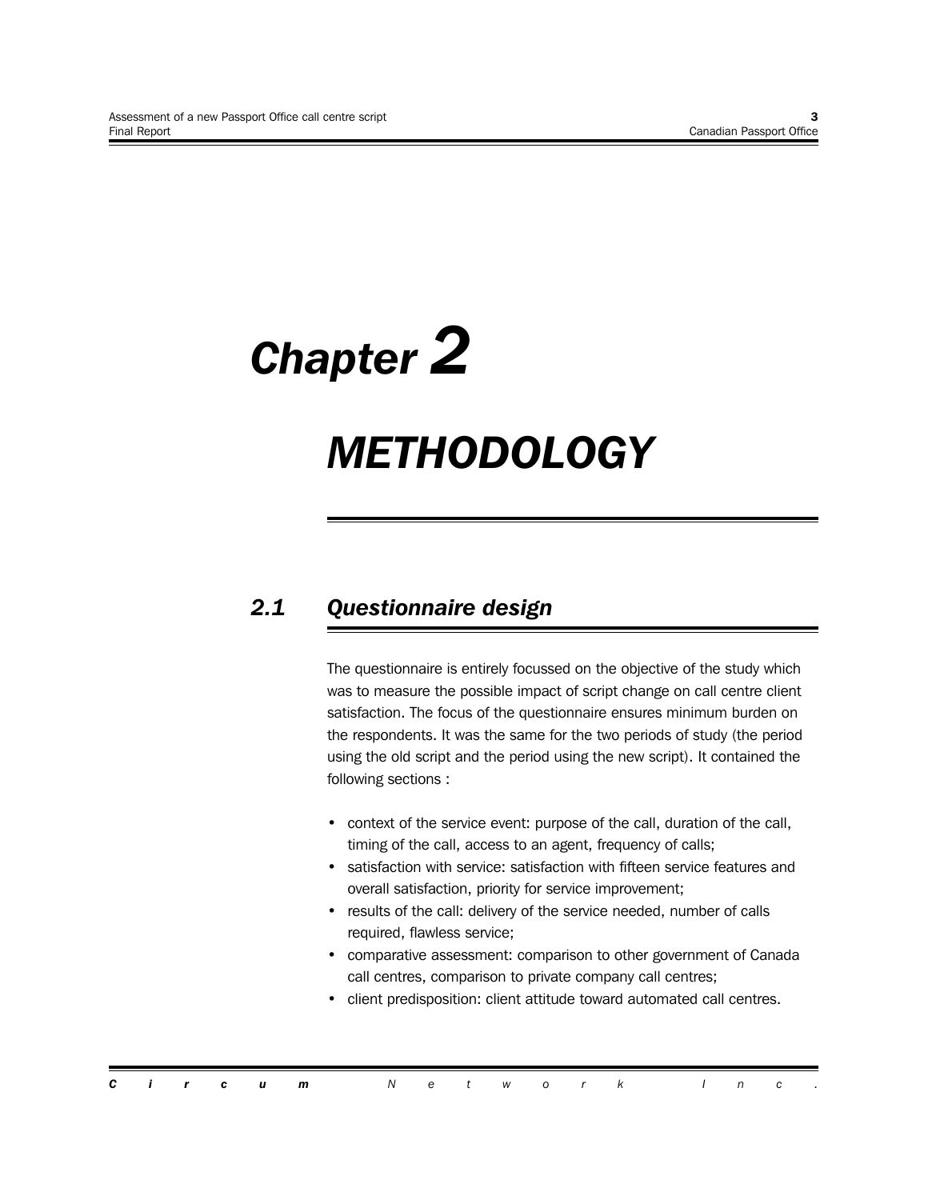# Chapter 2

# METHODOLOGY

## 2.1 Questionnaire design

The questionnaire is entirely focussed on the objective of the study which was to measure the possible impact of script change on call centre client satisfaction. The focus of the questionnaire ensures minimum burden on the respondents. It was the same for the two periods of study (the period using the old script and the period using the new script). It contained the following sections :

- context of the service event: purpose of the call, duration of the call, timing of the call, access to an agent, frequency of calls;
- satisfaction with service: satisfaction with fifteen service features and overall satisfaction, priority for service improvement;
- results of the call: delivery of the service needed, number of calls required, flawless service;
- comparative assessment: comparison to other government of Canada call centres, comparison to private company call centres;
- client predisposition: client attitude toward automated call centres.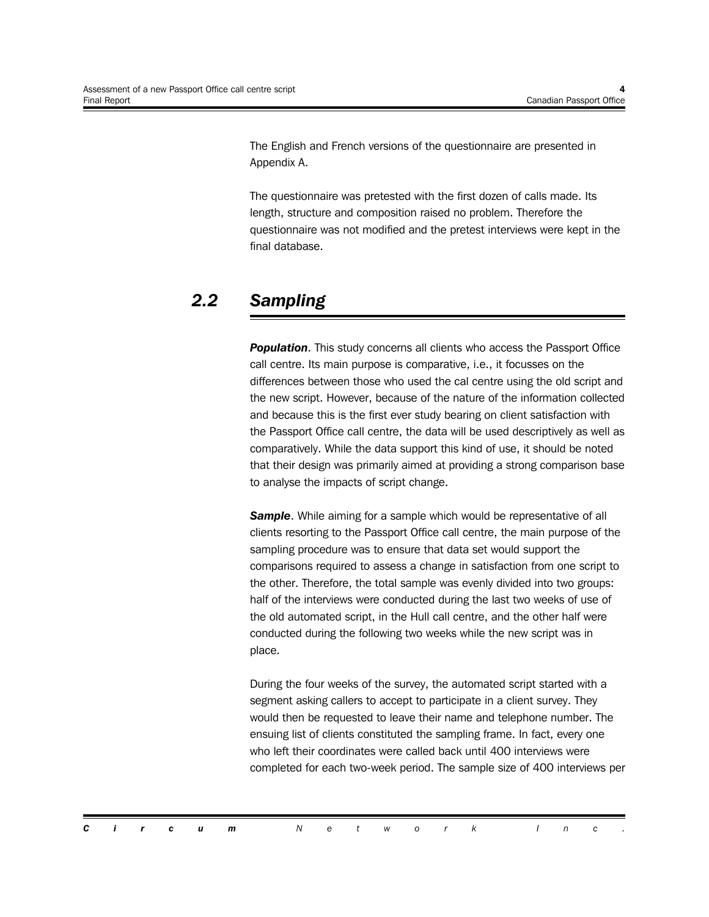The English and French versions of the questionnaire are presented in Appendix A.

The questionnaire was pretested with the first dozen of calls made. Its length, structure and composition raised no problem. Therefore the questionnaire was not modified and the pretest interviews were kept in the final database.

## *2.2 Sampling*

***Population***. This study concerns all clients who access the Passport Office call centre. Its main purpose is comparative, i.e., it focusses on the differences between those who used the cal centre using the old script and the new script. However, because of the nature of the information collected and because this is the first ever study bearing on client satisfaction with the Passport Office call centre, the data will be used descriptively as well as comparatively. While the data support this kind of use, it should be noted that their design was primarily aimed at providing a strong comparison base to analyse the impacts of script change.

***Sample***. While aiming for a sample which would be representative of all clients resorting to the Passport Office call centre, the main purpose of the sampling procedure was to ensure that data set would support the comparisons required to assess a change in satisfaction from one script to the other. Therefore, the total sample was evenly divided into two groups: half of the interviews were conducted during the last two weeks of use of the old automated script, in the Hull call centre, and the other half were conducted during the following two weeks while the new script was in place.

During the four weeks of the survey, the automated script started with a segment asking callers to accept to participate in a client survey. They would then be requested to leave their name and telephone number. The ensuing list of clients constituted the sampling frame. In fact, every one who left their coordinates were called back until 400 interviews were completed for each two-week period. The sample size of 400 interviews per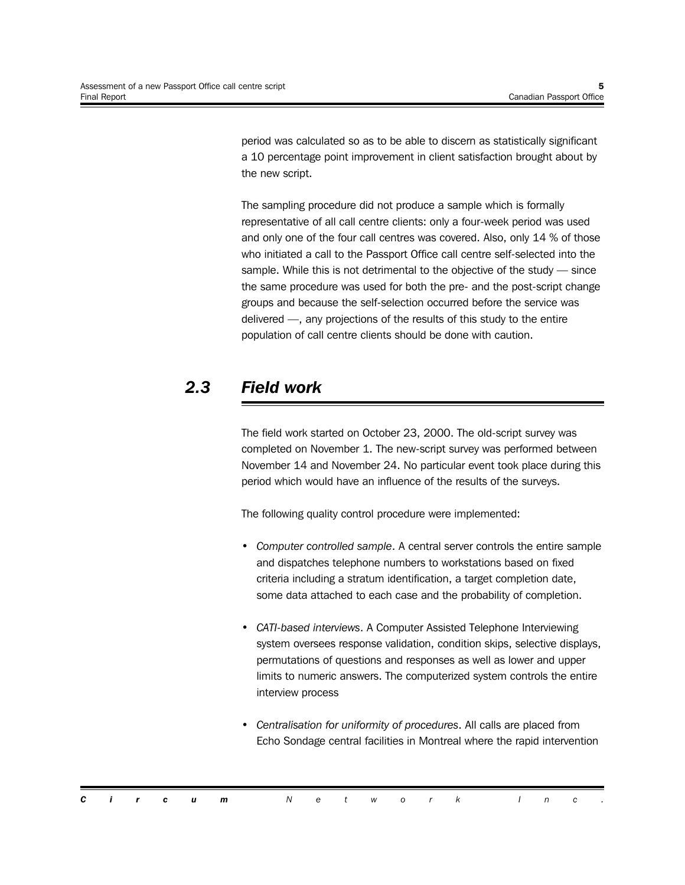period was calculated so as to be able to discern as statistically significant a 10 percentage point improvement in client satisfaction brought about by the new script.

The sampling procedure did not produce a sample which is formally representative of all call centre clients: only a four-week period was used and only one of the four call centres was covered. Also, only 14 % of those who initiated a call to the Passport Office call centre self-selected into the sample. While this is not detrimental to the objective of the study — since the same procedure was used for both the pre- and the post-script change groups and because the self-selection occurred before the service was delivered —, any projections of the results of this study to the entire population of call centre clients should be done with caution.

## *2.3 Field work*

The field work started on October 23, 2000. The old-script survey was completed on November 1. The new-script survey was performed between November 14 and November 24. No particular event took place during this period which would have an influence of the results of the surveys.

The following quality control procedure were implemented:

- *Computer controlled sample*. A central server controls the entire sample and dispatches telephone numbers to workstations based on fixed criteria including a stratum identification, a target completion date, some data attached to each case and the probability of completion.
- *CATI-based interviews*. A Computer Assisted Telephone Interviewing system oversees response validation, condition skips, selective displays, permutations of questions and responses as well as lower and upper limits to numeric answers. The computerized system controls the entire interview process
- *Centralisation for uniformity of procedures*. All calls are placed from Echo Sondage central facilities in Montreal where the rapid intervention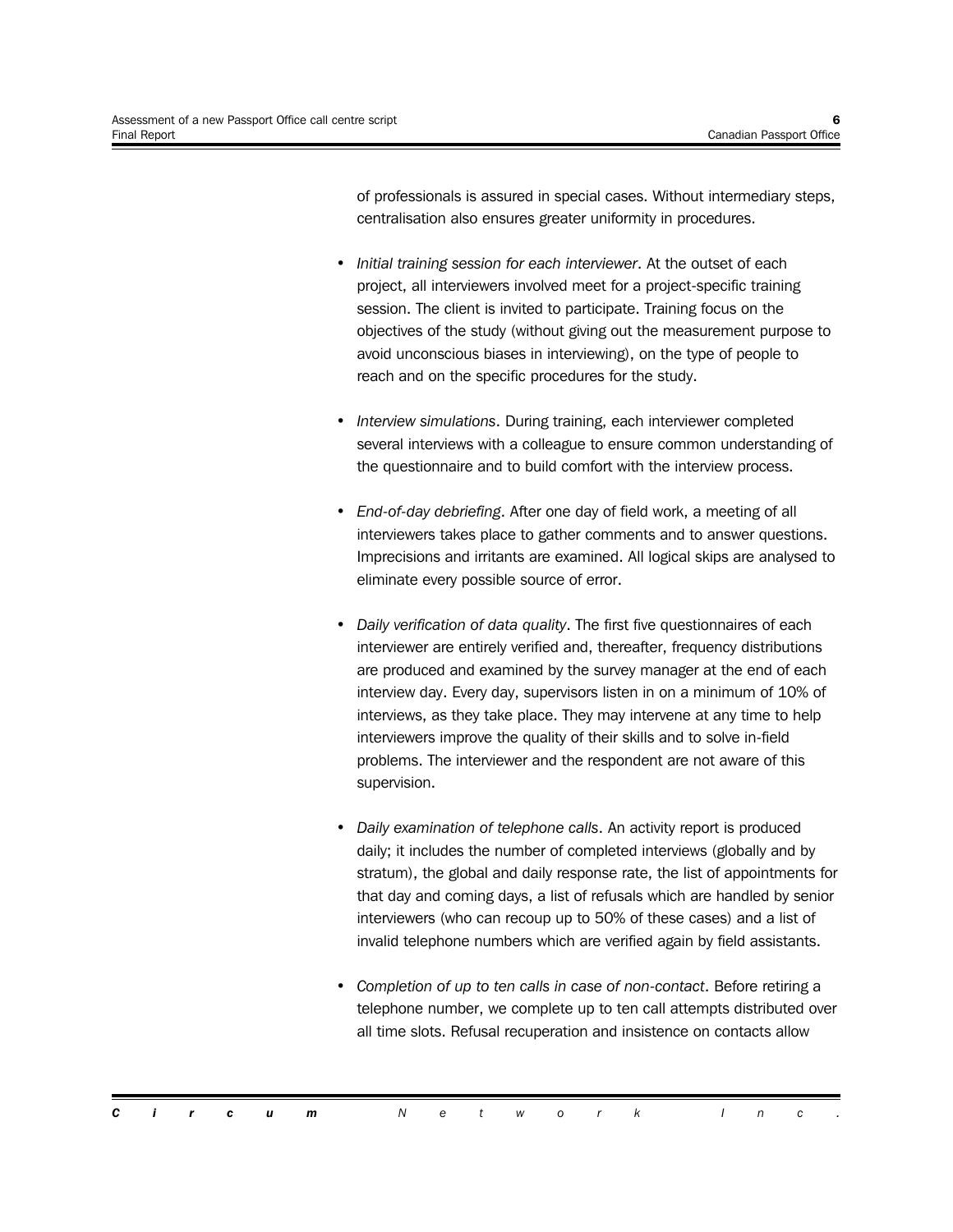of professionals is assured in special cases. Without intermediary steps, centralisation also ensures greater uniformity in procedures.

- *Initial training session for each interviewer*. At the outset of each project, all interviewers involved meet for a project-specific training session. The client is invited to participate. Training focus on the objectives of the study (without giving out the measurement purpose to avoid unconscious biases in interviewing), on the type of people to reach and on the specific procedures for the study.

- *Interview simulations*. During training, each interviewer completed several interviews with a colleague to ensure common understanding of the questionnaire and to build comfort with the interview process.

- *End-of-day debriefing*. After one day of field work, a meeting of all interviewers takes place to gather comments and to answer questions. Imprecisions and irritants are examined. All logical skips are analysed to eliminate every possible source of error.

- *Daily verification of data quality*. The first five questionnaires of each interviewer are entirely verified and, thereafter, frequency distributions are produced and examined by the survey manager at the end of each interview day. Every day, supervisors listen in on a minimum of 10% of interviews, as they take place. They may intervene at any time to help interviewers improve the quality of their skills and to solve in-field problems. The interviewer and the respondent are not aware of this supervision.

- *Daily examination of telephone calls*. An activity report is produced daily; it includes the number of completed interviews (globally and by stratum), the global and daily response rate, the list of appointments for that day and coming days, a list of refusals which are handled by senior interviewers (who can recoup up to 50% of these cases) and a list of invalid telephone numbers which are verified again by field assistants.

- *Completion of up to ten calls in case of non-contact*. Before retiring a telephone number, we complete up to ten call attempts distributed over all time slots. Refusal recuperation and insistence on contacts allow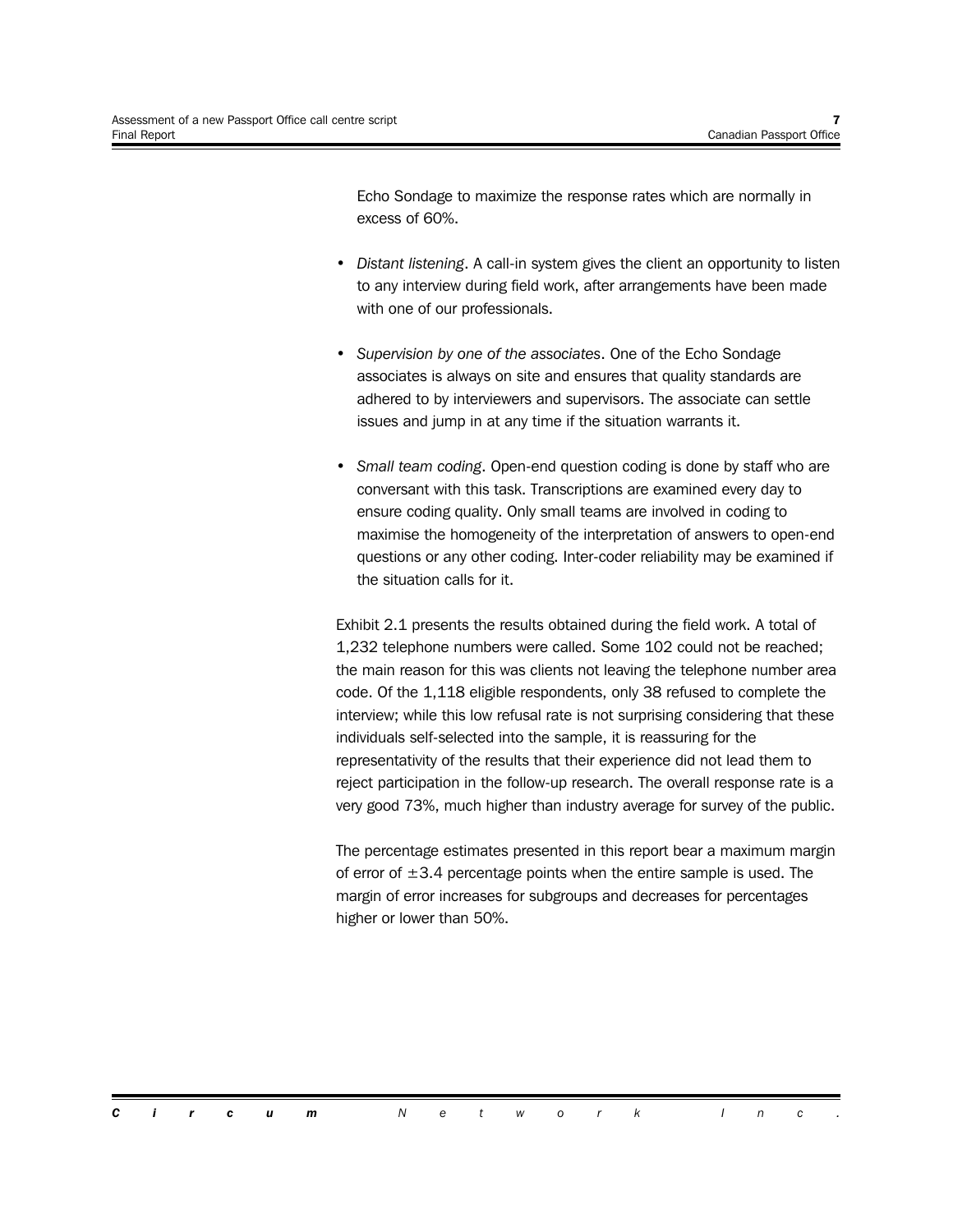Echo Sondage to maximize the response rates which are normally in excess of 60%.

- *Distant listening*. A call-in system gives the client an opportunity to listen to any interview during field work, after arrangements have been made with one of our professionals.

- *Supervision by one of the associates*. One of the Echo Sondage associates is always on site and ensures that quality standards are adhered to by interviewers and supervisors. The associate can settle issues and jump in at any time if the situation warrants it.

- *Small team coding*. Open-end question coding is done by staff who are conversant with this task. Transcriptions are examined every day to ensure coding quality. Only small teams are involved in coding to maximise the homogeneity of the interpretation of answers to open-end questions or any other coding. Inter-coder reliability may be examined if the situation calls for it.

Exhibit 2.1 presents the results obtained during the field work. A total of 1,232 telephone numbers were called. Some 102 could not be reached; the main reason for this was clients not leaving the telephone number area code. Of the 1,118 eligible respondents, only 38 refused to complete the interview; while this low refusal rate is not surprising considering that these individuals self-selected into the sample, it is reassuring for the representativity of the results that their experience did not lead them to reject participation in the follow-up research. The overall response rate is a very good 73%, much higher than industry average for survey of the public.

The percentage estimates presented in this report bear a maximum margin of error of ±3.4 percentage points when the entire sample is used. The margin of error increases for subgroups and decreases for percentages higher or lower than 50%.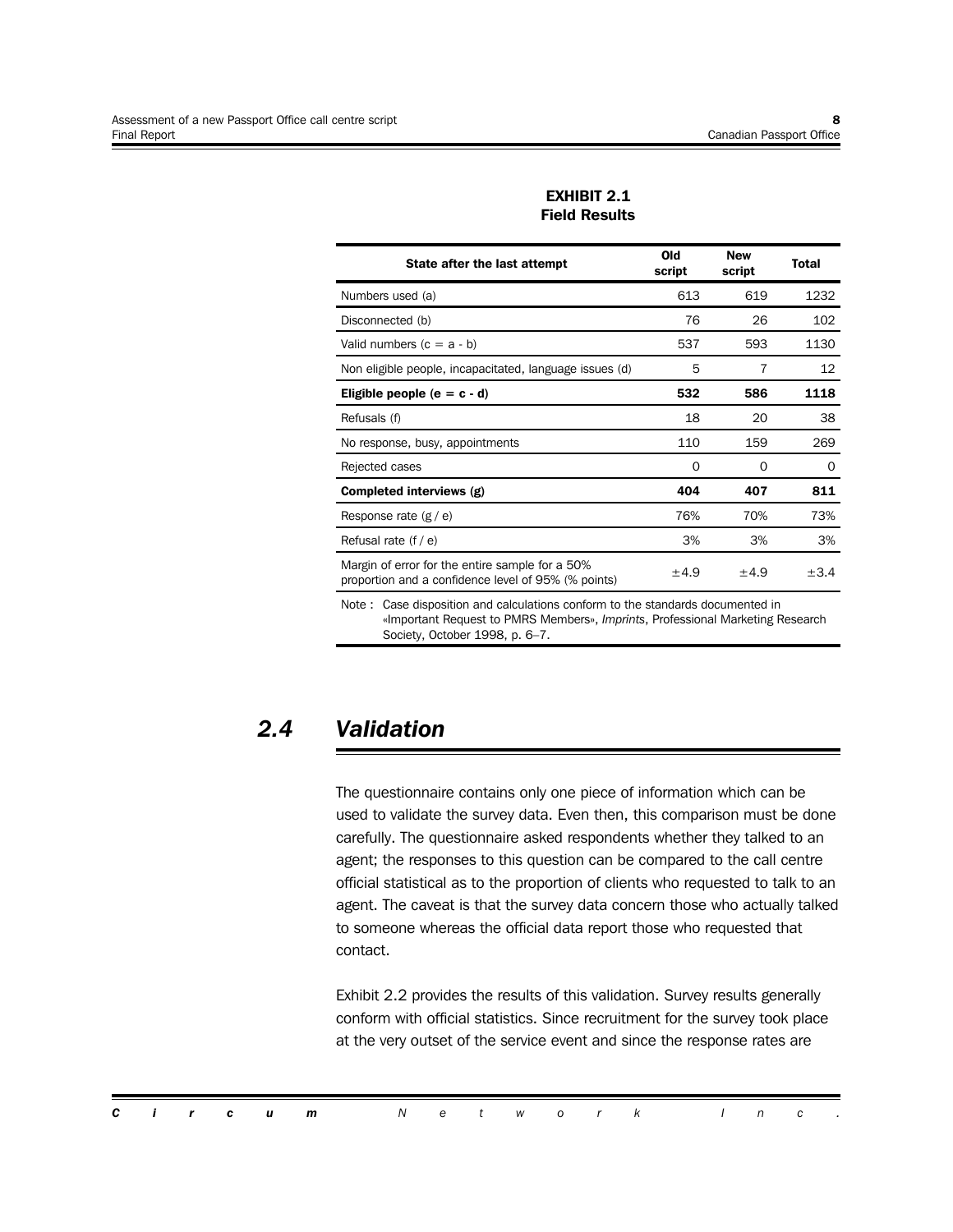**EXHIBIT 2.1**
**Field Results**

| State after the last attempt | Old script | New script | Total |
|---|---|---|---|
| Numbers used (a) | 613 | 619 | 1232 |
| Disconnected (b) | 76 | 26 | 102 |
| Valid numbers (c = a - b) | 537 | 593 | 1130 |
| Non eligible people, incapacitated, language issues (d) | 5 | 7 | 12 |
| **Eligible people (e = c - d)** | **532** | **586** | **1118** |
| Refusals (f) | 18 | 20 | 38 |
| No response, busy, appointments | 110 | 159 | 269 |
| Rejected cases | 0 | 0 | 0 |
| **Completed interviews (g)** | **404** | **407** | **811** |
| Response rate (g / e) | 76% | 70% | 73% |
| Refusal rate (f / e) | 3% | 3% | 3% |
| Margin of error for the entire sample for a 50% proportion and a confidence level of 95% (% points) | ±4.9 | ±4.9 | ±3.4 |

Note : Case disposition and calculations conform to the standards documented in «Important Request to PMRS Members», *Imprints*, Professional Marketing Research Society, October 1998, p. 6–7.

## *2.4 Validation*

The questionnaire contains only one piece of information which can be used to validate the survey data. Even then, this comparison must be done carefully. The questionnaire asked respondents whether they talked to an agent; the responses to this question can be compared to the call centre official statistical as to the proportion of clients who requested to talk to an agent. The caveat is that the survey data concern those who actually talked to someone whereas the official data report those who requested that contact.

Exhibit 2.2 provides the results of this validation. Survey results generally conform with official statistics. Since recruitment for the survey took place at the very outset of the service event and since the response rates are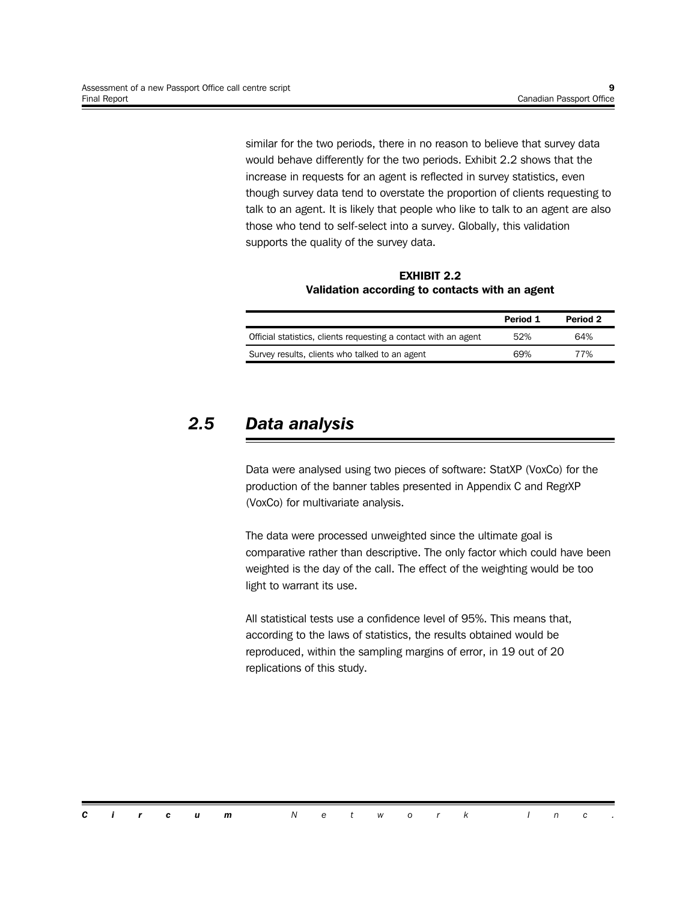similar for the two periods, there in no reason to believe that survey data would behave differently for the two periods. Exhibit 2.2 shows that the increase in requests for an agent is reflected in survey statistics, even though survey data tend to overstate the proportion of clients requesting to talk to an agent. It is likely that people who like to talk to an agent are also those who tend to self-select into a survey. Globally, this validation supports the quality of the survey data.

**EXHIBIT 2.2**
**Validation according to contacts with an agent**

| | Period 1 | Period 2 |
|---|---|---|
| Official statistics, clients requesting a contact with an agent | 52% | 64% |
| Survey results, clients who talked to an agent | 69% | 77% |

## *2.5 Data analysis*

Data were analysed using two pieces of software: StatXP (VoxCo) for the production of the banner tables presented in Appendix C and RegrXP (VoxCo) for multivariate analysis.

The data were processed unweighted since the ultimate goal is comparative rather than descriptive. The only factor which could have been weighted is the day of the call. The effect of the weighting would be too light to warrant its use.

All statistical tests use a confidence level of 95%. This means that, according to the laws of statistics, the results obtained would be reproduced, within the sampling margins of error, in 19 out of 20 replications of this study.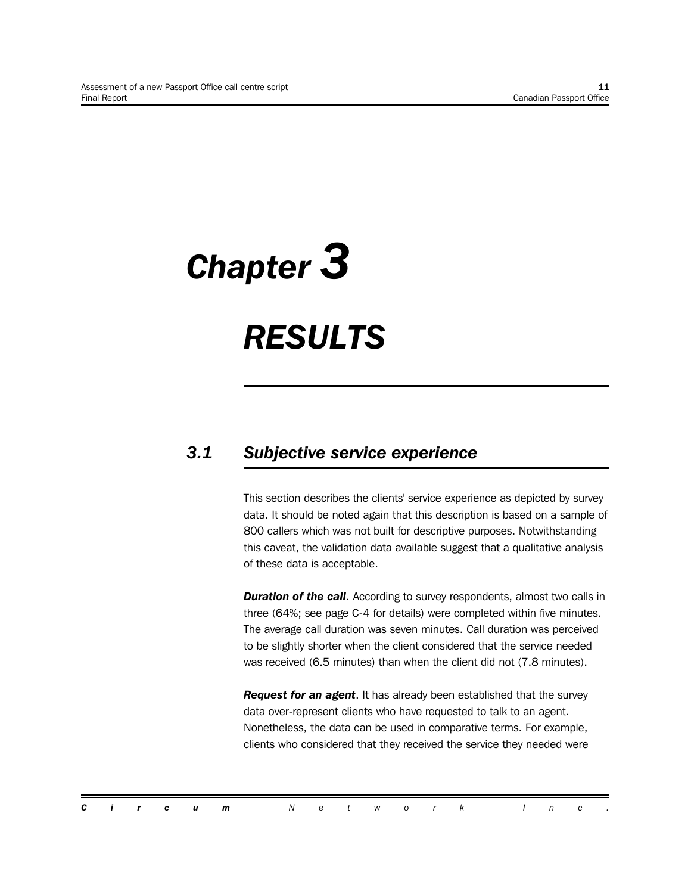# Chapter 3

# RESULTS

## 3.1 Subjective service experience

This section describes the clients' service experience as depicted by survey data. It should be noted again that this description is based on a sample of 800 callers which was not built for descriptive purposes. Notwithstanding this caveat, the validation data available suggest that a qualitative analysis of these data is acceptable.

***Duration of the call***. According to survey respondents, almost two calls in three (64%; see page C-4 for details) were completed within five minutes. The average call duration was seven minutes. Call duration was perceived to be slightly shorter when the client considered that the service needed was received (6.5 minutes) than when the client did not (7.8 minutes).

***Request for an agent***. It has already been established that the survey data over-represent clients who have requested to talk to an agent. Nonetheless, the data can be used in comparative terms. For example, clients who considered that they received the service they needed were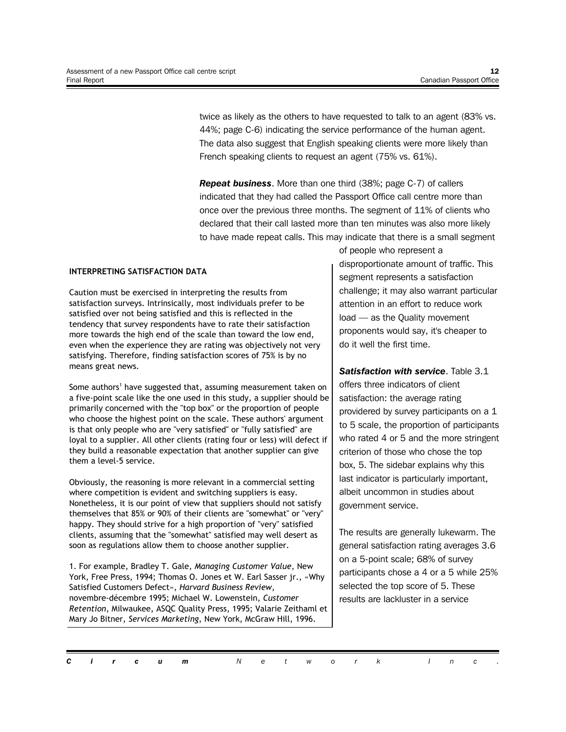twice as likely as the others to have requested to talk to an agent (83% vs. 44%; page C-6) indicating the service performance of the human agent. The data also suggest that English speaking clients were more likely than French speaking clients to request an agent (75% vs. 61%).

***Repeat business***. More than one third (38%; page C-7) of callers indicated that they had called the Passport Office call centre more than once over the previous three months. The segment of 11% of clients who declared that their call lasted more than ten minutes was also more likely to have made repeat calls. This may indicate that there is a small segment of people who represent a disproportionate amount of traffic. This segment represents a satisfaction challenge; it may also warrant particular attention in an effort to reduce work load — as the Quality movement proponents would say, it's cheaper to do it well the first time.

***Satisfaction with service***. Table 3.1 offers three indicators of client satisfaction: the average rating providered by survey participants on a 1 to 5 scale, the proportion of participants who rated 4 or 5 and the more stringent criterion of those who chose the top box, 5. The sidebar explains why this last indicator is particularly important, albeit uncommon in studies about government service.

The results are generally lukewarm. The general satisfaction rating averages 3.6 on a 5-point scale; 68% of survey participants chose a 4 or a 5 while 25% selected the top score of 5. These results are lackluster in a service

**INTERPRETING SATISFACTION DATA**

Caution must be exercised in interpreting the results from satisfaction surveys. Intrinsically, most individuals prefer to be satisfied over not being satisfied and this is reflected in the tendency that survey respondents have to rate their satisfaction more towards the high end of the scale than toward the low end, even when the experience they are rating was objectively not very satisfying. Therefore, finding satisfaction scores of 75% is by no means great news.

Some authors[1] have suggested that, assuming measurement taken on a five-point scale like the one used in this study, a supplier should be primarily concerned with the "top box" or the proportion of people who choose the highest point on the scale. These authors' argument is that only people who are "very satisfied" or "fully satisfied" are loyal to a supplier. All other clients (rating four or less) will defect if they build a reasonable expectation that another supplier can give them a level-5 service.

Obviously, the reasoning is more relevant in a commercial setting where competition is evident and switching suppliers is easy. Nonetheless, it is our point of view that suppliers should not satisfy themselves that 85% or 90% of their clients are "somewhat" or "very" happy. They should strive for a high proportion of "very" satisfied clients, assuming that the "somewhat" satisfied may well desert as soon as regulations allow them to choose another supplier.

1. For example, Bradley T. Gale, *Managing Customer Value*, New York, Free Press, 1994; Thomas O. Jones et W. Earl Sasser jr., «Why Satisfied Customers Defect», *Harvard Business Review*, novembre-décembre 1995; Michael W. Lowenstein, *Customer Retention*, Milwaukee, ASQC Quality Press, 1995; Valarie Zeithaml et Mary Jo Bitner, *Services Marketing*, New York, McGraw Hill, 1996.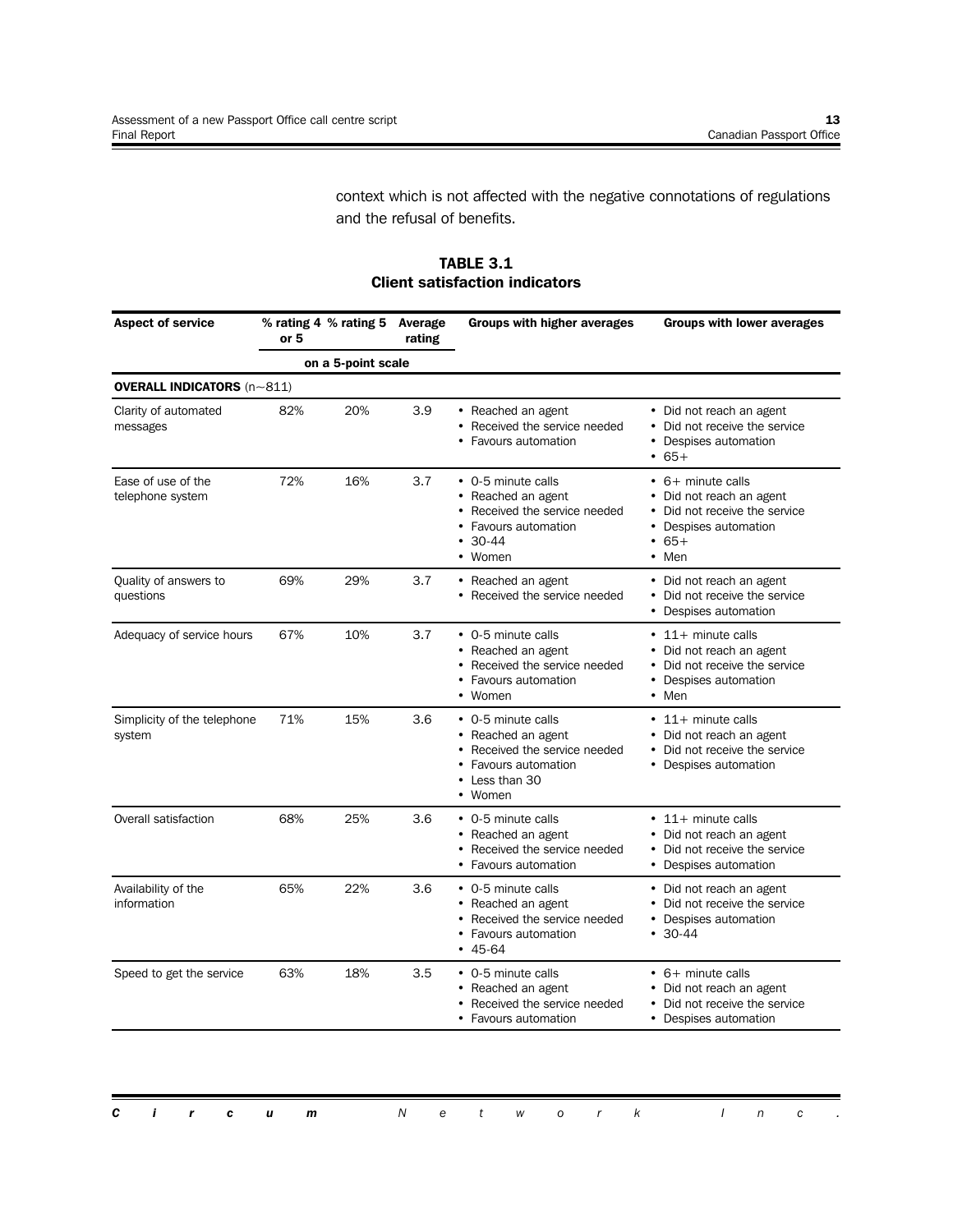context which is not affected with the negative connotations of regulations and the refusal of benefits.

**TABLE 3.1**
**Client satisfaction indicators**

| Aspect of service | % rating 4 or 5 | % rating 5 | Average rating | Groups with higher averages | Groups with lower averages |
|---|---|---|---|---|---|
| | on a 5-point scale | | | | |
| **OVERALL INDICATORS** (n~811) | | | | | |
| Clarity of automated messages | 82% | 20% | 3.9 | • Reached an agent<br>• Received the service needed<br>• Favours automation | • Did not reach an agent<br>• Did not receive the service<br>• Despises automation<br>• 65+ |
| Ease of use of the telephone system | 72% | 16% | 3.7 | • 0-5 minute calls<br>• Reached an agent<br>• Received the service needed<br>• Favours automation<br>• 30-44<br>• Women | • 6+ minute calls<br>• Did not reach an agent<br>• Did not receive the service<br>• Despises automation<br>• 65+<br>• Men |
| Quality of answers to questions | 69% | 29% | 3.7 | • Reached an agent<br>• Received the service needed | • Did not reach an agent<br>• Did not receive the service<br>• Despises automation |
| Adequacy of service hours | 67% | 10% | 3.7 | • 0-5 minute calls<br>• Reached an agent<br>• Received the service needed<br>• Favours automation<br>• Women | • 11+ minute calls<br>• Did not reach an agent<br>• Did not receive the service<br>• Despises automation<br>• Men |
| Simplicity of the telephone system | 71% | 15% | 3.6 | • 0-5 minute calls<br>• Reached an agent<br>• Received the service needed<br>• Favours automation<br>• Less than 30<br>• Women | • 11+ minute calls<br>• Did not reach an agent<br>• Did not receive the service<br>• Despises automation |
| Overall satisfaction | 68% | 25% | 3.6 | • 0-5 minute calls<br>• Reached an agent<br>• Received the service needed<br>• Favours automation | • 11+ minute calls<br>• Did not reach an agent<br>• Did not receive the service<br>• Despises automation |
| Availability of the information | 65% | 22% | 3.6 | • 0-5 minute calls<br>• Reached an agent<br>• Received the service needed<br>• Favours automation<br>• 45-64 | • Did not reach an agent<br>• Did not receive the service<br>• Despises automation<br>• 30-44 |
| Speed to get the service | 63% | 18% | 3.5 | • 0-5 minute calls<br>• Reached an agent<br>• Received the service needed<br>• Favours automation | • 6+ minute calls<br>• Did not reach an agent<br>• Did not receive the service<br>• Despises automation |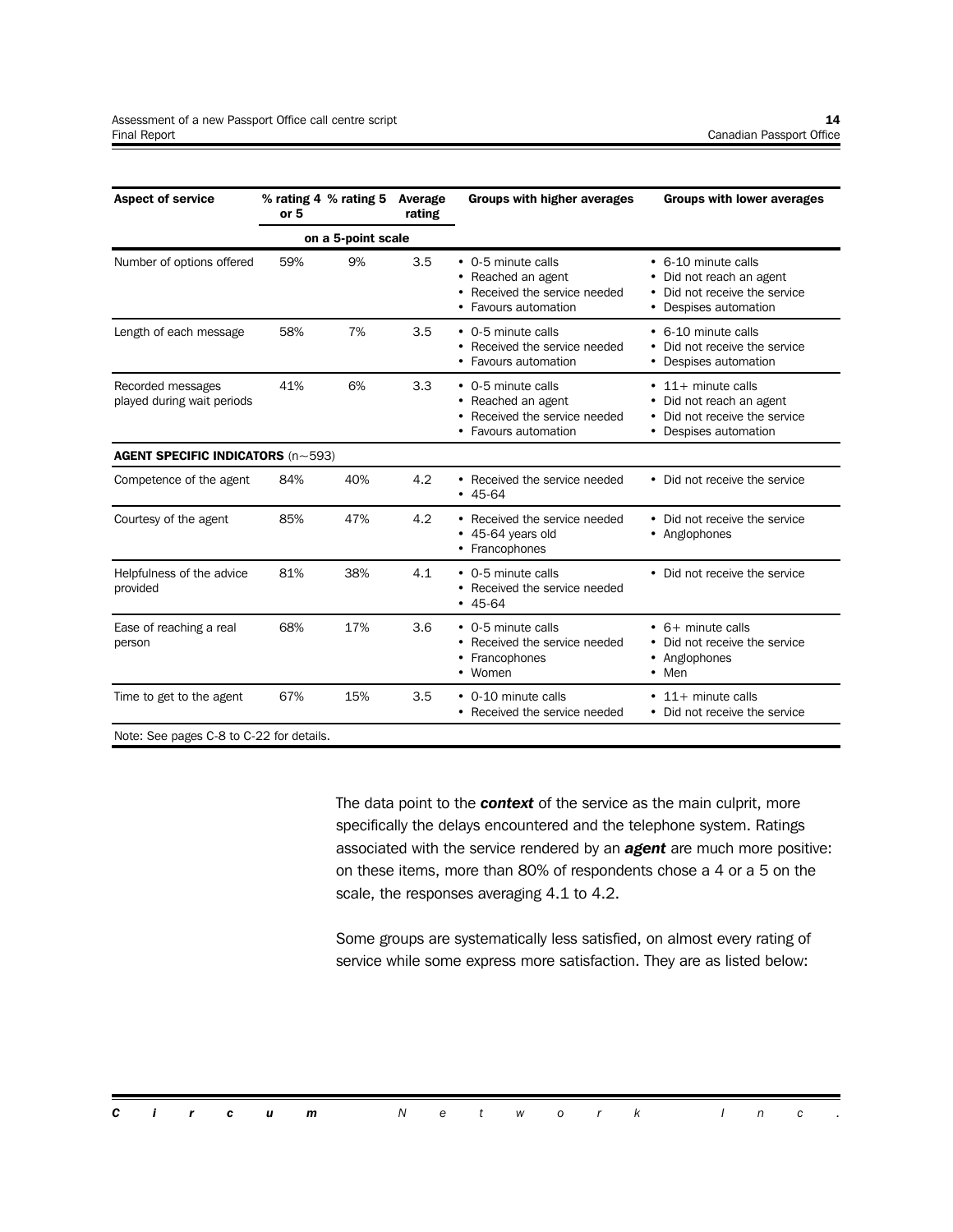| Aspect of service | % rating 4 or 5 | % rating 5 | Average rating | Groups with higher averages | Groups with lower averages |
|---|---|---|---|---|---|
| | on a 5-point scale | | | | |
| Number of options offered | 59% | 9% | 3.5 | • 0-5 minute calls<br>• Reached an agent<br>• Received the service needed<br>• Favours automation | • 6-10 minute calls<br>• Did not reach an agent<br>• Did not receive the service<br>• Despises automation |
| Length of each message | 58% | 7% | 3.5 | • 0-5 minute calls<br>• Received the service needed<br>• Favours automation | • 6-10 minute calls<br>• Did not receive the service<br>• Despises automation |
| Recorded messages played during wait periods | 41% | 6% | 3.3 | • 0-5 minute calls<br>• Reached an agent<br>• Received the service needed<br>• Favours automation | • 11+ minute calls<br>• Did not reach an agent<br>• Did not receive the service<br>• Despises automation |
| **AGENT SPECIFIC INDICATORS** (n~593) | | | | | |
| Competence of the agent | 84% | 40% | 4.2 | • Received the service needed<br>• 45-64 | • Did not receive the service |
| Courtesy of the agent | 85% | 47% | 4.2 | • Received the service needed<br>• 45-64 years old<br>• Francophones | • Did not receive the service<br>• Anglophones |
| Helpfulness of the advice provided | 81% | 38% | 4.1 | • 0-5 minute calls<br>• Received the service needed<br>• 45-64 | • Did not receive the service |
| Ease of reaching a real person | 68% | 17% | 3.6 | • 0-5 minute calls<br>• Received the service needed<br>• Francophones<br>• Women | • 6+ minute calls<br>• Did not receive the service<br>• Anglophones<br>• Men |
| Time to get to the agent | 67% | 15% | 3.5 | • 0-10 minute calls<br>• Received the service needed | • 11+ minute calls<br>• Did not receive the service |

Note: See pages C-8 to C-22 for details.

The data point to the ***context*** of the service as the main culprit, more specifically the delays encountered and the telephone system. Ratings associated with the service rendered by an ***agent*** are much more positive: on these items, more than 80% of respondents chose a 4 or a 5 on the scale, the responses averaging 4.1 to 4.2.

Some groups are systematically less satisfied, on almost every rating of service while some express more satisfaction. They are as listed below: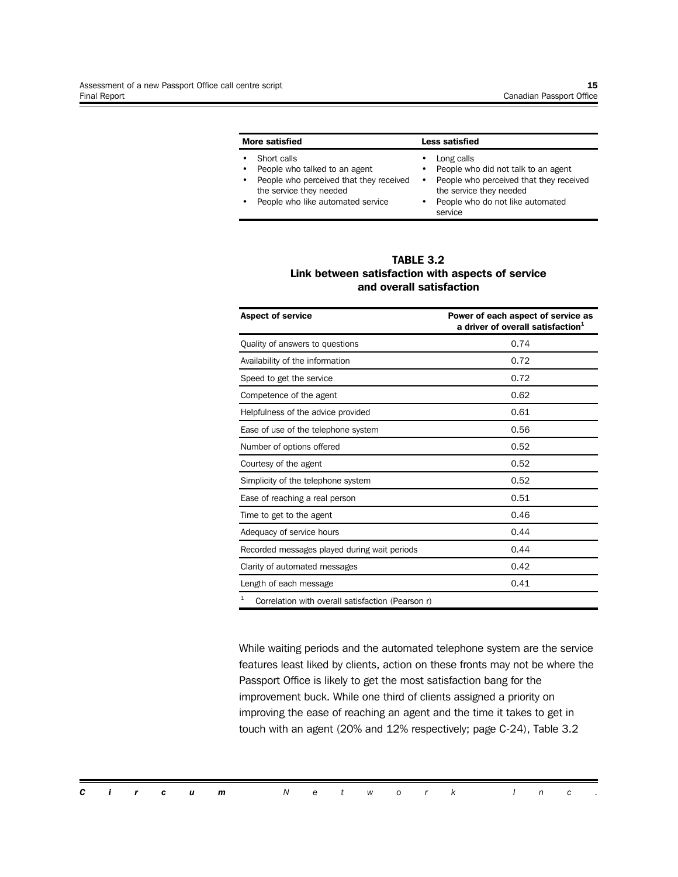| More satisfied | Less satisfied |
| --- | --- |
| • Short calls<br>• People who talked to an agent<br>• People who perceived that they received the service they needed<br>• People who like automated service | • Long calls<br>• People who did not talk to an agent<br>• People who perceived that they received the service they needed<br>• People who do not like automated service |

**TABLE 3.2**
**Link between satisfaction with aspects of service and overall satisfaction**

| Aspect of service | Power of each aspect of service as a driver of overall satisfaction[1] |
| --- | --- |
| Quality of answers to questions | 0.74 |
| Availability of the information | 0.72 |
| Speed to get the service | 0.72 |
| Competence of the agent | 0.62 |
| Helpfulness of the advice provided | 0.61 |
| Ease of use of the telephone system | 0.56 |
| Number of options offered | 0.52 |
| Courtesy of the agent | 0.52 |
| Simplicity of the telephone system | 0.52 |
| Ease of reaching a real person | 0.51 |
| Time to get to the agent | 0.46 |
| Adequacy of service hours | 0.44 |
| Recorded messages played during wait periods | 0.44 |
| Clarity of automated messages | 0.42 |
| Length of each message | 0.41 |

[1] Correlation with overall satisfaction (Pearson r)

While waiting periods and the automated telephone system are the service features least liked by clients, action on these fronts may not be where the Passport Office is likely to get the most satisfaction bang for the improvement buck. While one third of clients assigned a priority on improving the ease of reaching an agent and the time it takes to get in touch with an agent (20% and 12% respectively; page C-24), Table 3.2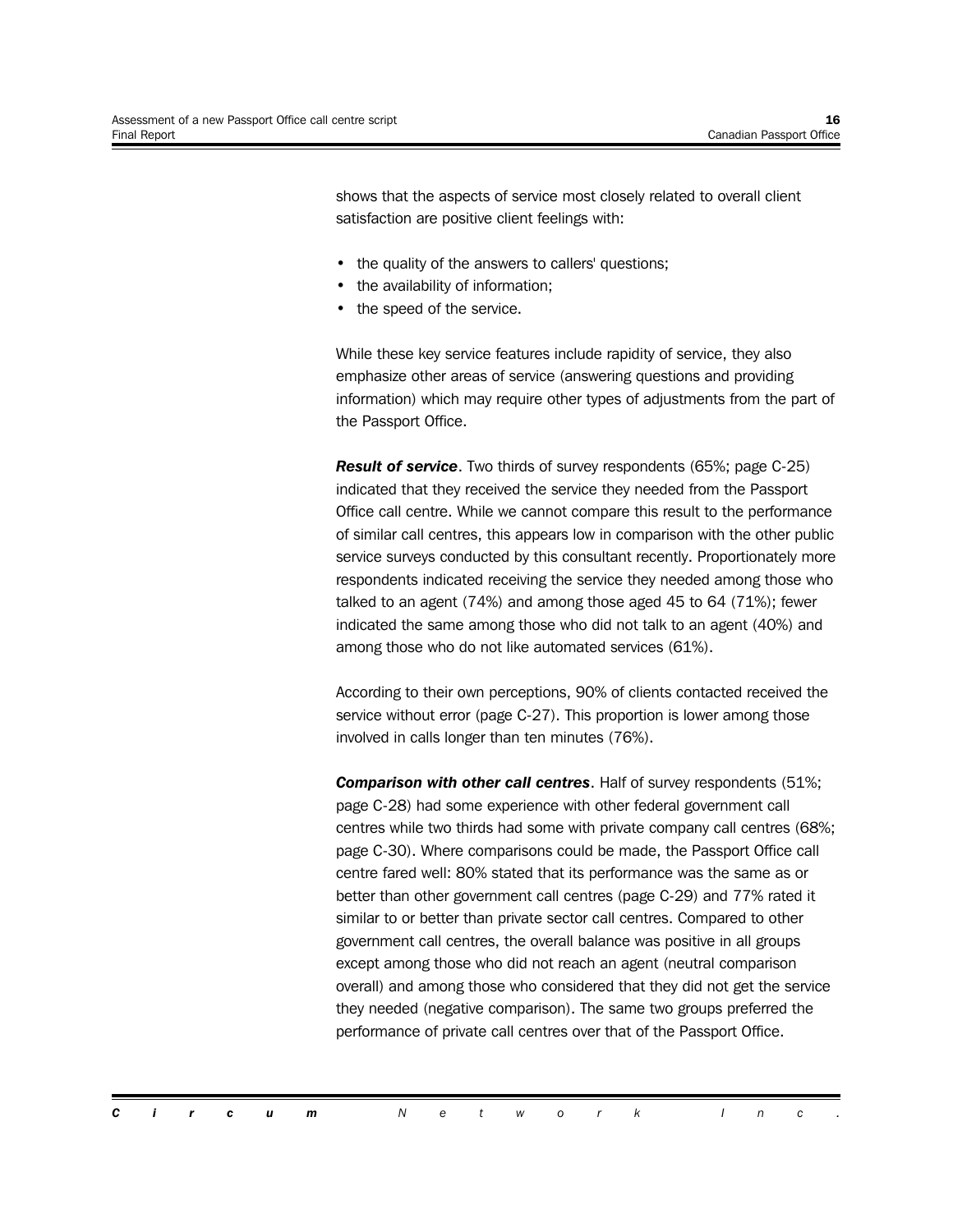shows that the aspects of service most closely related to overall client satisfaction are positive client feelings with:

- the quality of the answers to callers' questions;
- the availability of information;
- the speed of the service.

While these key service features include rapidity of service, they also emphasize other areas of service (answering questions and providing information) which may require other types of adjustments from the part of the Passport Office.

***Result of service***. Two thirds of survey respondents (65%; page C-25) indicated that they received the service they needed from the Passport Office call centre. While we cannot compare this result to the performance of similar call centres, this appears low in comparison with the other public service surveys conducted by this consultant recently. Proportionately more respondents indicated receiving the service they needed among those who talked to an agent (74%) and among those aged 45 to 64 (71%); fewer indicated the same among those who did not talk to an agent (40%) and among those who do not like automated services (61%).

According to their own perceptions, 90% of clients contacted received the service without error (page C-27). This proportion is lower among those involved in calls longer than ten minutes (76%).

***Comparison with other call centres***. Half of survey respondents (51%; page C-28) had some experience with other federal government call centres while two thirds had some with private company call centres (68%; page C-30). Where comparisons could be made, the Passport Office call centre fared well: 80% stated that its performance was the same as or better than other government call centres (page C-29) and 77% rated it similar to or better than private sector call centres. Compared to other government call centres, the overall balance was positive in all groups except among those who did not reach an agent (neutral comparison overall) and among those who considered that they did not get the service they needed (negative comparison). The same two groups preferred the performance of private call centres over that of the Passport Office.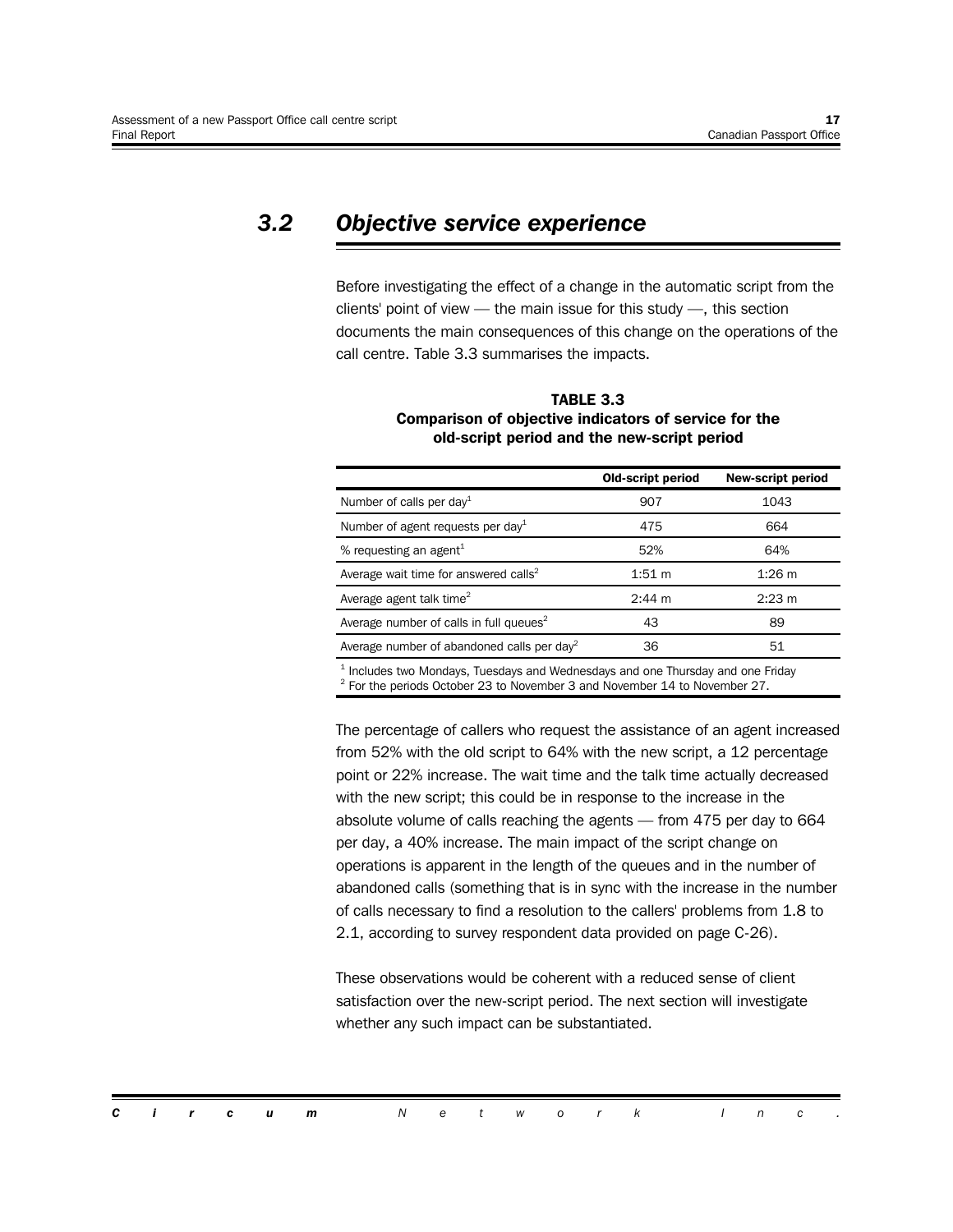## 3.2 Objective service experience

Before investigating the effect of a change in the automatic script from the clients' point of view — the main issue for this study —, this section documents the main consequences of this change on the operations of the call centre. Table 3.3 summarises the impacts.

**TABLE 3.3**
**Comparison of objective indicators of service for the old-script period and the new-script period**

| | Old-script period | New-script period |
|---|---|---|
| Number of calls per day[1] | 907 | 1043 |
| Number of agent requests per day[1] | 475 | 664 |
| % requesting an agent[1] | 52% | 64% |
| Average wait time for answered calls[2] | 1:51 m | 1:26 m |
| Average agent talk time[2] | 2:44 m | 2:23 m |
| Average number of calls in full queues[2] | 43 | 89 |
| Average number of abandoned calls per day[2] | 36 | 51 |

[1] Includes two Mondays, Tuesdays and Wednesdays and one Thursday and one Friday
[2] For the periods October 23 to November 3 and November 14 to November 27.

The percentage of callers who request the assistance of an agent increased from 52% with the old script to 64% with the new script, a 12 percentage point or 22% increase. The wait time and the talk time actually decreased with the new script; this could be in response to the increase in the absolute volume of calls reaching the agents — from 475 per day to 664 per day, a 40% increase. The main impact of the script change on operations is apparent in the length of the queues and in the number of abandoned calls (something that is in sync with the increase in the number of calls necessary to find a resolution to the callers' problems from 1.8 to 2.1, according to survey respondent data provided on page C-26).

These observations would be coherent with a reduced sense of client satisfaction over the new-script period. The next section will investigate whether any such impact can be substantiated.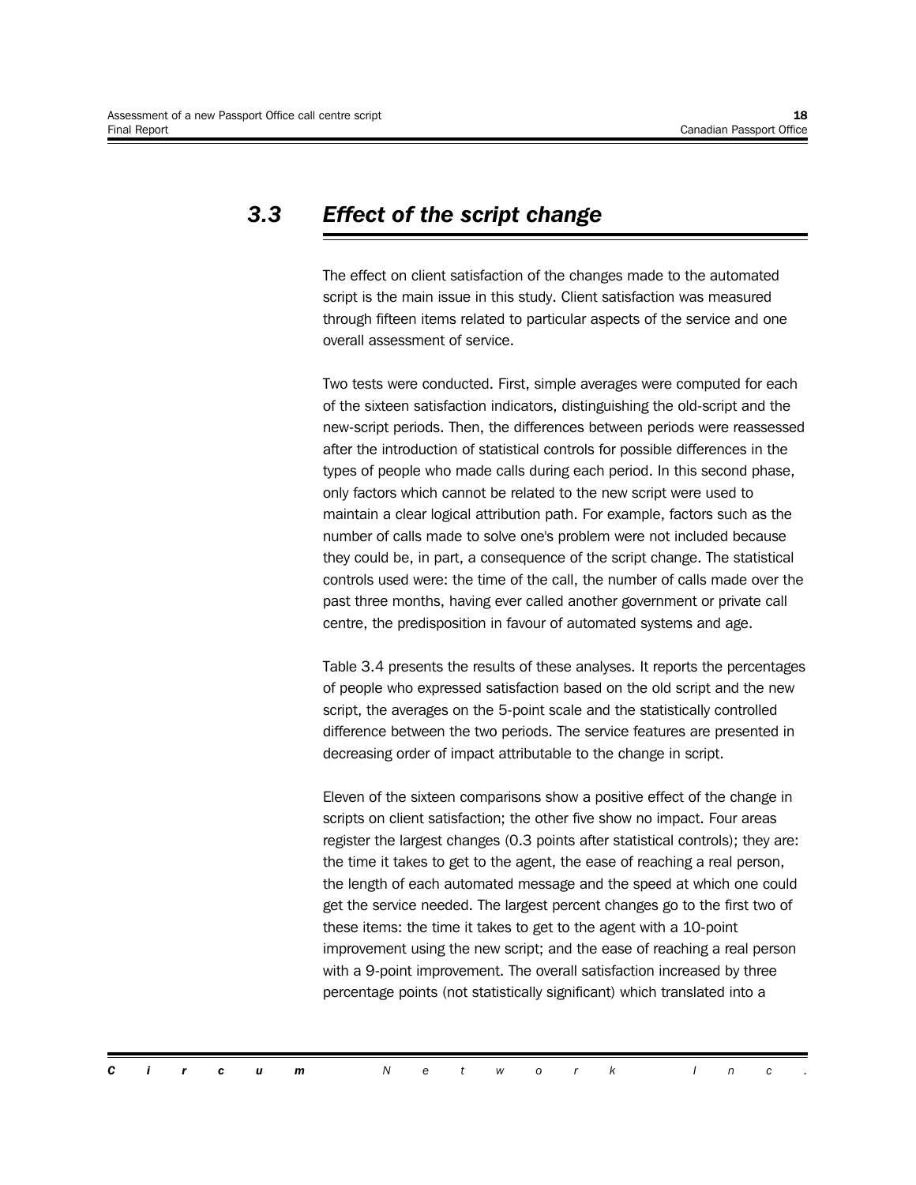## 3.3 Effect of the script change

The effect on client satisfaction of the changes made to the automated script is the main issue in this study. Client satisfaction was measured through fifteen items related to particular aspects of the service and one overall assessment of service.

Two tests were conducted. First, simple averages were computed for each of the sixteen satisfaction indicators, distinguishing the old-script and the new-script periods. Then, the differences between periods were reassessed after the introduction of statistical controls for possible differences in the types of people who made calls during each period. In this second phase, only factors which cannot be related to the new script were used to maintain a clear logical attribution path. For example, factors such as the number of calls made to solve one's problem were not included because they could be, in part, a consequence of the script change. The statistical controls used were: the time of the call, the number of calls made over the past three months, having ever called another government or private call centre, the predisposition in favour of automated systems and age.

Table 3.4 presents the results of these analyses. It reports the percentages of people who expressed satisfaction based on the old script and the new script, the averages on the 5-point scale and the statistically controlled difference between the two periods. The service features are presented in decreasing order of impact attributable to the change in script.

Eleven of the sixteen comparisons show a positive effect of the change in scripts on client satisfaction; the other five show no impact. Four areas register the largest changes (0.3 points after statistical controls); they are: the time it takes to get to the agent, the ease of reaching a real person, the length of each automated message and the speed at which one could get the service needed. The largest percent changes go to the first two of these items: the time it takes to get to the agent with a 10-point improvement using the new script; and the ease of reaching a real person with a 9-point improvement. The overall satisfaction increased by three percentage points (not statistically significant) which translated into a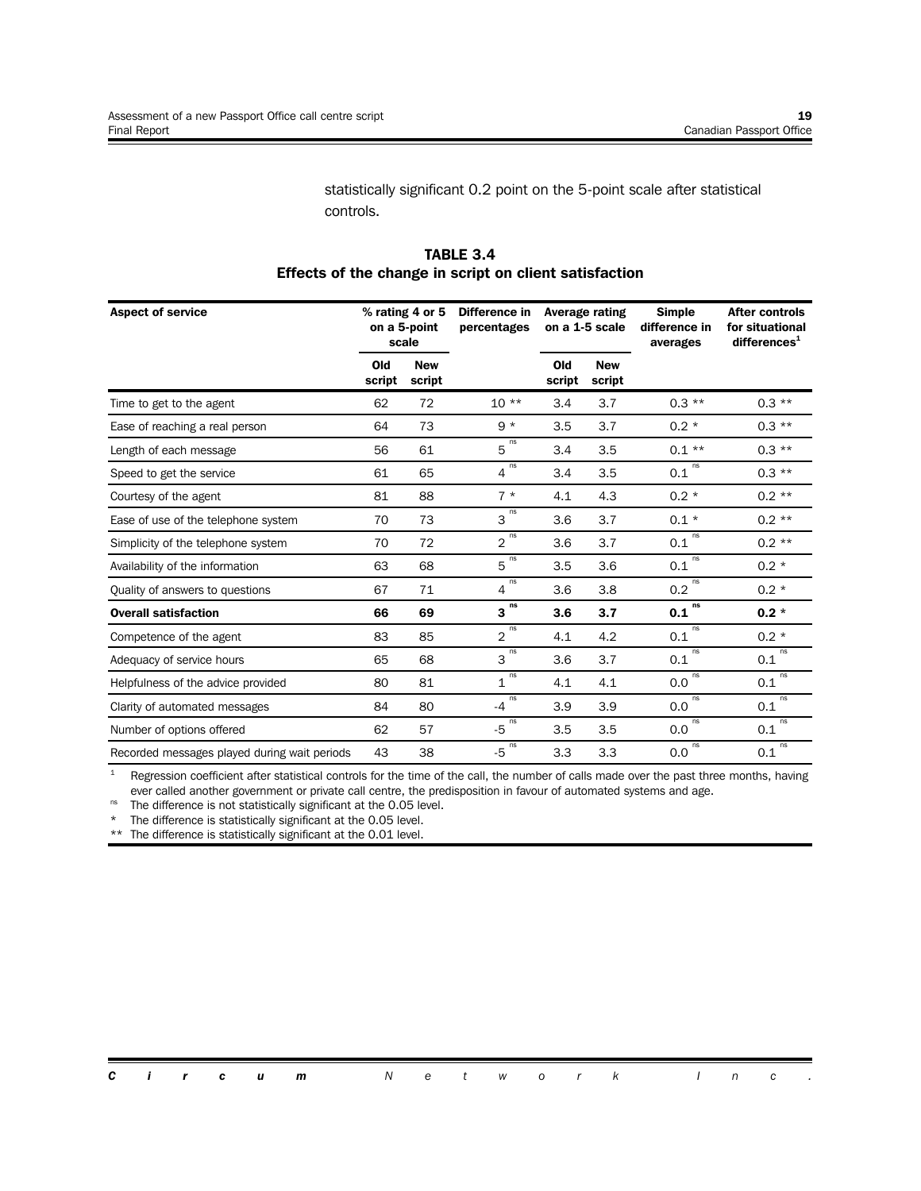statistically significant 0.2 point on the 5-point scale after statistical controls.

**TABLE 3.4**
**Effects of the change in script on client satisfaction**

| Aspect of service | % rating 4 or 5 on a 5-point scale | | Difference in percentages | Average rating on a 1-5 scale | | Simple difference in averages | After controls for situational differences[1] |
|---|---|---|---|---|---|---|---|
| | Old script | New script | | Old script | New script | | |
| Time to get to the agent | 62 | 72 | 10 ** | 3.4 | 3.7 | 0.3 ** | 0.3 ** |
| Ease of reaching a real person | 64 | 73 | 9 * | 3.5 | 3.7 | 0.2 * | 0.3 ** |
| Length of each message | 56 | 61 | 5 ns | 3.4 | 3.5 | 0.1 ** | 0.3 ** |
| Speed to get the service | 61 | 65 | 4 ns | 3.4 | 3.5 | 0.1 ns | 0.3 ** |
| Courtesy of the agent | 81 | 88 | 7 * | 4.1 | 4.3 | 0.2 * | 0.2 ** |
| Ease of use of the telephone system | 70 | 73 | 3 ns | 3.6 | 3.7 | 0.1 * | 0.2 ** |
| Simplicity of the telephone system | 70 | 72 | 2 ns | 3.6 | 3.7 | 0.1 ns | 0.2 ** |
| Availability of the information | 63 | 68 | 5 ns | 3.5 | 3.6 | 0.1 ns | 0.2 * |
| Quality of answers to questions | 67 | 71 | 4 ns | 3.6 | 3.8 | 0.2 ns | 0.2 * |
| **Overall satisfaction** | **66** | **69** | **3 ns** | **3.6** | **3.7** | **0.1 ns** | **0.2 *** |
| Competence of the agent | 83 | 85 | 2 ns | 4.1 | 4.2 | 0.1 ns | 0.2 * |
| Adequacy of service hours | 65 | 68 | 3 ns | 3.6 | 3.7 | 0.1 ns | 0.1 ns |
| Helpfulness of the advice provided | 80 | 81 | 1 ns | 4.1 | 4.1 | 0.0 ns | 0.1 ns |
| Clarity of automated messages | 84 | 80 | -4 ns | 3.9 | 3.9 | 0.0 ns | 0.1 ns |
| Number of options offered | 62 | 57 | -5 ns | 3.5 | 3.5 | 0.0 ns | 0.1 ns |
| Recorded messages played during wait periods | 43 | 38 | -5 ns | 3.3 | 3.3 | 0.0 ns | 0.1 ns |

[1] Regression coefficient after statistical controls for the time of the call, the number of calls made over the past three months, having ever called another government or private call centre, the predisposition in favour of automated systems and age.

ns The difference is not statistically significant at the 0.05 level.

\* The difference is statistically significant at the 0.05 level.

\*\* The difference is statistically significant at the 0.01 level.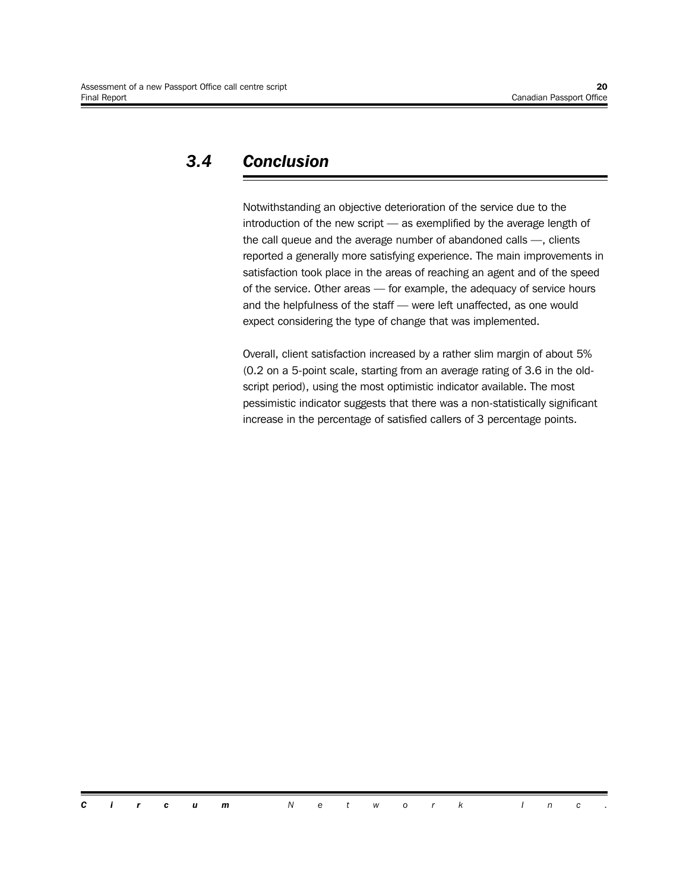## 3.4 Conclusion

Notwithstanding an objective deterioration of the service due to the introduction of the new script — as exemplified by the average length of the call queue and the average number of abandoned calls —, clients reported a generally more satisfying experience. The main improvements in satisfaction took place in the areas of reaching an agent and of the speed of the service. Other areas — for example, the adequacy of service hours and the helpfulness of the staff — were left unaffected, as one would expect considering the type of change that was implemented.

Overall, client satisfaction increased by a rather slim margin of about 5% (0.2 on a 5-point scale, starting from an average rating of 3.6 in the old-script period), using the most optimistic indicator available. The most pessimistic indicator suggests that there was a non-statistically significant increase in the percentage of satisfied callers of 3 percentage points.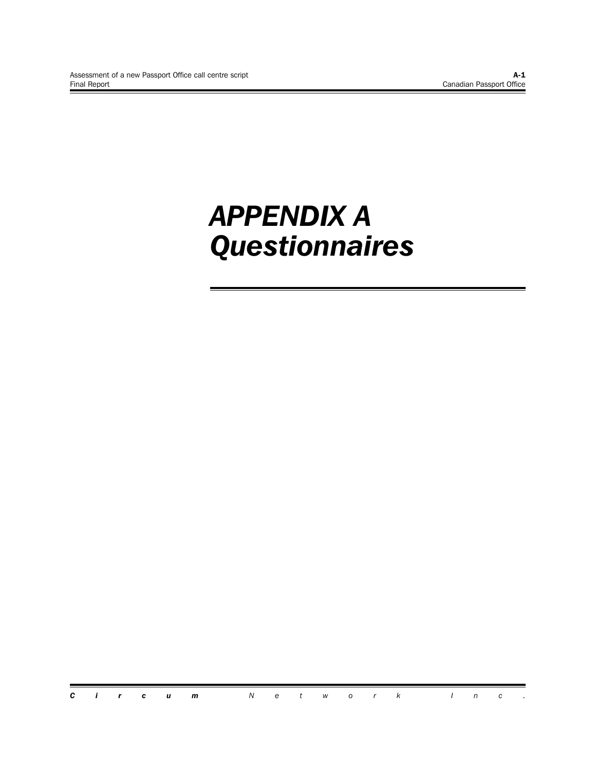# APPENDIX A
# Questionnaires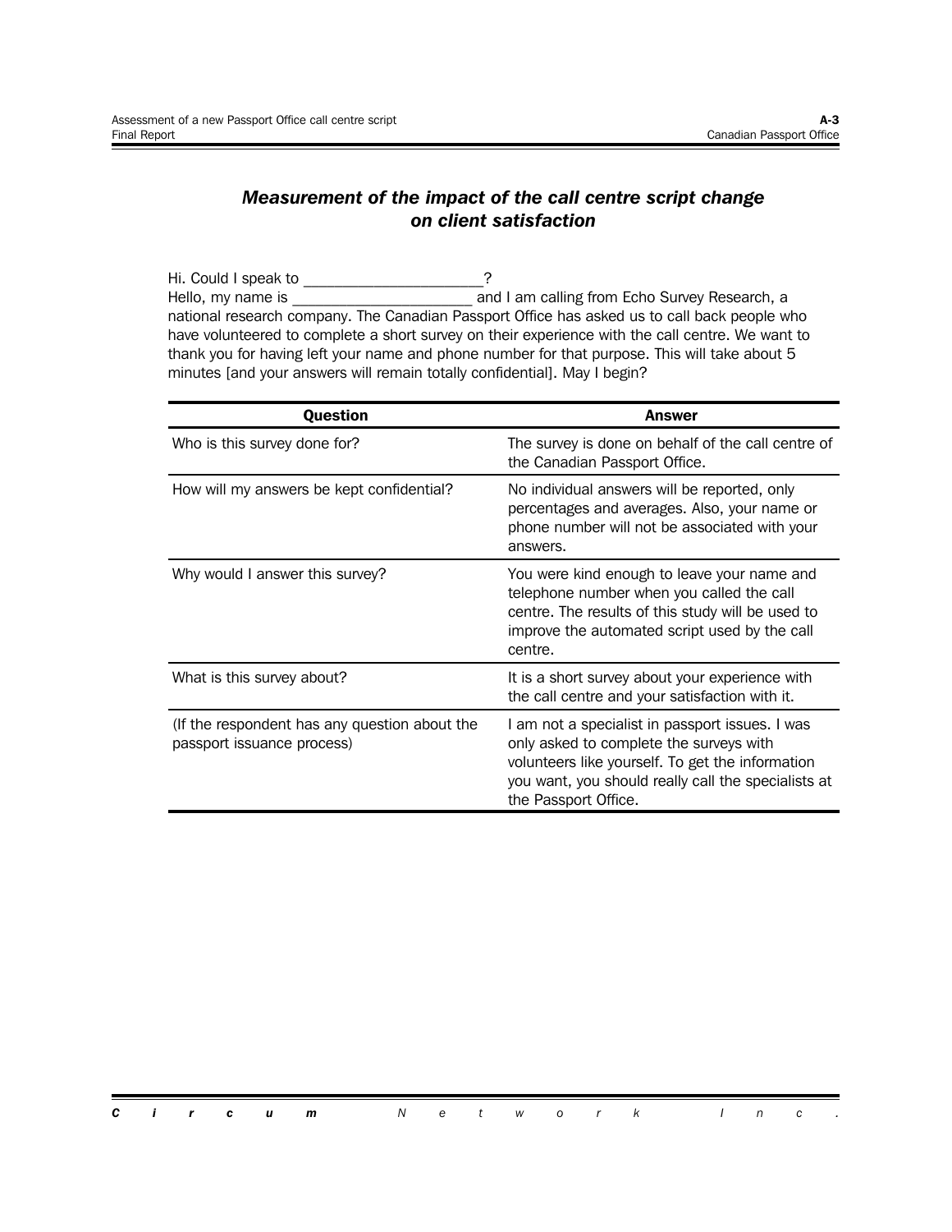## *Measurement of the impact of the call centre script change on client satisfaction*

Hi. Could I speak to ______________________?
Hello, my name is ______________________ and I am calling from Echo Survey Research, a national research company. The Canadian Passport Office has asked us to call back people who have volunteered to complete a short survey on their experience with the call centre. We want to thank you for having left your name and phone number for that purpose. This will take about 5 minutes [and your answers will remain totally confidential]. May I begin?

| Question | Answer |
|---|---|
| Who is this survey done for? | The survey is done on behalf of the call centre of the Canadian Passport Office. |
| How will my answers be kept confidential? | No individual answers will be reported, only percentages and averages. Also, your name or phone number will not be associated with your answers. |
| Why would I answer this survey? | You were kind enough to leave your name and telephone number when you called the call centre. The results of this study will be used to improve the automated script used by the call centre. |
| What is this survey about? | It is a short survey about your experience with the call centre and your satisfaction with it. |
| (If the respondent has any question about the passport issuance process) | I am not a specialist in passport issues. I was only asked to complete the surveys with volunteers like yourself. To get the information you want, you should really call the specialists at the Passport Office. |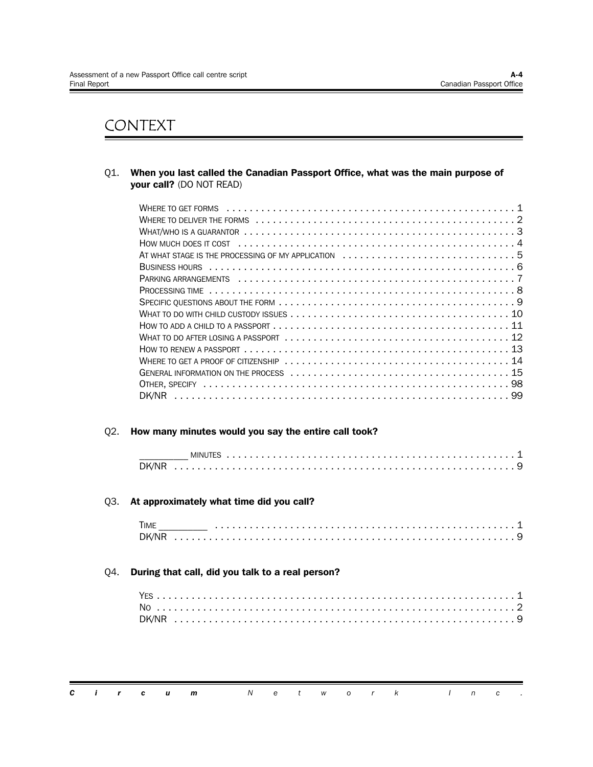# CONTEXT

Q1. **When you last called the Canadian Passport Office, what was the main purpose of your call?** (DO NOT READ)

- WHERE TO GET FORMS . . . . . 1
- WHERE TO DELIVER THE FORMS . . . . . 2
- WHAT/WHO IS A GUARANTOR . . . . . 3
- HOW MUCH DOES IT COST . . . . . 4
- AT WHAT STAGE IS THE PROCESSING OF MY APPLICATION . . . . . 5
- BUSINESS HOURS . . . . . 6
- PARKING ARRANGEMENTS . . . . . 7
- PROCESSING TIME . . . . . 8
- SPECIFIC QUESTIONS ABOUT THE FORM . . . . . 9
- WHAT TO DO WITH CHILD CUSTODY ISSUES . . . . . 10
- HOW TO ADD A CHILD TO A PASSPORT . . . . . 11
- WHAT TO DO AFTER LOSING A PASSPORT . . . . . 12
- HOW TO RENEW A PASSPORT . . . . . 13
- WHERE TO GET A PROOF OF CITIZENSHIP . . . . . 14
- GENERAL INFORMATION ON THE PROCESS . . . . . 15
- OTHER, SPECIFY . . . . . 98
- DK/NR . . . . . 99

Q2. **How many minutes would you say the entire call took?**

- _________ MINUTES . . . . . 1
- DK/NR . . . . . 9

Q3. **At approximately what time did you call?**

- TIME _________ . . . . . 1
- DK/NR . . . . . 9

Q4. **During that call, did you talk to a real person?**

- YES . . . . . 1
- NO . . . . . 2
- DK/NR . . . . . 9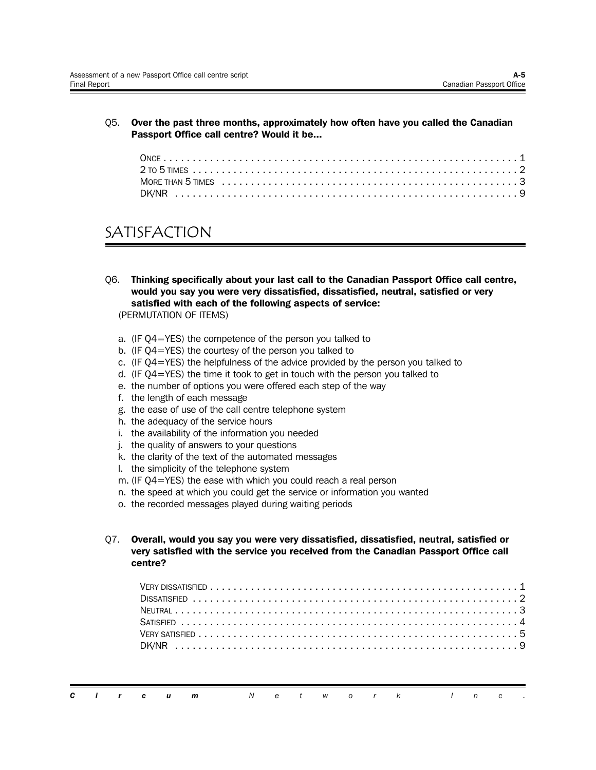Q5. **Over the past three months, approximately how often have you called the Canadian Passport Office call centre? Would it be...**

ONCE . . . . . . . . . . . . . . . . . . . . . . . . . . . . . . . . . . . . . . . . . . . . . . . . . . . . . . . . . . . . 1
2 TO 5 TIMES . . . . . . . . . . . . . . . . . . . . . . . . . . . . . . . . . . . . . . . . . . . . . . . . . . . . . . . 2
MORE THAN 5 TIMES . . . . . . . . . . . . . . . . . . . . . . . . . . . . . . . . . . . . . . . . . . . . . . . . . 3
DK/NR . . . . . . . . . . . . . . . . . . . . . . . . . . . . . . . . . . . . . . . . . . . . . . . . . . . . . . . . . . . . 9

# SATISFACTION

Q6. **Thinking specifically about your last call to the Canadian Passport Office call centre, would you say you were very dissatisfied, dissatisfied, neutral, satisfied or very satisfied with each of the following aspects of service:**
(PERMUTATION OF ITEMS)

a. (IF Q4=YES) the competence of the person you talked to
b. (IF Q4=YES) the courtesy of the person you talked to
c. (IF Q4=YES) the helpfulness of the advice provided by the person you talked to
d. (IF Q4=YES) the time it took to get in touch with the person you talked to
e. the number of options you were offered each step of the way
f. the length of each message
g. the ease of use of the call centre telephone system
h. the adequacy of the service hours
i. the availability of the information you needed
j. the quality of answers to your questions
k. the clarity of the text of the automated messages
l. the simplicity of the telephone system
m. (IF Q4=YES) the ease with which you could reach a real person
n. the speed at which you could get the service or information you wanted
o. the recorded messages played during waiting periods

Q7. **Overall, would you say you were very dissatisfied, dissatisfied, neutral, satisfied or very satisfied with the service you received from the Canadian Passport Office call centre?**

VERY DISSATISFIED . . . . . . . . . . . . . . . . . . . . . . . . . . . . . . . . . . . . . . . . . . . . . . . . . . 1
DISSATISFIED . . . . . . . . . . . . . . . . . . . . . . . . . . . . . . . . . . . . . . . . . . . . . . . . . . . . . . 2
NEUTRAL . . . . . . . . . . . . . . . . . . . . . . . . . . . . . . . . . . . . . . . . . . . . . . . . . . . . . . . . . . 3
SATISFIED . . . . . . . . . . . . . . . . . . . . . . . . . . . . . . . . . . . . . . . . . . . . . . . . . . . . . . . . . 4
VERY SATISFIED . . . . . . . . . . . . . . . . . . . . . . . . . . . . . . . . . . . . . . . . . . . . . . . . . . . . . 5
DK/NR . . . . . . . . . . . . . . . . . . . . . . . . . . . . . . . . . . . . . . . . . . . . . . . . . . . . . . . . . . . . 9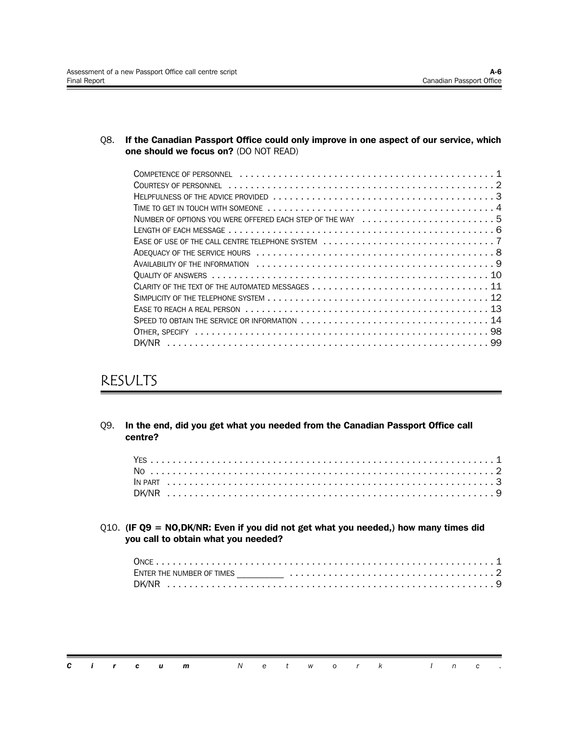Q8. **If the Canadian Passport Office could only improve in one aspect of our service, which one should we focus on?** (DO NOT READ)

| | |
|---|---|
| Competence of personnel | 1 |
| Courtesy of personnel | 2 |
| Helpfulness of the advice provided | 3 |
| Time to get in touch with someone | 4 |
| Number of options you were offered each step of the way | 5 |
| Length of each message | 6 |
| Ease of use of the call centre telephone system | 7 |
| Adequacy of the service hours | 8 |
| Availability of the information | 9 |
| Quality of answers | 10 |
| Clarity of the text of the automated messages | 11 |
| Simplicity of the telephone system | 12 |
| Ease to reach a real person | 13 |
| Speed to obtain the service or information | 14 |
| Other, specify | 98 |
| DK/NR | 99 |

# RESULTS

Q9. **In the end, did you get what you needed from the Canadian Passport Office call centre?**

| | |
|---|---|
| Yes | 1 |
| No | 2 |
| In part | 3 |
| DK/NR | 9 |

Q10. **(IF Q9 = NO,DK/NR: Even if you did not get what you needed,) how many times did you call to obtain what you needed?**

| | |
|---|---|
| Once | 1 |
| Enter the number of times _________ | 2 |
| DK/NR | 9 |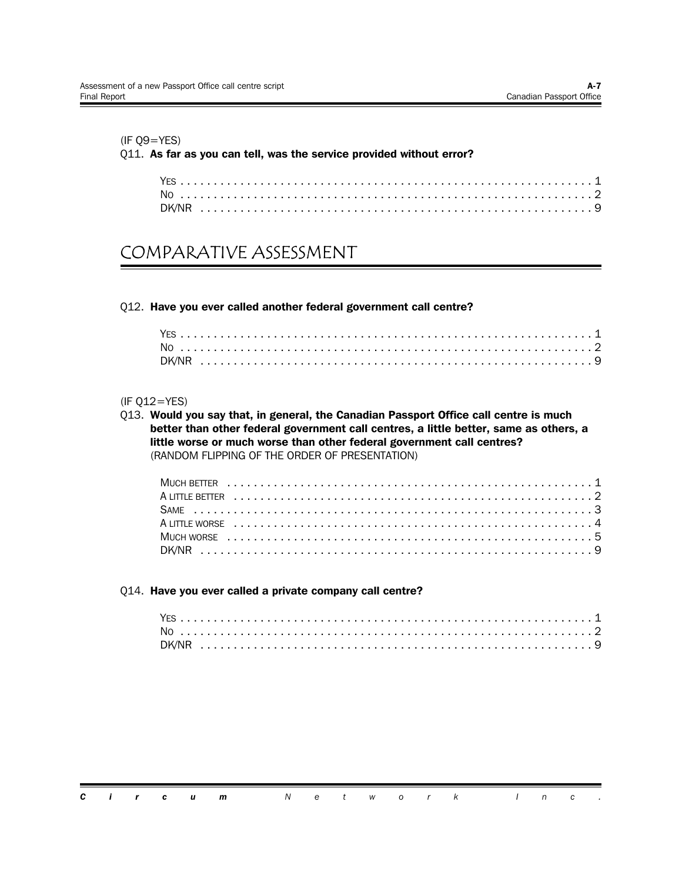(IF Q9=YES)

Q11. **As far as you can tell, was the service provided without error?**

- YES . . . . . . . . . . . . . . . . . . . . . . . . . . . . . . . . . . . . . . . . . . . . . . . . . . . . . . . . . . . . . . 1
- NO . . . . . . . . . . . . . . . . . . . . . . . . . . . . . . . . . . . . . . . . . . . . . . . . . . . . . . . . . . . . . . 2
- DK/NR . . . . . . . . . . . . . . . . . . . . . . . . . . . . . . . . . . . . . . . . . . . . . . . . . . . . . . . . . . . 9

# COMPARATIVE ASSESSMENT

Q12. **Have you ever called another federal government call centre?**

- YES . . . . . . . . . . . . . . . . . . . . . . . . . . . . . . . . . . . . . . . . . . . . . . . . . . . . . . . . . . . . . . 1
- NO . . . . . . . . . . . . . . . . . . . . . . . . . . . . . . . . . . . . . . . . . . . . . . . . . . . . . . . . . . . . . . 2
- DK/NR . . . . . . . . . . . . . . . . . . . . . . . . . . . . . . . . . . . . . . . . . . . . . . . . . . . . . . . . . . . 9

(IF Q12=YES)

Q13. **Would you say that, in general, the Canadian Passport Office call centre is much better than other federal government call centres, a little better, same as others, a little worse or much worse than other federal government call centres?**
(RANDOM FLIPPING OF THE ORDER OF PRESENTATION)

- MUCH BETTER . . . . . . . . . . . . . . . . . . . . . . . . . . . . . . . . . . . . . . . . . . . . . . . . . . . . . 1
- A LITTLE BETTER . . . . . . . . . . . . . . . . . . . . . . . . . . . . . . . . . . . . . . . . . . . . . . . . . . . 2
- SAME . . . . . . . . . . . . . . . . . . . . . . . . . . . . . . . . . . . . . . . . . . . . . . . . . . . . . . . . . . . . 3
- A LITTLE WORSE . . . . . . . . . . . . . . . . . . . . . . . . . . . . . . . . . . . . . . . . . . . . . . . . . . . 4
- MUCH WORSE . . . . . . . . . . . . . . . . . . . . . . . . . . . . . . . . . . . . . . . . . . . . . . . . . . . . . 5
- DK/NR . . . . . . . . . . . . . . . . . . . . . . . . . . . . . . . . . . . . . . . . . . . . . . . . . . . . . . . . . . . 9

Q14. **Have you ever called a private company call centre?**

- YES . . . . . . . . . . . . . . . . . . . . . . . . . . . . . . . . . . . . . . . . . . . . . . . . . . . . . . . . . . . . . . 1
- NO . . . . . . . . . . . . . . . . . . . . . . . . . . . . . . . . . . . . . . . . . . . . . . . . . . . . . . . . . . . . . . 2
- DK/NR . . . . . . . . . . . . . . . . . . . . . . . . . . . . . . . . . . . . . . . . . . . . . . . . . . . . . . . . . . . 9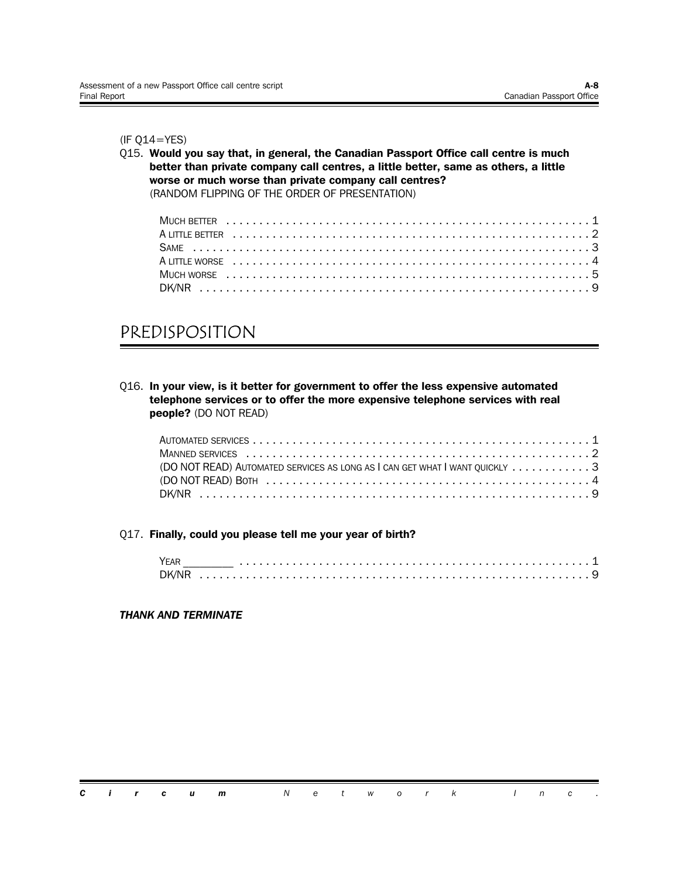(IF Q14=YES)

Q15. **Would you say that, in general, the Canadian Passport Office call centre is much better than private company call centres, a little better, same as others, a little worse or much worse than private company call centres?** (RANDOM FLIPPING OF THE ORDER OF PRESENTATION)

| | |
|---|---|
| MUCH BETTER | 1 |
| A LITTLE BETTER | 2 |
| SAME | 3 |
| A LITTLE WORSE | 4 |
| MUCH WORSE | 5 |
| DK/NR | 9 |

# PREDISPOSITION

Q16. **In your view, is it better for government to offer the less expensive automated telephone services or to offer the more expensive telephone services with real people?** (DO NOT READ)

| | |
|---|---|
| AUTOMATED SERVICES | 1 |
| MANNED SERVICES | 2 |
| (DO NOT READ) AUTOMATED SERVICES AS LONG AS I CAN GET WHAT I WANT QUICKLY | 3 |
| (DO NOT READ) BOTH | 4 |
| DK/NR | 9 |

Q17. **Finally, could you please tell me your year of birth?**

| | |
|---|---|
| YEAR ________ | 1 |
| DK/NR | 9 |

***THANK AND TERMINATE***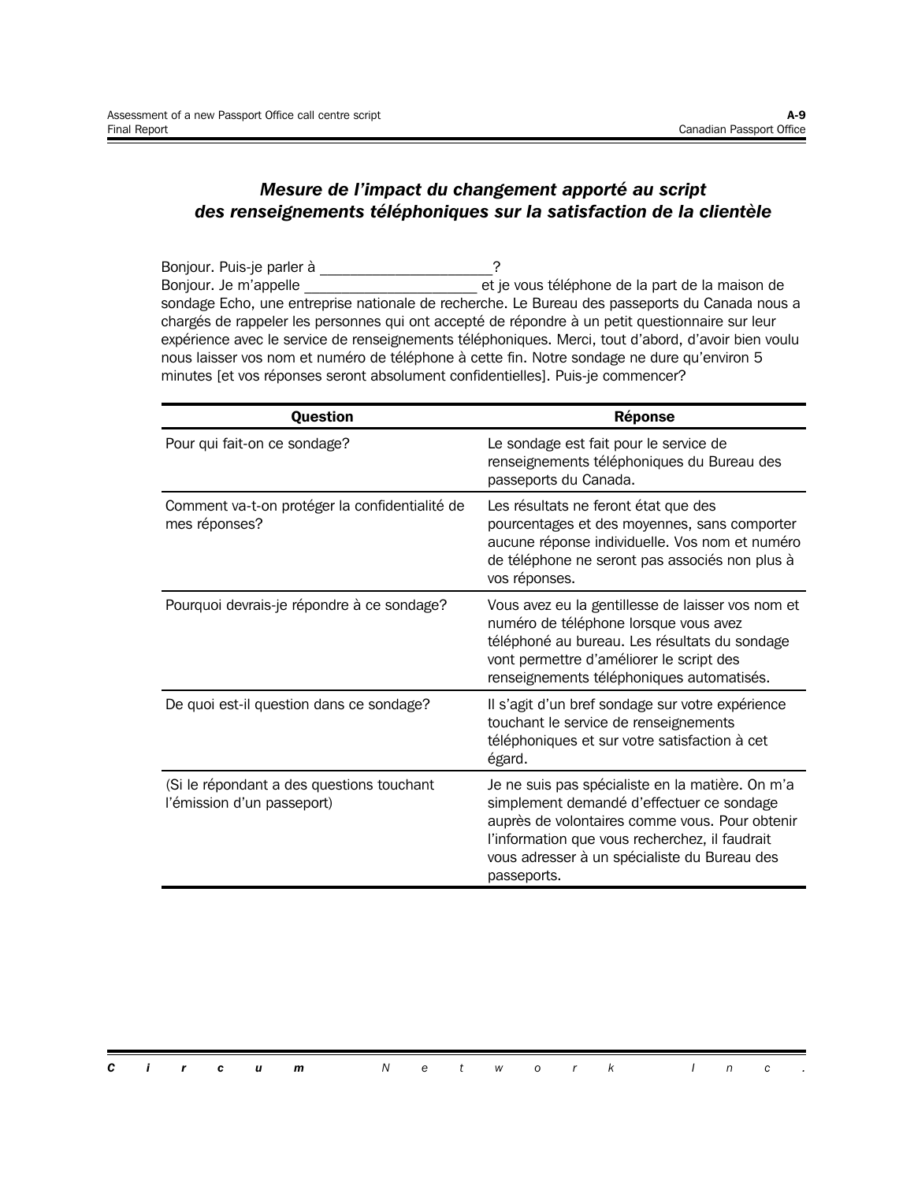## *Mesure de l'impact du changement apporté au script des renseignements téléphoniques sur la satisfaction de la clientèle*

Bonjour. Puis-je parler à _____________________?
Bonjour. Je m'appelle _____________________ et je vous téléphone de la part de la maison de sondage Echo, une entreprise nationale de recherche. Le Bureau des passeports du Canada nous a chargés de rappeler les personnes qui ont accepté de répondre à un petit questionnaire sur leur expérience avec le service de renseignements téléphoniques. Merci, tout d'abord, d'avoir bien voulu nous laisser vos nom et numéro de téléphone à cette fin. Notre sondage ne dure qu'environ 5 minutes [et vos réponses seront absolument confidentielles]. Puis-je commencer?

| Question | Réponse |
|---|---|
| Pour qui fait-on ce sondage? | Le sondage est fait pour le service de renseignements téléphoniques du Bureau des passeports du Canada. |
| Comment va-t-on protéger la confidentialité de mes réponses? | Les résultats ne feront état que des pourcentages et des moyennes, sans comporter aucune réponse individuelle. Vos nom et numéro de téléphone ne seront pas associés non plus à vos réponses. |
| Pourquoi devrais-je répondre à ce sondage? | Vous avez eu la gentillesse de laisser vos nom et numéro de téléphone lorsque vous avez téléphoné au bureau. Les résultats du sondage vont permettre d'améliorer le script des renseignements téléphoniques automatisés. |
| De quoi est-il question dans ce sondage? | Il s'agit d'un bref sondage sur votre expérience touchant le service de renseignements téléphoniques et sur votre satisfaction à cet égard. |
| (Si le répondant a des questions touchant l'émission d'un passeport) | Je ne suis pas spécialiste en la matière. On m'a simplement demandé d'effectuer ce sondage auprès de volontaires comme vous. Pour obtenir l'information que vous recherchez, il faudrait vous adresser à un spécialiste du Bureau des passeports. |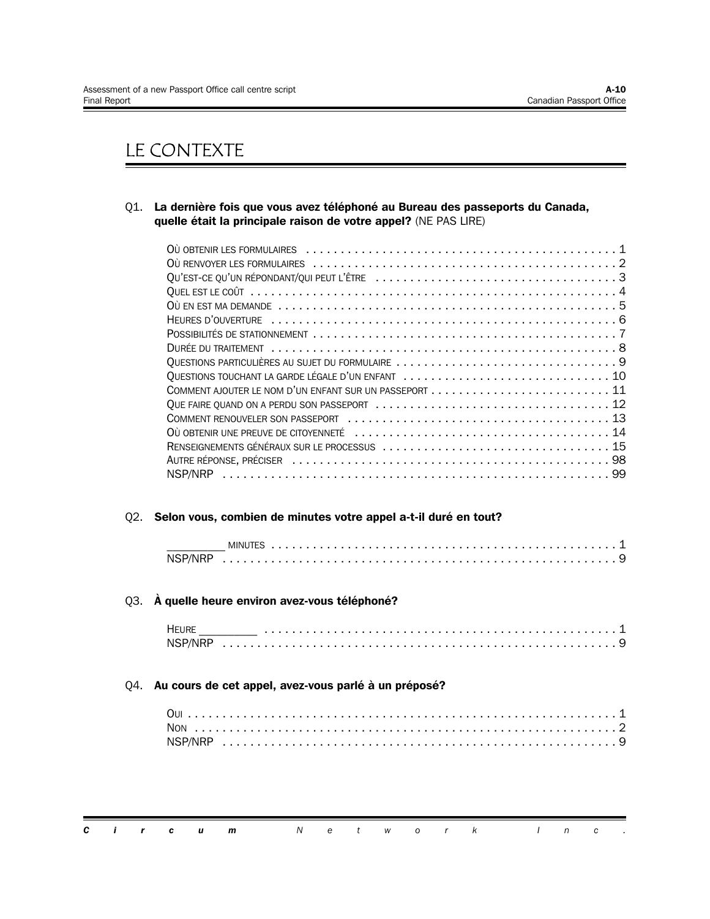# LE CONTEXTE

Q1. **La dernière fois que vous avez téléphoné au Bureau des passeports du Canada, quelle était la principale raison de votre appel?** (NE PAS LIRE)

| | |
|---|---|
| Où obtenir les formulaires | 1 |
| Où renvoyer les formulaires | 2 |
| Qu'est-ce qu'un répondant/qui peut l'être | 3 |
| Quel est le coût | 4 |
| Où en est ma demande | 5 |
| Heures d'ouverture | 6 |
| Possibilités de stationnement | 7 |
| Durée du traitement | 8 |
| Questions particulières au sujet du formulaire | 9 |
| Questions touchant la garde légale d'un enfant | 10 |
| Comment ajouter le nom d'un enfant sur un passeport | 11 |
| Que faire quand on a perdu son passeport | 12 |
| Comment renouveler son passeport | 13 |
| Où obtenir une preuve de citoyenneté | 14 |
| Renseignements généraux sur le processus | 15 |
| Autre réponse, préciser | 98 |
| NSP/NRP | 99 |

Q2. **Selon vous, combien de minutes votre appel a-t-il duré en tout?**

| | |
|---|---|
| _________ minutes | 1 |
| NSP/NRP | 9 |

Q3. **À quelle heure environ avez-vous téléphoné?**

| | |
|---|---|
| Heure _________ | 1 |
| NSP/NRP | 9 |

Q4. **Au cours de cet appel, avez-vous parlé à un préposé?**

| | |
|---|---|
| Oui | 1 |
| Non | 2 |
| NSP/NRP | 9 |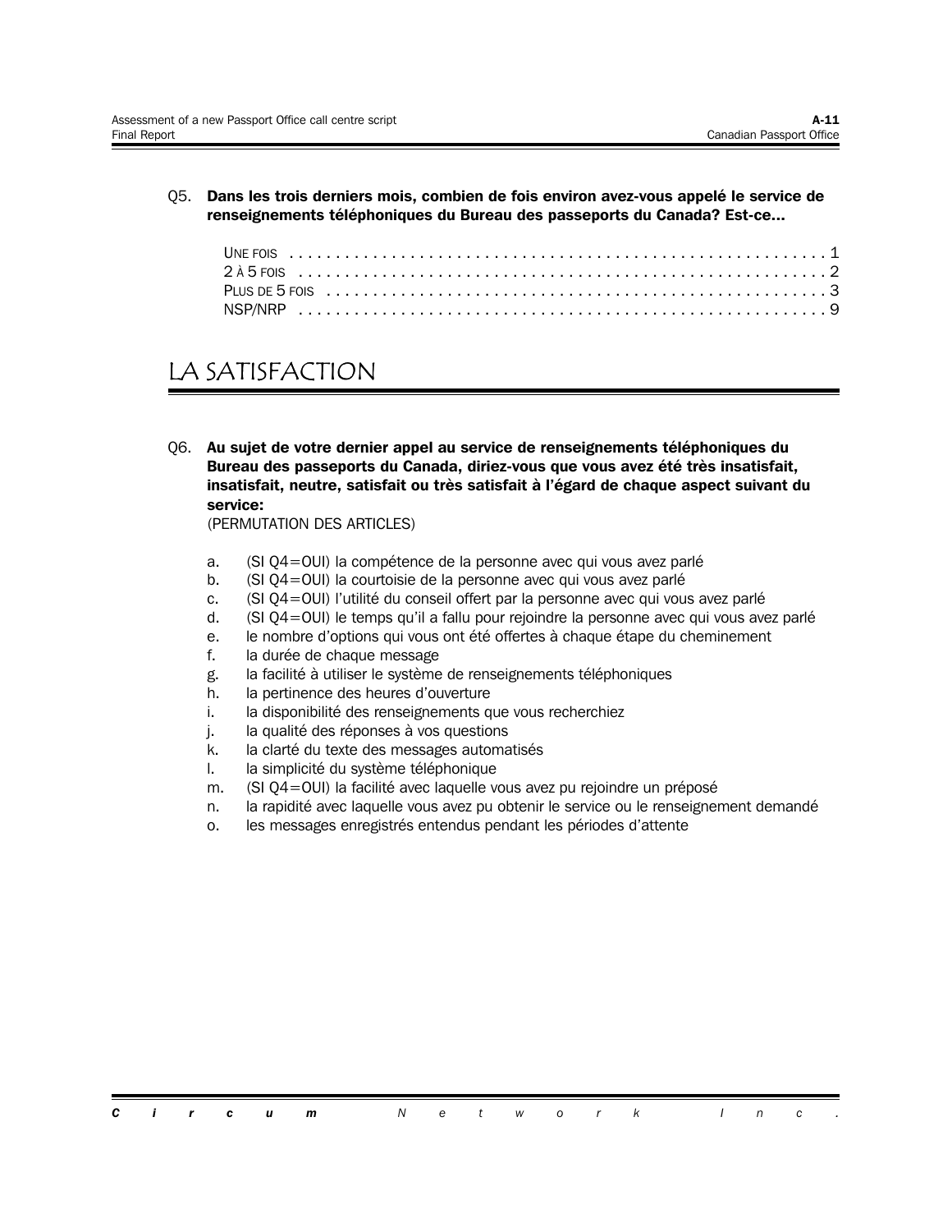Q5. **Dans les trois derniers mois, combien de fois environ avez-vous appelé le service de renseignements téléphoniques du Bureau des passeports du Canada? Est-ce...**

UNE FOIS . . . . . . . . . . . . . . . . . . . . . . . . . . . . . . . . . . . . . . . . . . . . . . . . . . . . . . . . . 1
2 À 5 FOIS . . . . . . . . . . . . . . . . . . . . . . . . . . . . . . . . . . . . . . . . . . . . . . . . . . . . . . . 2
PLUS DE 5 FOIS . . . . . . . . . . . . . . . . . . . . . . . . . . . . . . . . . . . . . . . . . . . . . . . . . . . 3
NSP/NRP . . . . . . . . . . . . . . . . . . . . . . . . . . . . . . . . . . . . . . . . . . . . . . . . . . . . . . . . 9

# LA SATISFACTION

Q6. **Au sujet de votre dernier appel au service de renseignements téléphoniques du Bureau des passeports du Canada, diriez-vous que vous avez été très insatisfait, insatisfait, neutre, satisfait ou très satisfait à l'égard de chaque aspect suivant du service:**
(PERMUTATION DES ARTICLES)

a. (SI Q4=OUI) la compétence de la personne avec qui vous avez parlé
b. (SI Q4=OUI) la courtoisie de la personne avec qui vous avez parlé
c. (SI Q4=OUI) l'utilité du conseil offert par la personne avec qui vous avez parlé
d. (SI Q4=OUI) le temps qu'il a fallu pour rejoindre la personne avec qui vous avez parlé
e. le nombre d'options qui vous ont été offertes à chaque étape du cheminement
f. la durée de chaque message
g. la facilité à utiliser le système de renseignements téléphoniques
h. la pertinence des heures d'ouverture
i. la disponibilité des renseignements que vous recherchiez
j. la qualité des réponses à vos questions
k. la clarté du texte des messages automatisés
l. la simplicité du système téléphonique
m. (SI Q4=OUI) la facilité avec laquelle vous avez pu rejoindre un préposé
n. la rapidité avec laquelle vous avez pu obtenir le service ou le renseignement demandé
o. les messages enregistrés entendus pendant les périodes d'attente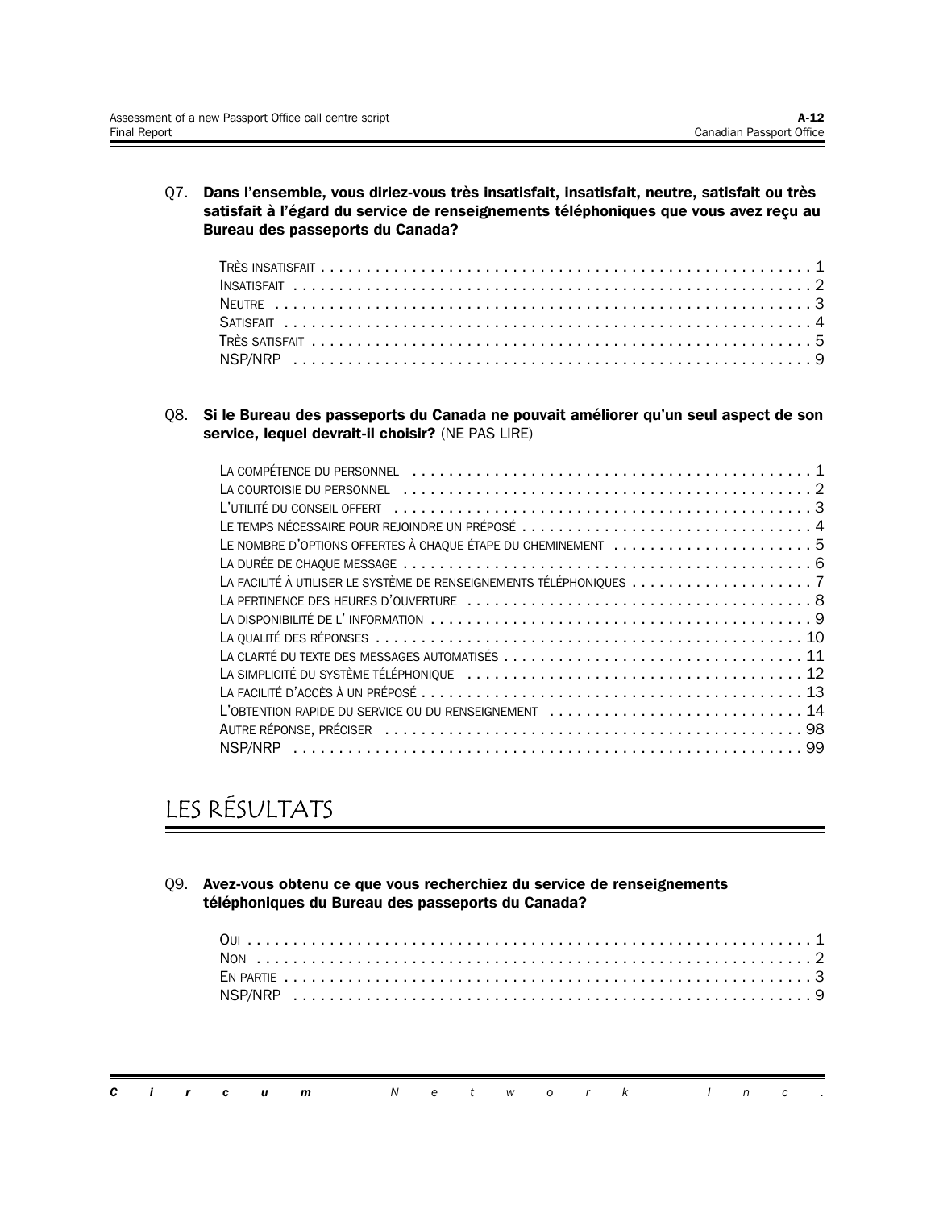Q7. **Dans l'ensemble, vous diriez-vous très insatisfait, insatisfait, neutre, satisfait ou très satisfait à l'égard du service de renseignements téléphoniques que vous avez reçu au Bureau des passeports du Canada?**

Très insatisfait . . . . . . . . . . . . . . . . . . . . . . . . . . . . . . . . . . . . . . . . . . . . . . . . . . . . . . . 1
Insatisfait . . . . . . . . . . . . . . . . . . . . . . . . . . . . . . . . . . . . . . . . . . . . . . . . . . . . . . . . . . . 2
Neutre . . . . . . . . . . . . . . . . . . . . . . . . . . . . . . . . . . . . . . . . . . . . . . . . . . . . . . . . . . . . . 3
Satisfait . . . . . . . . . . . . . . . . . . . . . . . . . . . . . . . . . . . . . . . . . . . . . . . . . . . . . . . . . . . . 4
Très satisfait . . . . . . . . . . . . . . . . . . . . . . . . . . . . . . . . . . . . . . . . . . . . . . . . . . . . . . . . 5
NSP/NRP . . . . . . . . . . . . . . . . . . . . . . . . . . . . . . . . . . . . . . . . . . . . . . . . . . . . . . . . . . . 9

Q8. **Si le Bureau des passeports du Canada ne pouvait améliorer qu'un seul aspect de son service, lequel devrait-il choisir?** (NE PAS LIRE)

La compétence du personnel . . . . . . . . . . . . . . . . . . . . . . . . . . . . . . . . . . . . . . . . . . . . . 1
La courtoisie du personnel . . . . . . . . . . . . . . . . . . . . . . . . . . . . . . . . . . . . . . . . . . . . . . 2
L'utilité du conseil offert . . . . . . . . . . . . . . . . . . . . . . . . . . . . . . . . . . . . . . . . . . . . . . . . 3
Le temps nécessaire pour rejoindre un préposé . . . . . . . . . . . . . . . . . . . . . . . . . . . . . . . . 4
Le nombre d'options offertes à chaque étape du cheminement . . . . . . . . . . . . . . . . . . . . . . 5
La durée de chaque message . . . . . . . . . . . . . . . . . . . . . . . . . . . . . . . . . . . . . . . . . . . . . 6
La facilité à utiliser le système de renseignements téléphoniques . . . . . . . . . . . . . . . . . . . . 7
La pertinence des heures d'ouverture . . . . . . . . . . . . . . . . . . . . . . . . . . . . . . . . . . . . . . . 8
La disponibilité de l' information . . . . . . . . . . . . . . . . . . . . . . . . . . . . . . . . . . . . . . . . . . . 9
La qualité des réponses . . . . . . . . . . . . . . . . . . . . . . . . . . . . . . . . . . . . . . . . . . . . . . . . 10
La clarté du texte des messages automatisés . . . . . . . . . . . . . . . . . . . . . . . . . . . . . . . . . 11
La simplicité du système téléphonique . . . . . . . . . . . . . . . . . . . . . . . . . . . . . . . . . . . . . 12
La facilité d'accès à un préposé . . . . . . . . . . . . . . . . . . . . . . . . . . . . . . . . . . . . . . . . . . 13
L'obtention rapide du service ou du renseignement . . . . . . . . . . . . . . . . . . . . . . . . . . . . . 14
Autre réponse, préciser . . . . . . . . . . . . . . . . . . . . . . . . . . . . . . . . . . . . . . . . . . . . . . . 98
NSP/NRP . . . . . . . . . . . . . . . . . . . . . . . . . . . . . . . . . . . . . . . . . . . . . . . . . . . . . . . . . . 99

# LES RÉSULTATS

Q9. **Avez-vous obtenu ce que vous recherchiez du service de renseignements téléphoniques du Bureau des passeports du Canada?**

Oui . . . . . . . . . . . . . . . . . . . . . . . . . . . . . . . . . . . . . . . . . . . . . . . . . . . . . . . . . . . . . . . 1
Non . . . . . . . . . . . . . . . . . . . . . . . . . . . . . . . . . . . . . . . . . . . . . . . . . . . . . . . . . . . . . . . 2
En partie . . . . . . . . . . . . . . . . . . . . . . . . . . . . . . . . . . . . . . . . . . . . . . . . . . . . . . . . . . . 3
NSP/NRP . . . . . . . . . . . . . . . . . . . . . . . . . . . . . . . . . . . . . . . . . . . . . . . . . . . . . . . . . . . 9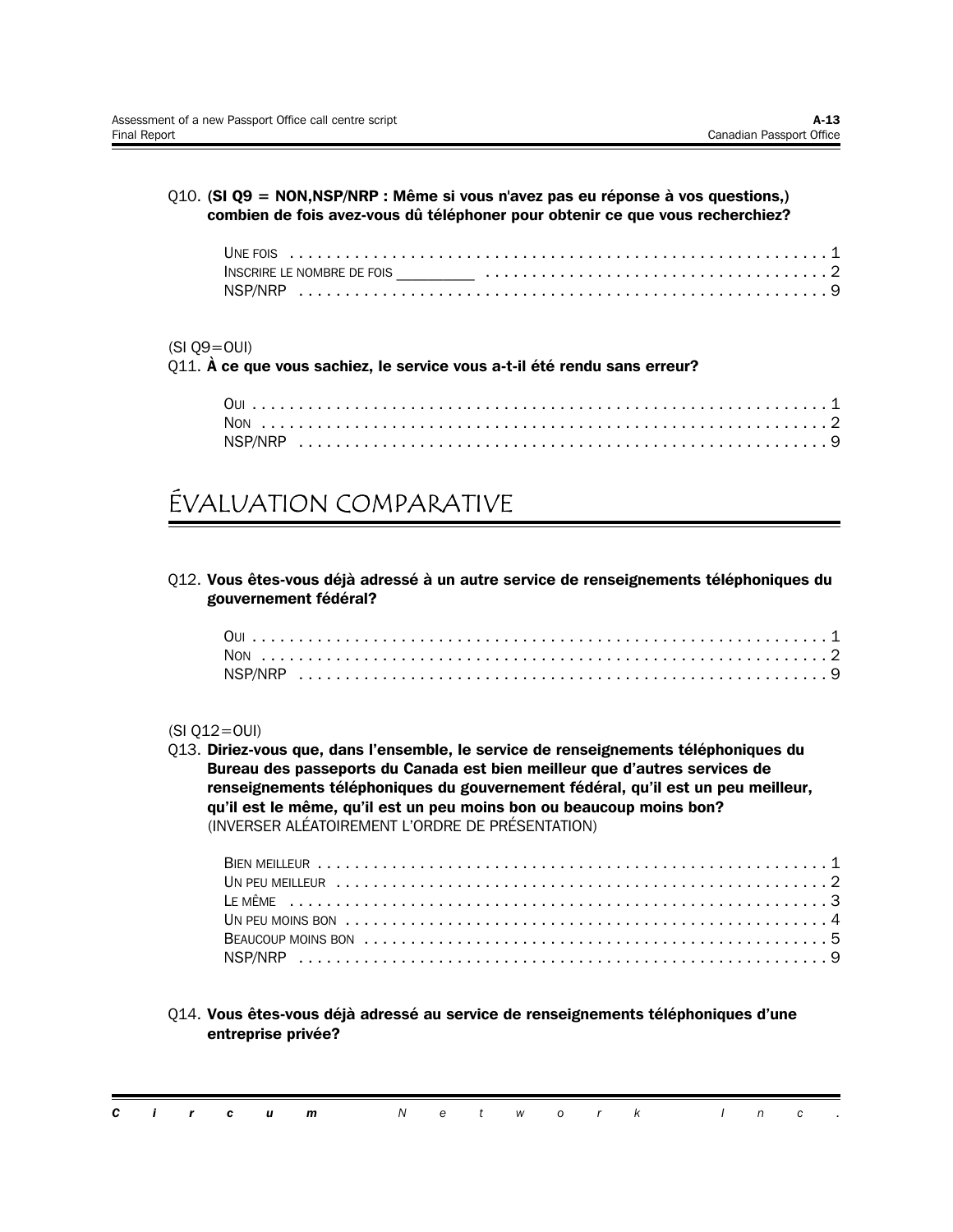Q10. **(SI Q9 = NON,NSP/NRP : Même si vous n'avez pas eu réponse à vos questions,) combien de fois avez-vous dû téléphoner pour obtenir ce que vous recherchiez?**

UNE FOIS . . . . . . . . . . . . . . . . . . . . . . . . . . . . . . . . . . . . . . . . . . . . . . . . . . . . . . . . 1
INSCRIRE LE NOMBRE DE FOIS _________ . . . . . . . . . . . . . . . . . . . . . . . . . . . . . . . . . . . . . 2
NSP/NRP . . . . . . . . . . . . . . . . . . . . . . . . . . . . . . . . . . . . . . . . . . . . . . . . . . . . . . . . 9

(SI Q9=OUI)
Q11. **À ce que vous sachiez, le service vous a-t-il été rendu sans erreur?**

OUI . . . . . . . . . . . . . . . . . . . . . . . . . . . . . . . . . . . . . . . . . . . . . . . . . . . . . . . . . . . . 1
NON . . . . . . . . . . . . . . . . . . . . . . . . . . . . . . . . . . . . . . . . . . . . . . . . . . . . . . . . . . . 2
NSP/NRP . . . . . . . . . . . . . . . . . . . . . . . . . . . . . . . . . . . . . . . . . . . . . . . . . . . . . . . . 9

# ÉVALUATION COMPARATIVE

Q12. **Vous êtes-vous déjà adressé à un autre service de renseignements téléphoniques du gouvernement fédéral?**

OUI . . . . . . . . . . . . . . . . . . . . . . . . . . . . . . . . . . . . . . . . . . . . . . . . . . . . . . . . . . . . 1
NON . . . . . . . . . . . . . . . . . . . . . . . . . . . . . . . . . . . . . . . . . . . . . . . . . . . . . . . . . . . 2
NSP/NRP . . . . . . . . . . . . . . . . . . . . . . . . . . . . . . . . . . . . . . . . . . . . . . . . . . . . . . . . 9

(SI Q12=OUI)
Q13. **Diriez-vous que, dans l'ensemble, le service de renseignements téléphoniques du Bureau des passeports du Canada est bien meilleur que d'autres services de renseignements téléphoniques du gouvernement fédéral, qu'il est un peu meilleur, qu'il est le même, qu'il est un peu moins bon ou beaucoup moins bon?**
(INVERSER ALÉATOIREMENT L'ORDRE DE PRÉSENTATION)

BIEN MEILLEUR . . . . . . . . . . . . . . . . . . . . . . . . . . . . . . . . . . . . . . . . . . . . . . . . . . . . 1
UN PEU MEILLEUR . . . . . . . . . . . . . . . . . . . . . . . . . . . . . . . . . . . . . . . . . . . . . . . . . . 2
LE MÊME . . . . . . . . . . . . . . . . . . . . . . . . . . . . . . . . . . . . . . . . . . . . . . . . . . . . . . . . 3
UN PEU MOINS BON . . . . . . . . . . . . . . . . . . . . . . . . . . . . . . . . . . . . . . . . . . . . . . . . . 4
BEAUCOUP MOINS BON . . . . . . . . . . . . . . . . . . . . . . . . . . . . . . . . . . . . . . . . . . . . . . . 5
NSP/NRP . . . . . . . . . . . . . . . . . . . . . . . . . . . . . . . . . . . . . . . . . . . . . . . . . . . . . . . . 9

Q14. **Vous êtes-vous déjà adressé au service de renseignements téléphoniques d'une entreprise privée?**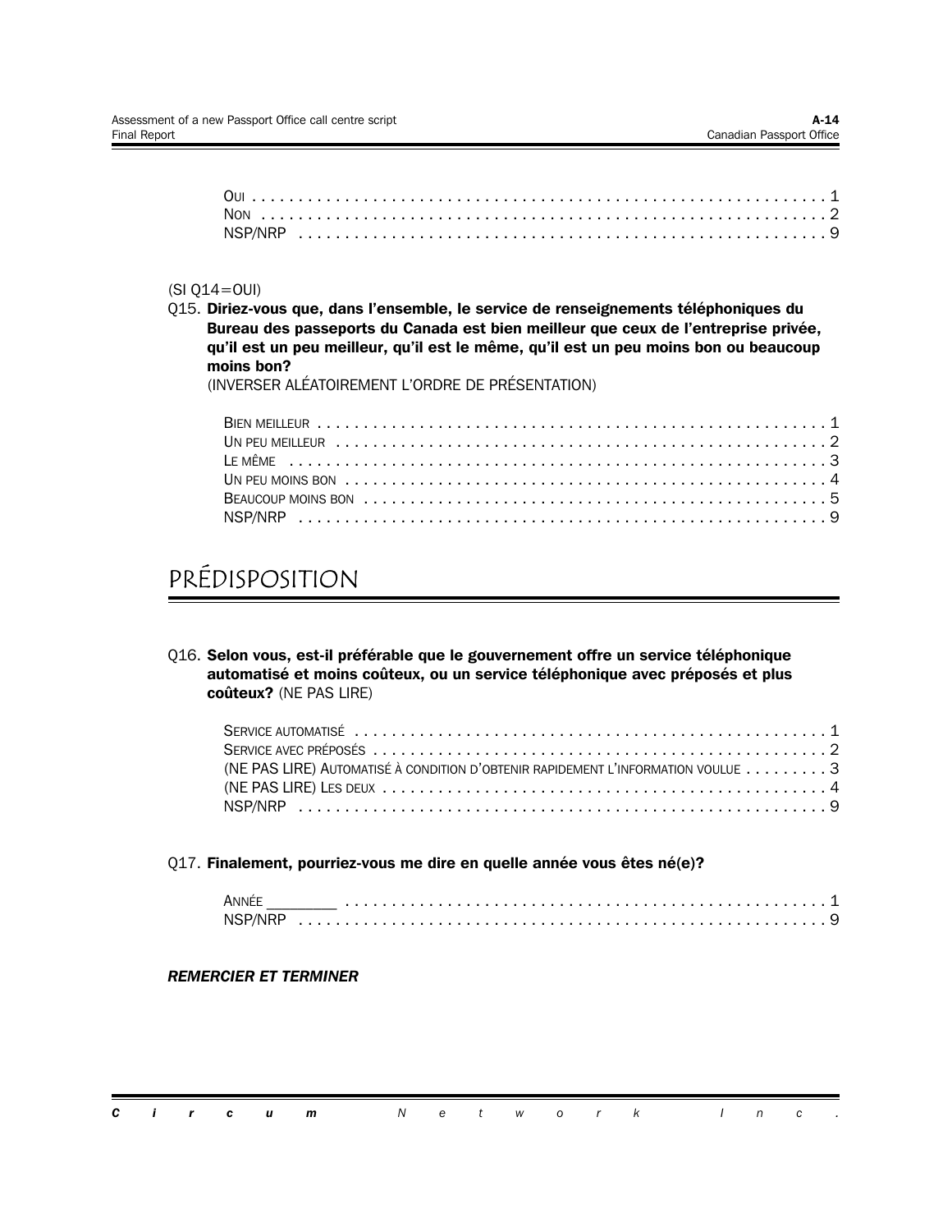Oui . . . . . . . . . . . . . . . . . . . . . . . . . . . . . . . . . . . . . . . . . . . . . . . . . . . . . . . . . . . . 1
Non . . . . . . . . . . . . . . . . . . . . . . . . . . . . . . . . . . . . . . . . . . . . . . . . . . . . . . . . . . . . 2
NSP/NRP . . . . . . . . . . . . . . . . . . . . . . . . . . . . . . . . . . . . . . . . . . . . . . . . . . . . . . . . . 9

(SI Q14=OUI)

Q15. **Diriez-vous que, dans l'ensemble, le service de renseignements téléphoniques du Bureau des passeports du Canada est bien meilleur que ceux de l'entreprise privée, qu'il est un peu meilleur, qu'il est le même, qu'il est un peu moins bon ou beaucoup moins bon?**
(INVERSER ALÉATOIREMENT L'ORDRE DE PRÉSENTATION)

Bien meilleur . . . . . . . . . . . . . . . . . . . . . . . . . . . . . . . . . . . . . . . . . . . . . . . . . . . . . . 1
Un peu meilleur . . . . . . . . . . . . . . . . . . . . . . . . . . . . . . . . . . . . . . . . . . . . . . . . . . . . . 2
Le même . . . . . . . . . . . . . . . . . . . . . . . . . . . . . . . . . . . . . . . . . . . . . . . . . . . . . . . . . 3
Un peu moins bon . . . . . . . . . . . . . . . . . . . . . . . . . . . . . . . . . . . . . . . . . . . . . . . . . . . . 4
Beaucoup moins bon . . . . . . . . . . . . . . . . . . . . . . . . . . . . . . . . . . . . . . . . . . . . . . . . . . 5
NSP/NRP . . . . . . . . . . . . . . . . . . . . . . . . . . . . . . . . . . . . . . . . . . . . . . . . . . . . . . . . . 9

# PRÉDISPOSITION

Q16. **Selon vous, est-il préférable que le gouvernement offre un service téléphonique automatisé et moins coûteux, ou un service téléphonique avec préposés et plus coûteux?** (NE PAS LIRE)

Service automatisé . . . . . . . . . . . . . . . . . . . . . . . . . . . . . . . . . . . . . . . . . . . . . . . . . . . 1
Service avec préposés . . . . . . . . . . . . . . . . . . . . . . . . . . . . . . . . . . . . . . . . . . . . . . . . . 2
(NE PAS LIRE) Automatisé à condition d'obtenir rapidement l'information voulue . . . . . . . . . 3
(NE PAS LIRE) Les deux . . . . . . . . . . . . . . . . . . . . . . . . . . . . . . . . . . . . . . . . . . . . . . . . 4
NSP/NRP . . . . . . . . . . . . . . . . . . . . . . . . . . . . . . . . . . . . . . . . . . . . . . . . . . . . . . . . . 9

Q17. **Finalement, pourriez-vous me dire en quelle année vous êtes né(e)?**

Année ________ . . . . . . . . . . . . . . . . . . . . . . . . . . . . . . . . . . . . . . . . . . . . . . . . . . . . 1
NSP/NRP . . . . . . . . . . . . . . . . . . . . . . . . . . . . . . . . . . . . . . . . . . . . . . . . . . . . . . . . . 9

***REMERCIER ET TERMINER***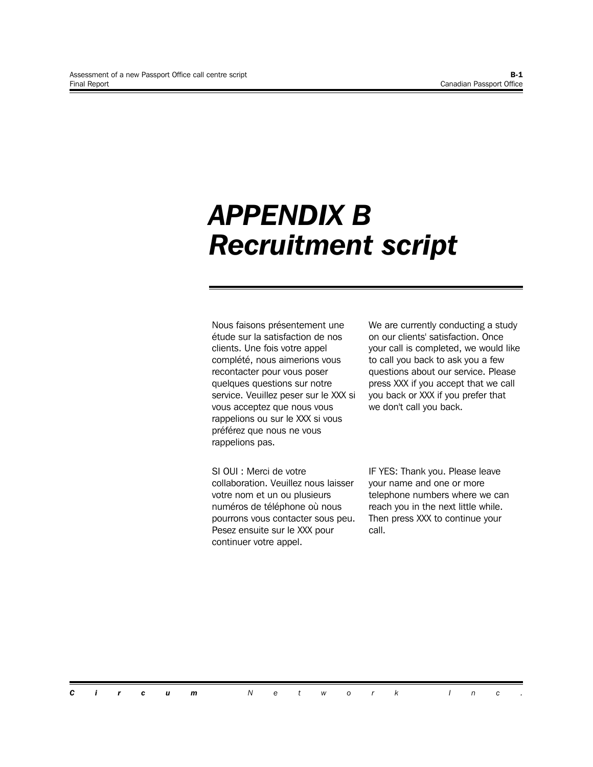# APPENDIX B
# Recruitment script

Nous faisons présentement une étude sur la satisfaction de nos clients. Une fois votre appel complété, nous aimerions vous recontacter pour vous poser quelques questions sur notre service. Veuillez peser sur le XXX si vous acceptez que nous vous rappelions ou sur le XXX si vous préférez que nous ne vous rappelions pas.

We are currently conducting a study on our clients' satisfaction. Once your call is completed, we would like to call you back to ask you a few questions about our service. Please press XXX if you accept that we call you back or XXX if you prefer that we don't call you back.

SI OUI : Merci de votre collaboration. Veuillez nous laisser votre nom et un ou plusieurs numéros de téléphone où nous pourrons vous contacter sous peu. Pesez ensuite sur le XXX pour continuer votre appel.

IF YES: Thank you. Please leave your name and one or more telephone numbers where we can reach you in the next little while. Then press XXX to continue your call.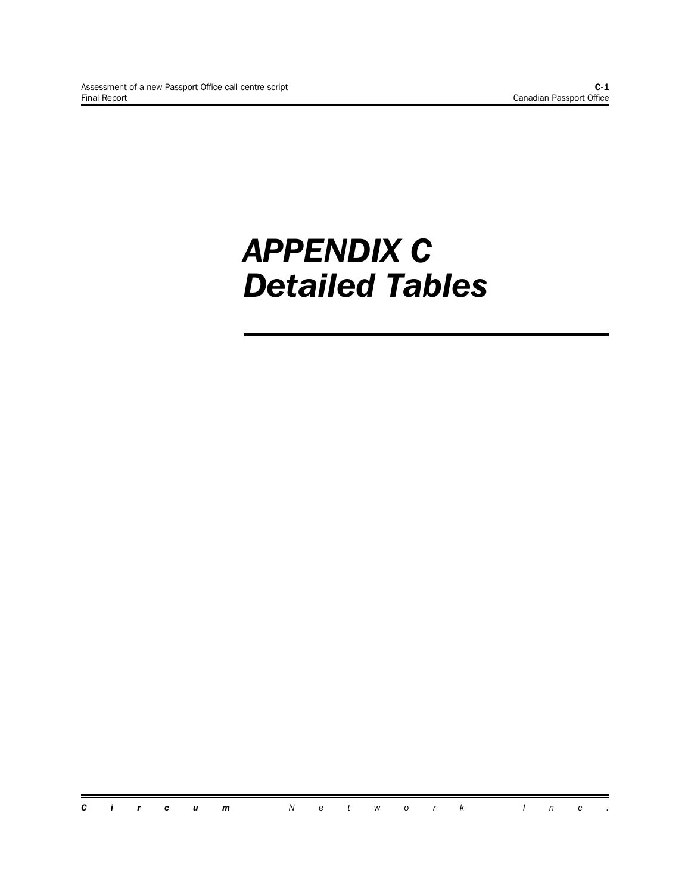# APPENDIX C
# Detailed Tables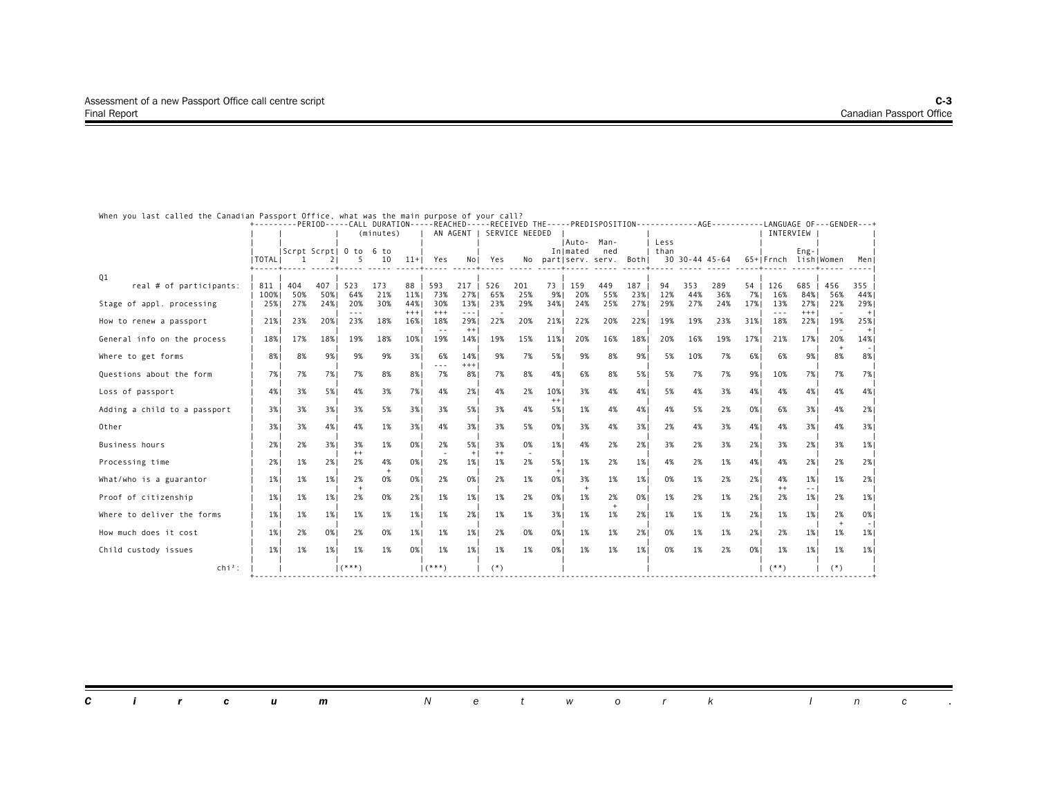When you last called the Canadian Passport Office, what was the main purpose of your call?

| | TOTAL | PERIOD: Scrpt 1 | PERIOD: Scrpt 2 | CALL DURATION (minutes): 0 to 5 | 6 to 10 | 11+ | REACHED AN AGENT: Yes | No | RECEIVED THE SERVICE NEEDED: Yes | No | In part | PREDISPOSITION: Automated serv. | Manned serv. | Both | AGE: Less than 30 | 30-44 | 45-64 | 65+ | LANGUAGE OF INTERVIEW: Frnch | English | GENDER: Women | Men |
|---|---|---|---|---|---|---|---|---|---|---|---|---|---|---|---|---|---|---|---|---|---|---|
| Q1 real # of participants: | 811 | 404 | 407 | 523 | 173 | 88 | 593 | 217 | 526 | 201 | 73 | 159 | 449 | 187 | 94 | 353 | 289 | 54 | 126 | 685 | 456 | 355 |
| | 100% | 50% | 50% | 64% | 21% | 11% | 73% | 27% | 65% | 25% | 9% | 20% | 55% | 23% | 12% | 44% | 36% | 7% | 16% | 84% | 56% | 44% |
| Stage of appl. processing | 25% | 27% | 24% | 20% --- | 30% | 44% +++ | 30% +++ | 13% --- | 23% - | 29% | 34% | 24% | 25% | 27% | 29% | 27% | 24% | 17% | 13% --- | 27% +++ | 22% - | 29% + |
| How to renew a passport | 21% | 23% | 20% | 23% | 18% | 16% | 18% -- | 29% ++ | 22% | 20% | 21% | 22% | 20% | 22% | 19% | 19% | 23% | 31% | 18% | 22% | 19% - | 25% + |
| General info on the process | 18% | 17% | 18% | 19% | 18% | 10% | 19% | 14% | 19% | 15% | 11% | 20% | 16% | 18% | 20% | 16% | 19% | 17% | 21% | 17% | 20% + | 14% - |
| Where to get forms | 8% | 8% | 9% | 9% | 9% | 3% | 6% --- | 14% +++ | 9% | 7% | 5% | 9% | 8% | 9% | 5% | 10% | 7% | 6% | 6% | 9% | 8% | 8% |
| Questions about the form | 7% | 7% | 7% | 7% | 8% | 8% | 7% | 8% | 7% | 8% | 4% | 6% | 8% | 5% | 5% | 7% | 7% | 9% | 10% | 7% | 7% | 7% |
| Loss of passport | 4% | 3% | 5% | 4% | 3% | 7% | 4% | 2% | 4% | 2% | 10% ++ | 3% | 4% | 4% | 5% | 4% | 3% | 4% | 4% | 4% | 4% | 4% |
| Adding a child to a passport | 3% | 3% | 3% | 3% | 5% | 3% | 3% | 5% | 3% | 4% | 5% | 1% | 4% | 4% | 4% | 5% | 2% | 0% | 6% | 3% | 4% | 2% |
| Other | 3% | 3% | 4% | 4% | 1% | 3% | 4% | 3% | 3% | 5% | 0% | 3% | 4% | 3% | 2% | 4% | 3% | 4% | 4% | 3% | 4% | 3% |
| Business hours | 2% | 2% | 3% | 3% ++ | 1% | 0% | 2% - | 5% + | 3% ++ | 0% - | 1% | 4% | 2% | 2% | 3% | 2% | 3% | 2% | 3% | 2% | 3% | 1% |
| Processing time | 2% | 1% | 2% | 2% | 4% + | 0% | 2% | 1% | 1% | 2% | 5% + | 1% | 2% | 1% | 4% | 2% | 1% | 4% | 4% | 2% | 2% | 2% |
| What/who is a guarantor | 1% | 1% | 1% | 2% + | 0% | 0% | 2% | 0% | 2% | 1% | 0% | 3% + | 1% | 1% | 0% | 1% | 2% | 2% | 4% ++ | 1% -- | 1% | 2% |
| Proof of citizenship | 1% | 1% | 1% | 2% | 0% | 2% | 1% | 1% | 1% | 2% | 0% | 1% | 2% + | 0% | 1% | 2% | 1% | 2% | 2% | 1% | 2% | 1% |
| Where to deliver the forms | 1% | 1% | 1% | 1% | 1% | 1% | 1% | 2% | 1% | 1% | 3% | 1% | 1% | 2% | 1% | 1% | 1% | 2% | 1% | 1% | 2% + | 0% - |
| How much does it cost | 1% | 2% | 0% | 2% | 0% | 1% | 1% | 1% | 2% | 0% | 0% | 1% | 1% | 2% | 0% | 1% | 1% | 2% | 2% | 1% | 1% | 1% |
| Child custody issues | 1% | 1% | 1% | 1% | 1% | 0% | 1% | 1% | 1% | 1% | 0% | 1% | 1% | 1% | 0% | 1% | 2% | 0% | 1% | 1% | 1% | 1% |
| chi²: | | | | (***) | | | (***) | | (*) | | | | | | | | | | (**) | | (*) | |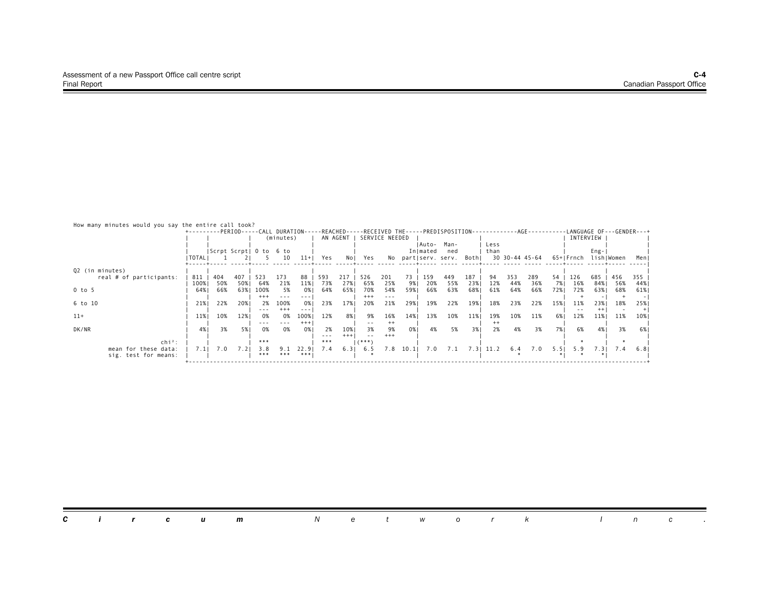How many minutes would you say the entire call took?

| | TOTAL | PERIOD Scrpt 1 | PERIOD Scrpt 2 | CALL DURATION (minutes) 0 to 5 | CALL DURATION (minutes) 6 to 10 | CALL DURATION (minutes) 11+ | REACHED AN AGENT Yes | REACHED AN AGENT No | RECEIVED THE SERVICE NEEDED Yes | RECEIVED THE SERVICE NEEDED No | RECEIVED THE SERVICE NEEDED In part | PREDISPOSITION Automated serv. | PREDISPOSITION Manned serv. | PREDISPOSITION Both | AGE Less than 30 | AGE 30-44 | AGE 45-64 | AGE 65+ | LANGUAGE OF INTERVIEW Frnch | LANGUAGE OF INTERVIEW English | GENDER Women | GENDER Men |
|---|---|---|---|---|---|---|---|---|---|---|---|---|---|---|---|---|---|---|---|---|---|---|
| Q2 (in minutes) real # of participants: | 811 | 404 | 407 | 523 | 173 | 88 | 593 | 217 | 526 | 201 | 73 | 159 | 449 | 187 | 94 | 353 | 289 | 54 | 126 | 685 | 456 | 355 |
| | 100% | 50% | 50% | 64% | 21% | 11% | 73% | 27% | 65% | 25% | 9% | 20% | 55% | 23% | 12% | 44% | 36% | 7% | 16% | 84% | 56% | 44% |
| 0 to 5 | 64% | 66% | 63% | 100% | 5% | 0% | 64% | 65% | 70% | 54% | 59% | 66% | 63% | 68% | 61% | 64% | 66% | 72% | 72% | 63% | 68% | 61% |
| | | | | +++ | --- | --- | | | +++ | --- | | | | | | | | | + | - | + | - |
| 6 to 10 | 21% | 22% | 20% | 2% | 100% | 0% | 23% | 17% | 20% | 21% | 29% | 19% | 22% | 19% | 18% | 23% | 22% | 15% | 11% | 23% | 18% | 25% |
| | | | | --- | +++ | --- | | | | | | | | | | | | | -- | ++ | - | + |
| 11+ | 11% | 10% | 12% | 0% | 0% | 100% | 12% | 8% | 9% | 16% | 14% | 13% | 10% | 11% | 19% | 10% | 11% | 6% | 12% | 11% | 11% | 10% |
| | | | | --- | --- | +++ | | | -- | ++ | | | | | ++ | | | | | | | |
| DK/NR | 4% | 3% | 5% | 0% | 0% | 0% | 2% | 10% | 3% | 9% | 0% | 4% | 5% | 3% | 2% | 4% | 3% | 7% | 6% | 4% | 3% | 6% |
| | | | | | | | --- | +++ | -- | +++ | | | | | | | | | | | | |
| chi²: | | | | *** | | | *** | | (***) | | | | | | | | | | * | | * | |
| mean for these data: | 7.1 | 7.0 | 7.2 | 3.8 | 9.1 | 22.9 | 7.4 | 6.3 | 6.5 | 7.8 | 10.1 | 7.0 | 7.1 | 7.3 | 11.2 | 6.4 | 7.0 | 5.5 | 5.9 | 7.3 | 7.4 | 6.8 |
| sig. test for means: | | | | *** | *** | *** | | | * | | | | | | | * | | * | * | * | | |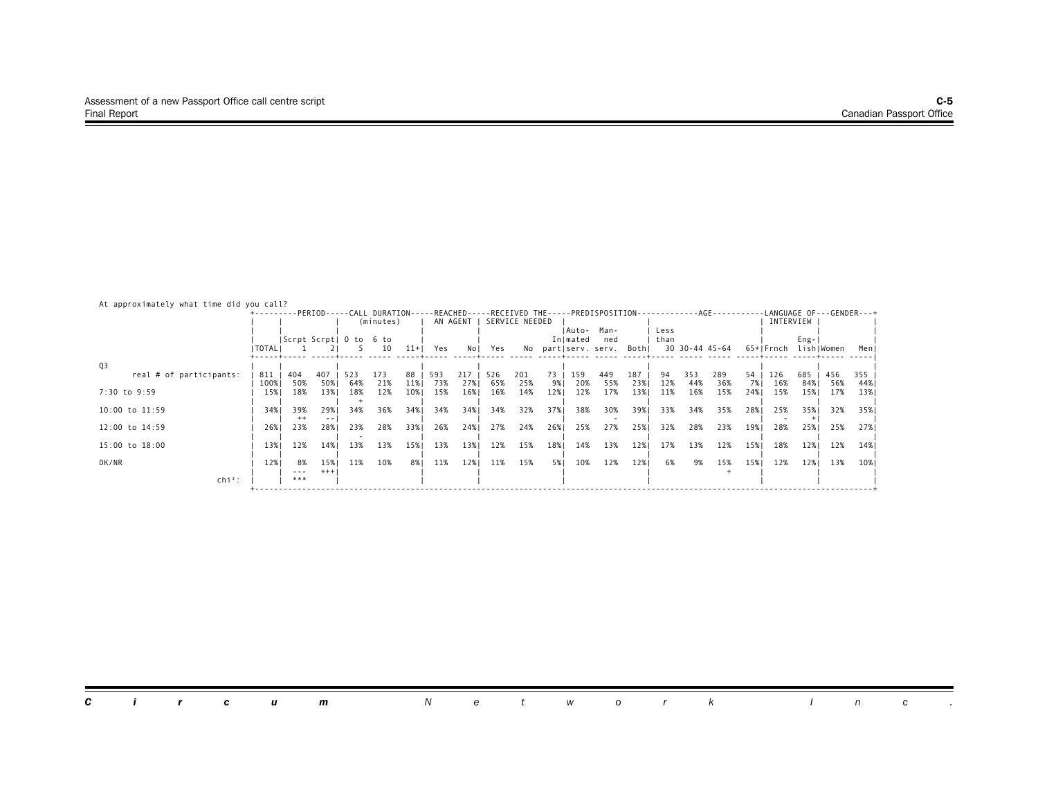At approximately what time did you call?

| | TOTAL | PERIOD: Scrpt 1 | Scrpt 2 | CALL DURATION (minutes): 0 to 5 | 6 to 10 | 11+ | REACHED AN AGENT: Yes | No | RECEIVED THE SERVICE NEEDED: Yes | No | In part | PREDISPOSITION: Automated serv. | Manned serv. | Both | AGE: Less than 30 | 30-44 | 45-64 | 65+ | LANGUAGE OF INTERVIEW: Frnch | English | GENDER: Women | Men |
|---|---|---|---|---|---|---|---|---|---|---|---|---|---|---|---|---|---|---|---|---|---|---|
| Q3 real # of participants: | 811 | 404 | 407 | 523 | 173 | 88 | 593 | 217 | 526 | 201 | 73 | 159 | 449 | 187 | 94 | 353 | 289 | 54 | 126 | 685 | 456 | 355 |
| | 100% | 50% | 50% | 64% | 21% | 11% | 73% | 27% | 65% | 25% | 9% | 20% | 55% | 23% | 12% | 44% | 36% | 7% | 16% | 84% | 56% | 44% |
| 7:30 to 9:59 | 15% | 18% | 13% | 18% + | 12% | 10% | 15% | 16% | 16% | 14% | 12% | 12% | 17% | 13% | 11% | 16% | 15% | 24% | 15% | 15% | 17% | 13% |
| 10:00 to 11:59 | 34% | 39% ++ | 29% -- | 34% | 36% | 34% | 34% | 34% | 34% | 32% | 37% | 38% | 30% - | 39% | 33% | 34% | 35% | 28% | 25% - | 35% + | 32% | 35% |
| 12:00 to 14:59 | 26% | 23% | 28% | 23% - | 28% | 33% | 26% | 24% | 27% | 24% | 26% | 25% | 27% | 25% | 32% | 28% | 23% | 19% | 28% | 25% | 25% | 27% |
| 15:00 to 18:00 | 13% | 12% | 14% | 13% | 13% | 15% | 13% | 13% | 12% | 15% | 18% | 14% | 13% | 12% | 17% | 13% | 12% | 15% | 18% | 12% | 12% | 14% |
| DK/NR | 12% | 8% --- | 15% +++ | 11% | 10% | 8% | 11% | 12% | 11% | 15% | 5% | 10% | 12% | 12% | 6% | 9% | 15% + | 15% | 12% | 12% | 13% | 10% |
| chi²: | | *** | | | | | | | | | | | | | | | | | | | | |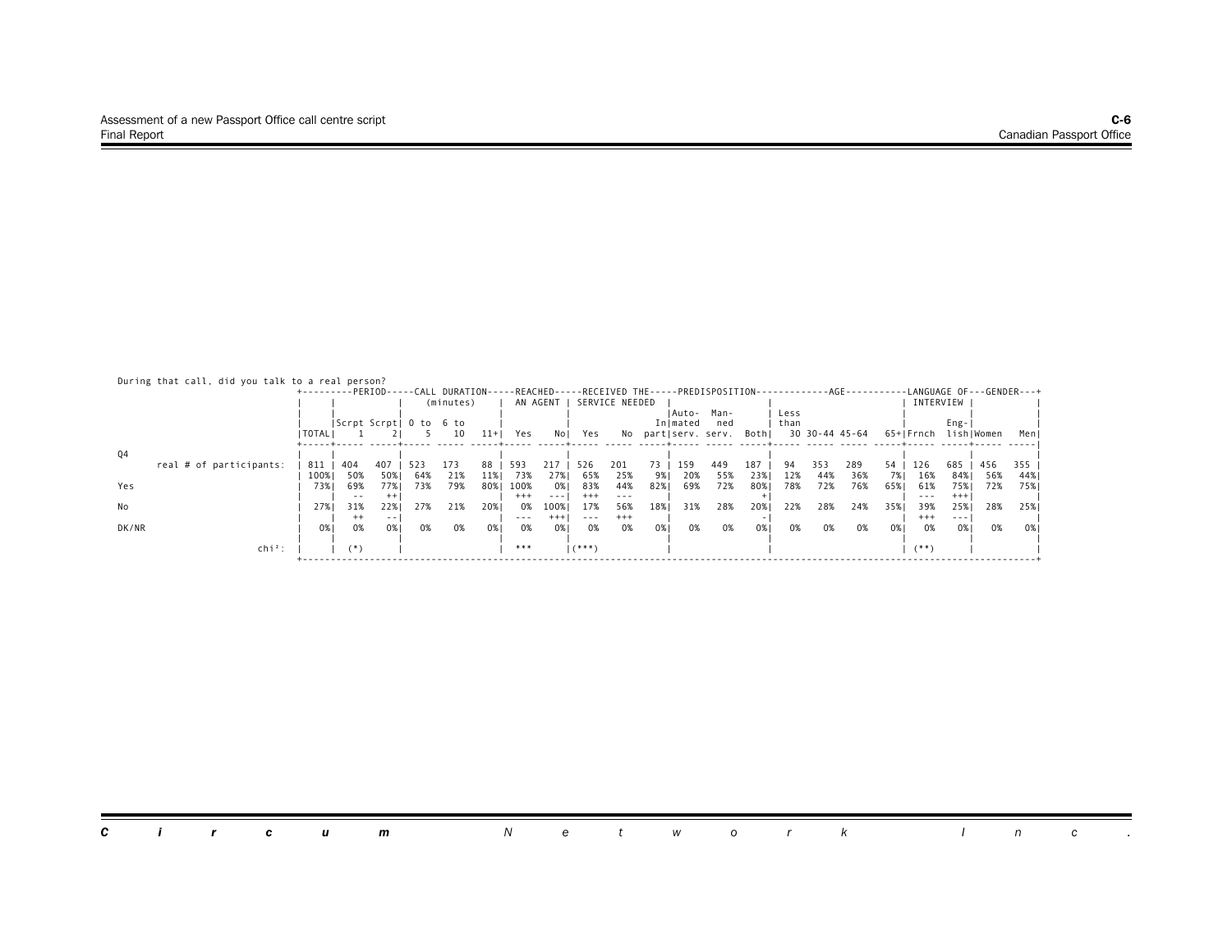During that call, did you talk to a real person?

| Q4 | TOTAL | PERIOD: Scrpt 1 | PERIOD: Scrpt 2 | CALL DURATION (minutes): 0 to 5 | CALL DURATION (minutes): 6 to 10 | CALL DURATION (minutes): 11+ | REACHED AN AGENT: Yes | REACHED AN AGENT: No | RECEIVED THE SERVICE NEEDED: Yes | RECEIVED THE SERVICE NEEDED: No | RECEIVED THE SERVICE NEEDED: In part | PREDISPOSITION: Automated serv. | PREDISPOSITION: Manned serv. | PREDISPOSITION: Both | AGE: Less than 30 | AGE: 30-44 | AGE: 45-64 | AGE: 65+ | LANGUAGE OF INTERVIEW: Frnch | LANGUAGE OF INTERVIEW: English | GENDER: Women | GENDER: Men |
|---|---|---|---|---|---|---|---|---|---|---|---|---|---|---|---|---|---|---|---|---|---|---|
| real # of participants: | 811 | 404 | 407 | 523 | 173 | 88 | 593 | 217 | 526 | 201 | 73 | 159 | 449 | 187 | 94 | 353 | 289 | 54 | 126 | 685 | 456 | 355 |
| | 100% | 50% | 50% | 64% | 21% | 11% | 73% | 27% | 65% | 25% | 9% | 20% | 55% | 23% | 12% | 44% | 36% | 7% | 16% | 84% | 56% | 44% |
| Yes | 73% | 69% | 77% | 73% | 79% | 80% | 100% | 0% | 83% | 44% | 82% | 69% | 72% | 80% | 78% | 72% | 76% | 65% | 61% | 75% | 72% | 75% |
| | | -- | ++ | | | | +++ | --- | +++ | --- | | | | + | | | | | --- | +++ | | |
| No | 27% | 31% | 22% | 27% | 21% | 20% | 0% | 100% | 17% | 56% | 18% | 31% | 28% | 20% | 22% | 28% | 24% | 35% | 39% | 25% | 28% | 25% |
| | | ++ | -- | | | | --- | +++ | --- | +++ | | | | - | | | | | +++ | --- | | |
| DK/NR | 0% | 0% | 0% | 0% | 0% | 0% | 0% | 0% | 0% | 0% | 0% | 0% | 0% | 0% | 0% | 0% | 0% | 0% | 0% | 0% | 0% | 0% |
| chi²: | | (*) | | | | | *** | | (***) | | | | | | | | | | (**) | | | |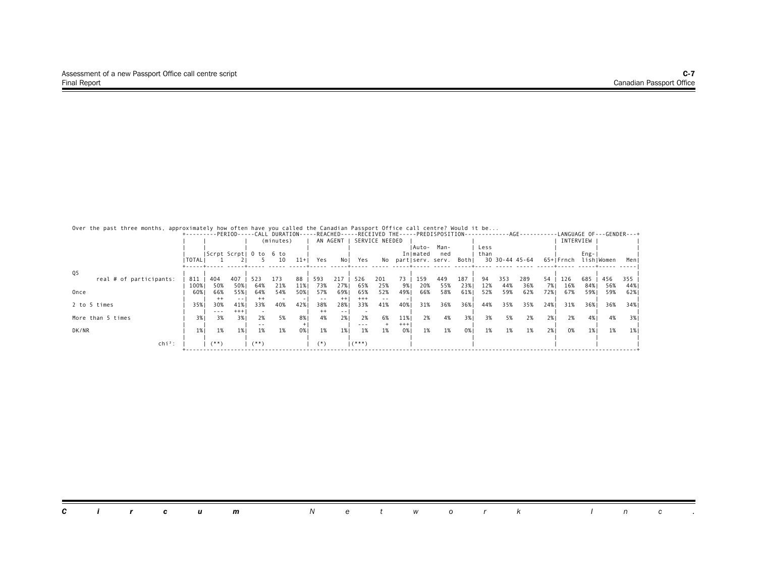Over the past three months, approximately how often have you called the Canadian Passport Office call centre? Would it be...

| | TOTAL | PERIOD | | CALL DURATION (minutes) | | | REACHED AN AGENT | | RECEIVED THE SERVICE NEEDED | | | PREDISPOSITION | | | AGE | | | | LANGUAGE OF INTERVIEW | | GENDER | |
|---|---|---|---|---|---|---|---|---|---|---|---|---|---|---|---|---|---|---|---|---|---|---|
| | | Scrpt 1 | Scrpt 2 | 0 to 5 | 6 to 10 | 11+ | Yes | No | Yes | No | In part | Auto-mated serv. | Man-ned serv. | Both | Less than 30 | 30-44 | 45-64 | 65+ | Frnch | Eng-lish | Women | Men |
| **Q5** real # of participants: | 811 | 404 | 407 | 523 | 173 | 88 | 593 | 217 | 526 | 201 | 73 | 159 | 449 | 187 | 94 | 353 | 289 | 54 | 126 | 685 | 456 | 355 |
| | 100% | 50% | 50% | 64% | 21% | 11% | 73% | 27% | 65% | 25% | 9% | 20% | 55% | 23% | 12% | 44% | 36% | 7% | 16% | 84% | 56% | 44% |
| Once | 60% | 66% | 55% | 64% | 54% | 50% | 57% | 69% | 65% | 52% | 49% | 66% | 58% | 61% | 52% | 59% | 62% | 72% | 67% | 59% | 59% | 62% |
| | | ++ | -- | ++ | - | - | -- | ++ | +++ | -- | - | | | | | | | | | | | |
| 2 to 5 times | 35% | 30% | 41% | 33% | 40% | 42% | 38% | 28% | 33% | 41% | 40% | 31% | 36% | 36% | 44% | 35% | 35% | 24% | 31% | 36% | 36% | 34% |
| | | --- | +++ | - | | | ++ | -- | - | | | | | | | | | | | | | |
| More than 5 times | 3% | 3% | 3% | 2% | 5% | 8% | 4% | 2% | 2% | 6% | 11% | 2% | 4% | 3% | 3% | 5% | 2% | 2% | 2% | 4% | 4% | 3% |
| | | | | -- | | + | | | --- | + | +++ | | | | | | | | | | | |
| DK/NR | 1% | 1% | 1% | 1% | 1% | 0% | 1% | 1% | 1% | 1% | 0% | 1% | 1% | 0% | 1% | 1% | 1% | 2% | 0% | 1% | 1% | 1% |
| chi²: | | (**) | | (**) | | | (*) | | (***) | | | | | | | | | | | | | |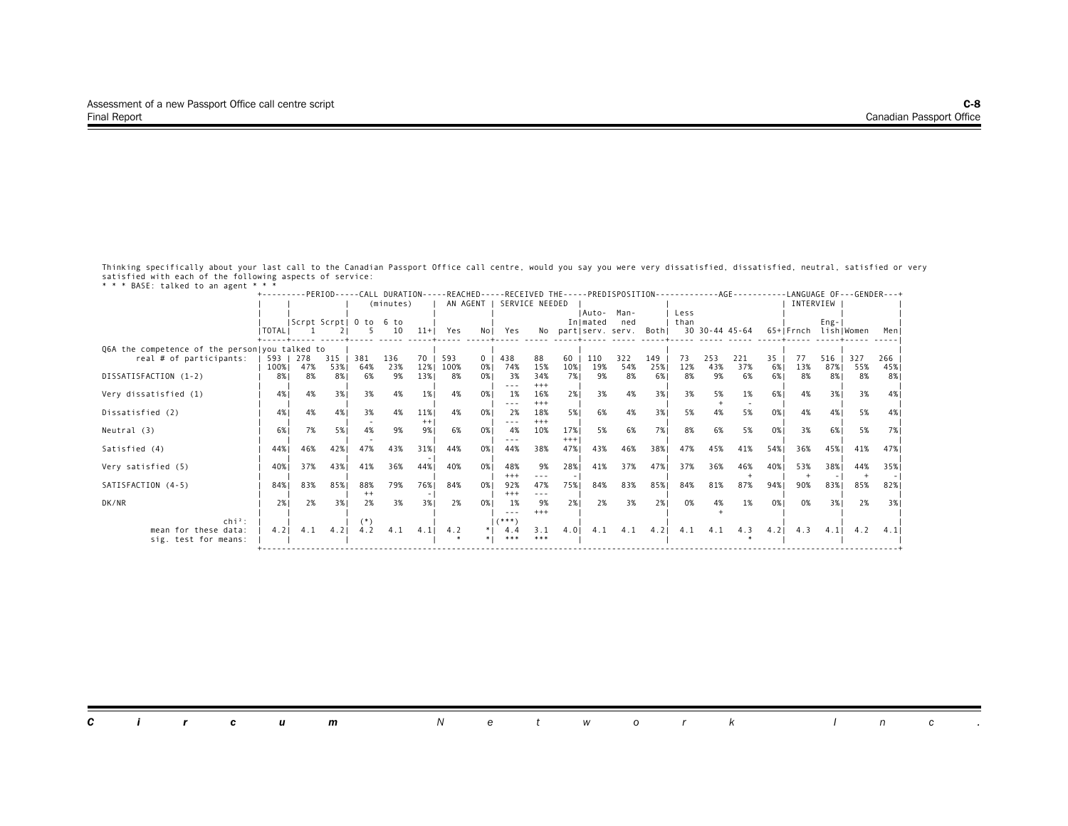Thinking specifically about your last call to the Canadian Passport Office call centre, would you say you were very dissatisfied, dissatisfied, neutral, satisfied or very satisfied with each of the following aspects of service:

* * * BASE: talked to an agent * * *

| | TOTAL | PERIOD | | CALL DURATION (minutes) | | | REACHED AN AGENT | | RECEIVED THE SERVICE NEEDED | | | PREDISPOSITION | | | AGE | | | | LANGUAGE OF INTERVIEW | | GENDER | |
|---|---|---|---|---|---|---|---|---|---|---|---|---|---|---|---|---|---|---|---|---|---|---|
| | | Scrpt 1 | Scrpt 2 | 0 to 5 | 6 to 10 | 11+ | Yes | No | Yes | No | In part | Automated serv. | Manned serv. | Both | Less than 30 | 30-44 | 45-64 | 65+ | Frnch | English | Women | Men |
| Q6A the competence of the person you talked to | | | | | | | | | | | | | | | | | | | | | | |
| real # of participants: | 593 | 278 | 315 | 381 | 136 | 70 | 593 | 0 | 438 | 88 | 60 | 110 | 322 | 149 | 73 | 253 | 221 | 35 | 77 | 516 | 327 | 266 |
| | 100% | 47% | 53% | 64% | 23% | 12% | 100% | 0% | 74% | 15% | 10% | 19% | 54% | 25% | 12% | 43% | 37% | 6% | 13% | 87% | 55% | 45% |
| DISSATISFACTION (1-2) | 8% | 8% | 8% | 6% | 9% | 13% | 8% | 0% | 3% --- | 34% +++ | 7% | 9% | 8% | 6% | 8% | 9% | 6% | 6% | 8% | 8% | 8% | 8% |
| Very dissatisfied (1) | 4% | 4% | 3% | 3% | 4% | 1% | 4% | 0% | 1% --- | 16% +++ | 2% | 3% | 4% | 3% | 3% | 5% + | 1% - | 6% | 4% | 3% | 3% | 4% |
| Dissatisfied (2) | 4% | 4% | 4% | 3% - | 4% | 11% ++ | 4% | 0% | 2% --- | 18% +++ | 5% | 6% | 4% | 3% | 5% | 4% | 5% | 0% | 4% | 4% | 5% | 4% |
| Neutral (3) | 6% | 7% | 5% | 4% - | 9% | 9% | 6% | 0% | 4% --- | 10% | 17% +++ | 5% | 6% | 7% | 8% | 6% | 5% | 0% | 3% | 6% | 5% | 7% |
| Satisfied (4) | 44% | 46% | 42% | 47% | 43% | 31% - | 44% | 0% | 44% | 38% | 47% | 43% | 46% | 38% | 47% | 45% | 41% | 54% | 36% | 45% | 41% | 47% |
| Very satisfied (5) | 40% | 37% | 43% | 41% | 36% | 44% | 40% | 0% | 48% +++ | 9% --- | 28% - | 41% | 37% | 47% | 37% | 36% | 46% + | 40% | 53% + | 38% - | 44% + | 35% - |
| SATISFACTION (4-5) | 84% | 83% | 85% | 88% ++ | 79% | 76% - | 84% | 0% | 92% +++ | 47% --- | 75% | 84% | 83% | 85% | 84% | 81% | 87% | 94% | 90% | 83% | 85% | 82% |
| DK/NR | 2% | 2% | 3% | 2% | 3% | 3% | 2% | 0% | 1% --- | 9% +++ | 2% | 2% | 3% | 2% | 0% | 4% + | 1% | 0% | 0% | 3% | 2% | 3% |
| chi²: | | | | (*) | | | | | (***) | | | | | | | | | | | | | |
| mean for these data: | 4.2 | 4.1 | 4.2 | 4.2 | 4.1 | 4.1 | 4.2 | * | 4.4 | 3.1 | 4.0 | 4.1 | 4.1 | 4.2 | 4.1 | 4.1 | 4.3 | 4.2 | 4.3 | 4.1 | 4.2 | 4.1 |
| sig. test for means: | | | | | | | * | * | *** | *** | | | | | | | * | | | | | |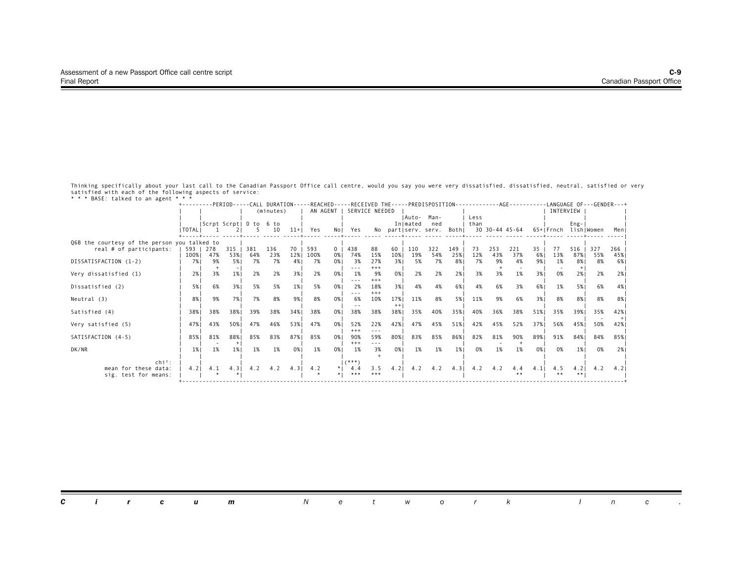Thinking specifically about your last call to the Canadian Passport Office call centre, would you say you were very dissatisfied, dissatisfied, neutral, satisfied or very satisfied with each of the following aspects of service:

\* \* \* BASE: talked to an agent \* \* \*

| | | PERIOD | | CALL DURATION (minutes) | | | REACHED AN AGENT | | RECEIVED THE SERVICE NEEDED | | | PREDISPOSITION | | | AGE | | | | LANGUAGE OF INTERVIEW | | GENDER | |
|---|---|---|---|---|---|---|---|---|---|---|---|---|---|---|---|---|---|---|---|---|---|---|
| | TOTAL | Scrpt 1 | Scrpt 2 | 0 to 5 | 6 to 10 | 11+ | Yes | No | Yes | No | In part | Automated serv. | Manned serv. | Both | Less than 30 | 30-44 | 45-64 | 65+ | Frnch | English | Women | Men |
| **Q6B the courtesy of the person you talked to** | | | | | | | | | | | | | | | | | | | | | | |
| real # of participants: | 593 | 278 | 315 | 381 | 136 | 70 | 593 | 0 | 438 | 88 | 60 | 110 | 322 | 149 | 73 | 253 | 221 | 35 | 77 | 516 | 327 | 266 |
| | 100% | 47% | 53% | 64% | 23% | 12% | 100% | 0% | 74% | 15% | 10% | 19% | 54% | 25% | 12% | 43% | 37% | 6% | 13% | 87% | 55% | 45% |
| DISSATISFACTION (1-2) | 7% | 9% | 5% | 7% | 7% | 4% | 7% | 0% | 3% | 27% | 3% | 5% | 7% | 8% | 7% | 9% | 4% | 9% | 1% | 8% | 8% | 6% |
| | | + | - | | | | | | --- | +++ | | | | | | + | - | | - | + | | |
| Very dissatisfied (1) | 2% | 3% | 1% | 2% | 2% | 3% | 2% | 0% | 1% | 9% | 0% | 2% | 2% | 2% | 3% | 3% | 1% | 3% | 0% | 2% | 2% | 2% |
| | | | | | | | | | --- | +++ | | | | | | | | | | | | |
| Dissatisfied (2) | 5% | 6% | 3% | 5% | 5% | 1% | 5% | 0% | 2% | 18% | 3% | 4% | 4% | 6% | 4% | 6% | 3% | 6% | 1% | 5% | 6% | 4% |
| | | | | | | | | | --- | +++ | | | | | | | | | | | | |
| Neutral (3) | 8% | 9% | 7% | 7% | 8% | 9% | 8% | 0% | 6% | 10% | 17% | 11% | 8% | 5% | 11% | 9% | 6% | 3% | 8% | 8% | 8% | 8% |
| | | | | | | | | | -- | | ++ | | | | | | | | | | | |
| Satisfied (4) | 38% | 38% | 38% | 39% | 38% | 34% | 38% | 0% | 38% | 38% | 38% | 35% | 40% | 35% | 40% | 36% | 38% | 51% | 35% | 39% | 35% | 42% |
| | | | | | | | | | | | | | | | | | | | | | - | + |
| Very satisfied (5) | 47% | 43% | 50% | 47% | 46% | 53% | 47% | 0% | 52% | 22% | 42% | 47% | 45% | 51% | 42% | 45% | 52% | 37% | 56% | 45% | 50% | 42% |
| | | | | | | | | | +++ | --- | | | | | | | | | | | | |
| SATISFACTION (4-5) | 85% | 81% | 88% | 85% | 83% | 87% | 85% | 0% | 90% | 59% | 80% | 83% | 85% | 86% | 82% | 81% | 90% | 89% | 91% | 84% | 84% | 85% |
| | | - | + | | | | | | +++ | --- | | | | | | - | + | | | | | |
| DK/NR | 1% | 1% | 1% | 1% | 1% | 0% | 1% | 0% | 1% | 3% | 0% | 1% | 1% | 1% | 0% | 1% | 1% | 0% | 0% | 1% | 0% | 2% |
| | | | | | | | | | | + | | | | | | | | | | | | |
| chi²: | | | | | | | | | (***) | | | | | | | | | | | | | |
| mean for these data: | 4.2 | 4.1 | 4.3 | 4.2 | 4.2 | 4.3 | 4.2 | * | 4.4 | 3.5 | 4.2 | 4.2 | 4.2 | 4.3 | 4.2 | 4.2 | 4.4 | 4.1 | 4.5 | 4.2 | 4.2 | 4.2 |
| sig. test for means: | | * | * | | | | * | * | *** | *** | | | | | | | ** | | ** | ** | | |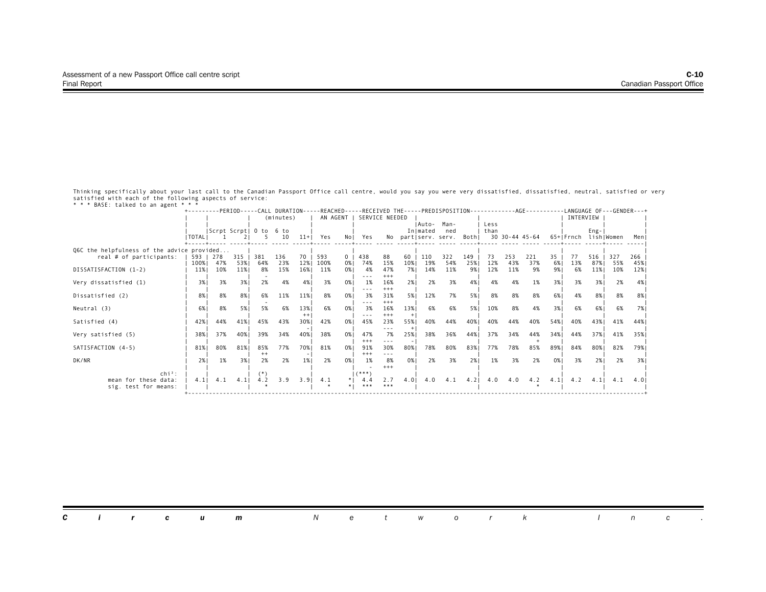Thinking specifically about your last call to the Canadian Passport Office call centre, would you say you were very dissatisfied, dissatisfied, neutral, satisfied or very satisfied with each of the following aspects of service:
* * * BASE: talked to an agent * * *

| | | PERIOD | | CALL DURATION (minutes) | | | REACHED AN AGENT | | RECEIVED THE SERVICE NEEDED | | | PREDISPOSITION | | | AGE | | | | LANGUAGE OF INTERVIEW | | GENDER | |
|---|---|---|---|---|---|---|---|---|---|---|---|---|---|---|---|---|---|---|---|---|---|---|
| | TOTAL | Scrpt 1 | Scrpt 2 | 0 to 5 | 6 to 10 | 11+ | Yes | No | Yes | No | In part | Automated serv. | Manned serv. | Both | Less than 30 | 30-44 | 45-64 | 65+ | Frnch | English | Women | Men |
| **Q6C the helpfulness of the advice provided...** | | | | | | | | | | | | | | | | | | | | | | |
| real # of participants: | 593 | 278 | 315 | 381 | 136 | 70 | 593 | 0 | 438 | 88 | 60 | 110 | 322 | 149 | 73 | 253 | 221 | 35 | 77 | 516 | 327 | 266 |
| | 100% | 47% | 53% | 64% | 23% | 12% | 100% | 0% | 74% | 15% | 10% | 19% | 54% | 25% | 12% | 43% | 37% | 6% | 13% | 87% | 55% | 45% |
| DISSATISFACTION (1-2) | 11% | 10% | 11% | 8% | 15% | 16% | 11% | 0% | 4% | 47% | 7% | 14% | 11% | 9% | 12% | 11% | 9% | 9% | 6% | 11% | 10% | 12% |
| | | | | - | | | | | --- | +++ | | | | | | | | | | | | |
| Very dissatisfied (1) | 3% | 3% | 3% | 2% | 4% | 4% | 3% | 0% | 1% | 16% | 2% | 2% | 3% | 4% | 4% | 4% | 1% | 3% | 3% | 3% | 2% | 4% |
| | | | | | | | | | --- | +++ | | | | | | | | | | | | |
| Dissatisfied (2) | 8% | 8% | 8% | 6% | 11% | 11% | 8% | 0% | 3% | 31% | 5% | 12% | 7% | 5% | 8% | 8% | 8% | 6% | 4% | 8% | 8% | 8% |
| | | | | - | | | | | --- | +++ | | | | | | | | | | | | |
| Neutral (3) | 6% | 8% | 5% | 5% | 6% | 13% | 6% | 0% | 3% | 16% | 13% | 6% | 6% | 5% | 10% | 8% | 4% | 3% | 6% | 6% | 6% | 7% |
| | | | | | | ++ | | | --- | +++ | + | | | | | | | | | | | |
| Satisfied (4) | 42% | 44% | 41% | 45% | 43% | 30% | 42% | 0% | 45% | 23% | 55% | 40% | 44% | 40% | 40% | 44% | 40% | 54% | 40% | 43% | 41% | 44% |
| | | | | | | - | | | | --- | + | | | | | | | | | | | |
| Very satisfied (5) | 38% | 37% | 40% | 39% | 34% | 40% | 38% | 0% | 47% | 7% | 25% | 38% | 36% | 44% | 37% | 34% | 44% | 34% | 44% | 37% | 41% | 35% |
| | | | | | | | | | +++ | --- | - | | | | | | + | | | | | |
| SATISFACTION (4-5) | 81% | 80% | 81% | 85% | 77% | 70% | 81% | 0% | 91% | 30% | 80% | 78% | 80% | 83% | 77% | 78% | 85% | 89% | 84% | 80% | 82% | 79% |
| | | | | ++ | | - | | | +++ | --- | | | | | | | | | | | | |
| DK/NR | 2% | 1% | 3% | 2% | 2% | 1% | 2% | 0% | 1% | 8% | 0% | 2% | 3% | 2% | 1% | 3% | 2% | 0% | 3% | 2% | 2% | 3% |
| | | | | | | | | | - | +++ | | | | | | | | | | | | |
| chi²: | | | | (*) | | | | | (***) | | | | | | | | | | | | | |
| mean for these data: | 4.1 | 4.1 | 4.1 | 4.2 | 3.9 | 3.9 | 4.1 | * | 4.4 | 2.7 | 4.0 | 4.0 | 4.1 | 4.2 | 4.0 | 4.0 | 4.2 | 4.1 | 4.2 | 4.1 | 4.1 | 4.0 |
| sig. test for means: | | | | * | | | * | * | *** | *** | | | | | | | * | | | | | |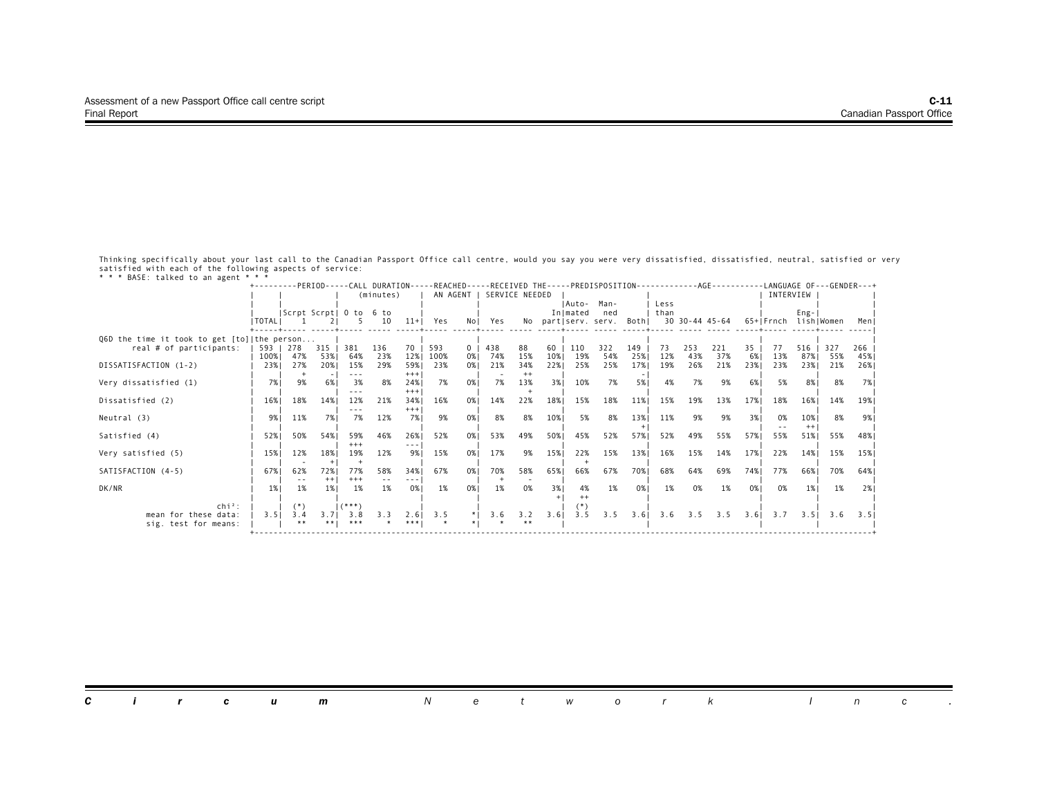Thinking specifically about your last call to the Canadian Passport Office call centre, would you say you were very dissatisfied, dissatisfied, neutral, satisfied or very satisfied with each of the following aspects of service:

* * * BASE: talked to an agent * * *

| | | PERIOD | | CALL DURATION (minutes) | | | REACHED AN AGENT | | RECEIVED THE SERVICE NEEDED | | | PREDISPOSITION | | | AGE | | | | LANGUAGE OF INTERVIEW | | GENDER | |
|---|---|---|---|---|---|---|---|---|---|---|---|---|---|---|---|---|---|---|---|---|---|---|
| | TOTAL | Scrpt 1 | Scrpt 2 | 0 to 5 | 6 to 10 | 11+ | Yes | No | Yes | No | In part | Auto-mated serv. | Man-ned serv. | Both | Less than 30 | 30-44 | 45-64 | 65+ | Frnch | Eng-lish | Women | Men |
| **Q6D the time it took to get [to] the person...** | | | | | | | | | | | | | | | | | | | | | | |
| real # of participants: | 593 | 278 | 315 | 381 | 136 | 70 | 593 | 0 | 438 | 88 | 60 | 110 | 322 | 149 | 73 | 253 | 221 | 35 | 77 | 516 | 327 | 266 |
| | 100% | 47% | 53% | 64% | 23% | 12% | 100% | 0% | 74% | 15% | 10% | 19% | 54% | 25% | 12% | 43% | 37% | 6% | 13% | 87% | 55% | 45% |
| DISSATISFACTION (1-2) | 23% | 27% | 20% | 15% | 29% | 59% | 23% | 0% | 21% | 34% | 22% | 25% | 25% | 17% | 19% | 26% | 21% | 23% | 23% | 23% | 21% | 26% |
| | | + | - | --- | | +++ | | | - | ++ | | | | - | | | | | | | | |
| Very dissatisfied (1) | 7% | 9% | 6% | 3% | 8% | 24% | 7% | 0% | 7% | 13% | 3% | 10% | 7% | 5% | 4% | 7% | 9% | 6% | 5% | 8% | 8% | 7% |
| | | | | --- | | +++ | | | | + | | | | | | | | | | | | |
| Dissatisfied (2) | 16% | 18% | 14% | 12% | 21% | 34% | 16% | 0% | 14% | 22% | 18% | 15% | 18% | 11% | 15% | 19% | 13% | 17% | 18% | 16% | 14% | 19% |
| | | | | --- | | +++ | | | | | | | | | | | | | | | | |
| Neutral (3) | 9% | 11% | 7% | 7% | 12% | 7% | 9% | 0% | 8% | 8% | 10% | 5% | 8% | 13% | 11% | 9% | 9% | 3% | 0% | 10% | 8% | 9% |
| | | | | | | | | | | | | | | + | | | | | -- | ++ | | |
| Satisfied (4) | 52% | 50% | 54% | 59% | 46% | 26% | 52% | 0% | 53% | 49% | 50% | 45% | 52% | 57% | 52% | 49% | 55% | 57% | 55% | 51% | 55% | 48% |
| | | | | +++ | | --- | | | | | | | | | | | | | | | | |
| Very satisfied (5) | 15% | 12% | 18% | 19% | 12% | 9% | 15% | 0% | 17% | 9% | 15% | 22% | 15% | 13% | 16% | 15% | 14% | 17% | 22% | 14% | 15% | 15% |
| | | - | + | + | | | | | | | | + | | | | | | | | | | |
| SATISFACTION (4-5) | 67% | 62% | 72% | 77% | 58% | 34% | 67% | 0% | 70% | 58% | 65% | 66% | 67% | 70% | 68% | 64% | 69% | 74% | 77% | 66% | 70% | 64% |
| | | -- | ++ | +++ | -- | --- | | | + | - | | | | | | | | | | | | |
| DK/NR | 1% | 1% | 1% | 1% | 1% | 0% | 1% | 0% | 1% | 0% | 3% | 4% | 1% | 0% | 1% | 0% | 1% | 0% | 0% | 1% | 1% | 2% |
| | | | | | | | | | | | + | ++ | | | | | | | | | | |
| chi²: | | (*) | | (***) | | | | | | | | (*) | | | | | | | | | | |
| mean for these data: | 3.5 | 3.4 | 3.7 | 3.8 | 3.3 | 2.6 | 3.5 | * | 3.6 | 3.2 | 3.6 | 3.5 | 3.5 | 3.6 | 3.6 | 3.5 | 3.5 | 3.6 | 3.7 | 3.5 | 3.6 | 3.5 |
| sig. test for means: | | ** | ** | *** | * | *** | * | * | * | ** | | | | | | | | | | | | |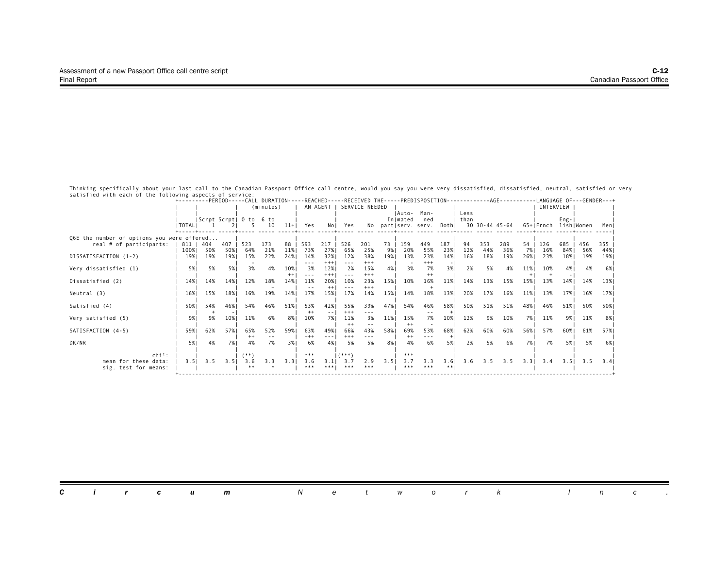Thinking specifically about your last call to the Canadian Passport Office call centre, would you say you were very dissatisfied, dissatisfied, neutral, satisfied or very satisfied with each of the following aspects of service:

| | TOTAL | PERIOD: Scrpt 1 | PERIOD: Scrpt 2 | CALL DURATION (minutes): 0 to 5 | CALL DURATION: 6 to 10 | CALL DURATION: 11+ | REACHED AN AGENT: Yes | REACHED AN AGENT: No | RECEIVED THE SERVICE NEEDED: Yes | RECEIVED THE SERVICE NEEDED: No | RECEIVED THE SERVICE NEEDED: In part | PREDISPOSITION: Automated serv. | PREDISPOSITION: Manned serv. | PREDISPOSITION: Both | AGE: Less than 30 | AGE: 30-44 | AGE: 45-64 | AGE: 65+ | LANGUAGE OF INTERVIEW: Frnch | LANGUAGE OF INTERVIEW: English | GENDER: Women | GENDER: Men |
|---|---|---|---|---|---|---|---|---|---|---|---|---|---|---|---|---|---|---|---|---|---|---|
| **Q6E the number of options you were offered...** | | | | | | | | | | | | | | | | | | | | | | |
| real # of participants: | 811 | 404 | 407 | 523 | 173 | 88 | 593 | 217 | 526 | 201 | 73 | 159 | 449 | 187 | 94 | 353 | 289 | 54 | 126 | 685 | 456 | 355 |
| | 100% | 50% | 50% | 64% | 21% | 11% | 73% | 27% | 65% | 25% | 9% | 20% | 55% | 23% | 12% | 44% | 36% | 7% | 16% | 84% | 56% | 44% |
| DISSATISFACTION (1-2) | 19% | 19% | 19% | 15% | 22% | 24% | 14% | 32% | 12% | 38% | 19% | 13% | 23% | 14% | 16% | 18% | 19% | 26% | 23% | 18% | 19% | 19% |
| | | | | - | | | --- | +++ | --- | +++ | | | | | | | | | | | | |
| Very dissatisfied (1) | 5% | 5% | 5% | 3% | 4% | 10% | 3% | 12% | 2% | 15% | 4% | 3% | 7% | 3% | 2% | 5% | 4% | 11% | 10% | 4% | 4% | 6% |
| | | | | | | ++ | --- | +++ | --- | +++ | | - | +++ | - | | | | + | + | - | | |
| Dissatisfied (2) | 14% | 14% | 14% | 12% | 18% | 14% | 11% | 20% | 10% | 23% | 15% | 10% | 16% | 11% | 14% | 13% | 15% | 15% | 13% | 14% | 14% | 13% |
| | | | | | + | | -- | ++ | --- | +++ | | | ++ | | | | | | | | | |
| Neutral (3) | 16% | 15% | 18% | 16% | 19% | 14% | 17% | 15% | 17% | 14% | 15% | 14% | 18% | 13% | 20% | 17% | 16% | 11% | 13% | 17% | 16% | 17% |
| | | | | | | | | | | | | | + | | | | | | | | | |
| Satisfied (4) | 50% | 54% | 46% | 54% | 46% | 51% | 53% | 42% | 55% | 39% | 47% | 54% | 46% | 58% | 50% | 51% | 51% | 48% | 46% | 51% | 50% | 50% |
| | | + | - | | | | ++ | -- | +++ | --- | | | -- | + | | | | | | | | |
| Very satisfied (5) | 9% | 9% | 10% | 11% | 6% | 8% | 10% | 7% | 11% | 3% | 11% | 15% | 7% | 10% | 12% | 9% | 10% | 7% | 11% | 9% | 11% | 8% |
| | | | | | | | | | ++ | -- | | ++ | - | | | | | | | | | |
| SATISFACTION (4-5) | 59% | 62% | 57% | 65% | 52% | 59% | 63% | 49% | 66% | 43% | 58% | 69% | 53% | 68% | 62% | 60% | 60% | 56% | 57% | 60% | 61% | 57% |
| | | | | ++ | -- | | +++ | --- | +++ | --- | | ++ | --- | + | | | | | | | | |
| DK/NR | 5% | 4% | 7% | 4% | 7% | 3% | 6% | 4% | 5% | 5% | 8% | 4% | 6% | 5% | 2% | 5% | 6% | 7% | 7% | 5% | 5% | 6% |
| chi²: | | | | (**) | | | *** | | (***) | | | *** | | | | | | | | | | |
| mean for these data: | 3.5 | 3.5 | 3.5 | 3.6 | 3.3 | 3.3 | 3.6 | 3.1 | 3.7 | 2.9 | 3.5 | 3.7 | 3.3 | 3.6 | 3.6 | 3.5 | 3.5 | 3.3 | 3.4 | 3.5 | 3.5 | 3.4 |
| sig. test for means: | | | | ** | * | | *** | *** | *** | *** | | *** | *** | ** | | | | | | | | |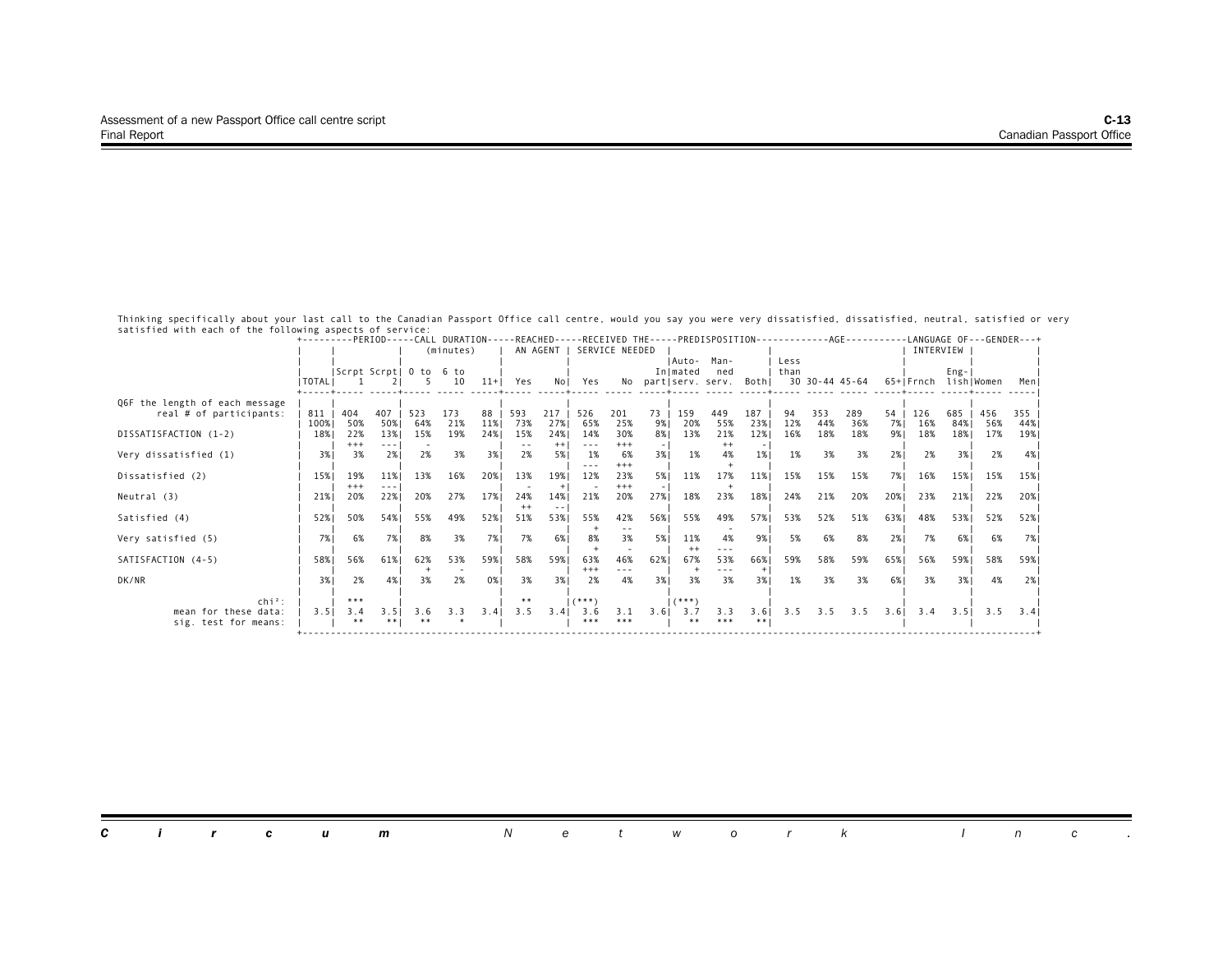Thinking specifically about your last call to the Canadian Passport Office call centre, would you say you were very dissatisfied, dissatisfied, neutral, satisfied or very satisfied with each of the following aspects of service:

| | TOTAL | PERIOD: Scrpt 1 | PERIOD: Scrpt 2 | CALL DURATION (minutes): 0 to 5 | CALL DURATION (minutes): 6 to 10 | CALL DURATION (minutes): 11+ | REACHED AN AGENT: Yes | REACHED AN AGENT: No | RECEIVED THE SERVICE NEEDED: Yes | RECEIVED THE SERVICE NEEDED: No | RECEIVED THE SERVICE NEEDED: In part | PREDISPOSITION: Automated serv. | PREDISPOSITION: Manned serv. | PREDISPOSITION: Both | AGE: Less than 30 | AGE: 30-44 | AGE: 45-64 | AGE: 65+ | LANGUAGE OF INTERVIEW: Frnch | LANGUAGE OF INTERVIEW: English | GENDER: Women | GENDER: Men |
|---|---|---|---|---|---|---|---|---|---|---|---|---|---|---|---|---|---|---|---|---|---|---|
| Q6F the length of each message | | | | | | | | | | | | | | | | | | | | | | |
| real # of participants: | 811 | 404 | 407 | 523 | 173 | 88 | 593 | 217 | 526 | 201 | 73 | 159 | 449 | 187 | 94 | 353 | 289 | 54 | 126 | 685 | 456 | 355 |
| | 100% | 50% | 50% | 64% | 21% | 11% | 73% | 27% | 65% | 25% | 9% | 20% | 55% | 23% | 12% | 44% | 36% | 7% | 16% | 84% | 56% | 44% |
| DISSATISFACTION (1-2) | 18% | 22% | 13% | 15% | 19% | 24% | 15% | 24% | 14% | 30% | 8% | 13% | 21% | 12% | 16% | 18% | 18% | 9% | 18% | 18% | 17% | 19% |
| | | +++ | --- | - | | | -- | ++ | --- | +++ | - | | ++ | - | | | | | | | | |
| Very dissatisfied (1) | 3% | 3% | 2% | 2% | 3% | 3% | 2% | 5% | 1% | 6% | 3% | 1% | 4% | 1% | 1% | 3% | 3% | 2% | 2% | 3% | 2% | 4% |
| | | | | | | | | | --- | +++ | | | + | | | | | | | | | |
| Dissatisfied (2) | 15% | 19% | 11% | 13% | 16% | 20% | 13% | 19% | 12% | 23% | 5% | 11% | 17% | 11% | 15% | 15% | 15% | 7% | 16% | 15% | 15% | 15% |
| | | +++ | --- | | | | - | + | - | +++ | - | | + | | | | | | | | | |
| Neutral (3) | 21% | 20% | 22% | 20% | 27% | 17% | 24% | 14% | 21% | 20% | 27% | 18% | 23% | 18% | 24% | 21% | 20% | 20% | 23% | 21% | 22% | 20% |
| | | | | | | | ++ | -- | | | | | | | | | | | | | | |
| Satisfied (4) | 52% | 50% | 54% | 55% | 49% | 52% | 51% | 53% | 55% | 42% | 56% | 55% | 49% | 57% | 53% | 52% | 51% | 63% | 48% | 53% | 52% | 52% |
| | | | | | | | | | + | -- | | | - | | | | | | | | | |
| Very satisfied (5) | 7% | 6% | 7% | 8% | 3% | 7% | 7% | 6% | 8% | 3% | 5% | 11% | 4% | 9% | 5% | 6% | 8% | 2% | 7% | 6% | 6% | 7% |
| | | | | | | | | | + | - | | ++ | --- | | | | | | | | | |
| SATISFACTION (4-5) | 58% | 56% | 61% | 62% | 53% | 59% | 58% | 59% | 63% | 46% | 62% | 67% | 53% | 66% | 59% | 58% | 59% | 65% | 56% | 59% | 58% | 59% |
| | | | | + | - | | | | +++ | --- | | + | --- | + | | | | | | | | |
| DK/NR | 3% | 2% | 4% | 3% | 2% | 0% | 3% | 3% | 2% | 4% | 3% | 3% | 3% | 3% | 1% | 3% | 3% | 6% | 3% | 3% | 4% | 2% |
| chi²: | | *** | | | | | ** | | (***) | | | (***) | | | | | | | | | | |
| mean for these data: | 3.5 | 3.4 | 3.5 | 3.6 | 3.3 | 3.4 | 3.5 | 3.4 | 3.6 | 3.1 | 3.6 | 3.7 | 3.3 | 3.6 | 3.5 | 3.5 | 3.5 | 3.6 | 3.4 | 3.5 | 3.5 | 3.4 |
| sig. test for means: | | ** | ** | ** | * | | | | *** | *** | | ** | *** | ** | | | | | | | | |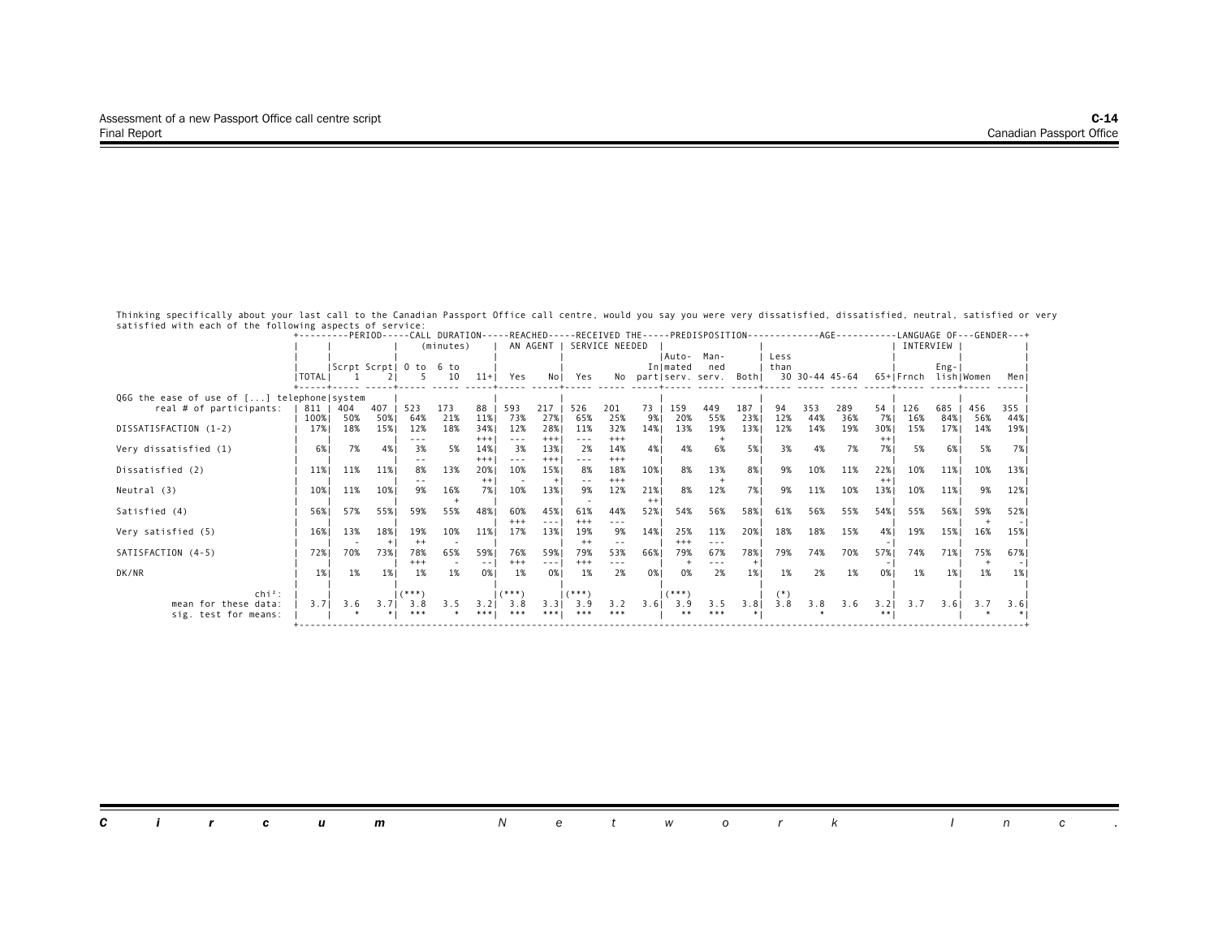Thinking specifically about your last call to the Canadian Passport Office call centre, would you say you were very dissatisfied, dissatisfied, neutral, satisfied or very satisfied with each of the following aspects of service:

| | TOTAL | PERIOD Scrpt 1 | Scrpt 2 | CALL DURATION (minutes) 0 to 5 | 6 to 10 | 11+ | REACHED AN AGENT Yes | No | RECEIVED THE SERVICE NEEDED Yes | No | In part | PREDISPOSITION Auto-mated serv. | Man-ned serv. | Both | AGE Less than 30 | 30-44 | 45-64 | 65+ | LANGUAGE OF INTERVIEW Frnch | Eng-lish | GENDER Women | Men |
|---|---|---|---|---|---|---|---|---|---|---|---|---|---|---|---|---|---|---|---|---|---|---|
| **Q6G the ease of use of [...] telephone system** | | | | | | | | | | | | | | | | | | | | | | |
| real # of participants: | 811 | 404 | 407 | 523 | 173 | 88 | 593 | 217 | 526 | 201 | 73 | 159 | 449 | 187 | 94 | 353 | 289 | 54 | 126 | 685 | 456 | 355 |
| | 100% | 50% | 50% | 64% | 21% | 11% | 73% | 27% | 65% | 25% | 9% | 20% | 55% | 23% | 12% | 44% | 36% | 7% | 16% | 84% | 56% | 44% |
| DISSATISFACTION (1-2) | 17% | 18% | 15% | 12% | 18% | 34% | 12% | 28% | 11% | 32% | 14% | 13% | 19% | 13% | 12% | 14% | 19% | 30% | 15% | 17% | 14% | 19% |
| | | | | --- | | +++ | --- | +++ | --- | +++ | | | + | | | | | ++ | | | | |
| Very dissatisfied (1) | 6% | 7% | 4% | 3% | 5% | 14% | 3% | 13% | 2% | 14% | 4% | 4% | 6% | 5% | 3% | 4% | 7% | 7% | 5% | 6% | 5% | 7% |
| | | | | -- | | +++ | --- | +++ | --- | +++ | | | | | | | | | | | | |
| Dissatisfied (2) | 11% | 11% | 11% | 8% | 13% | 20% | 10% | 15% | 8% | 18% | 10% | 8% | 13% | 8% | 9% | 10% | 11% | 22% | 10% | 11% | 10% | 13% |
| | | | | -- | | ++ | - | + | -- | +++ | | | + | | | | | ++ | | | | |
| Neutral (3) | 10% | 11% | 10% | 9% | 16% | 7% | 10% | 13% | 9% | 12% | 21% | 8% | 12% | 7% | 9% | 11% | 10% | 13% | 10% | 11% | 9% | 12% |
| | | | | | + | | | | - | | ++ | | | | | | | | | | | |
| Satisfied (4) | 56% | 57% | 55% | 59% | 55% | 48% | 60% | 45% | 61% | 44% | 52% | 54% | 56% | 58% | 61% | 56% | 55% | 54% | 55% | 56% | 59% | 52% |
| | | | | | | | +++ | --- | +++ | --- | | | | | | | | | | | + | - |
| Very satisfied (5) | 16% | 13% | 18% | 19% | 10% | 11% | 17% | 13% | 19% | 9% | 14% | 25% | 11% | 20% | 18% | 18% | 15% | 4% | 19% | 15% | 16% | 15% |
| | | - | + | ++ | - | | | | ++ | -- | | +++ | --- | | | | | - | | | | |
| SATISFACTION (4-5) | 72% | 70% | 73% | 78% | 65% | 59% | 76% | 59% | 79% | 53% | 66% | 79% | 67% | 78% | 79% | 74% | 70% | 57% | 74% | 71% | 75% | 67% |
| | | | | +++ | - | -- | +++ | --- | +++ | --- | | + | --- | + | | | | - | | | + | - |
| DK/NR | 1% | 1% | 1% | 1% | 1% | 0% | 1% | 0% | 1% | 2% | 0% | 0% | 2% | 1% | 1% | 2% | 1% | 0% | 1% | 1% | 1% | 1% |
| chi²: | | | | (***) | | | (***) | | (***) | | | (***) | | | (*) | | | | | | | |
| mean for these data: | 3.7 | 3.6 | 3.7 | 3.8 | 3.5 | 3.2 | 3.8 | 3.3 | 3.9 | 3.2 | 3.6 | 3.9 | 3.5 | 3.8 | 3.8 | 3.8 | 3.6 | 3.2 | 3.7 | 3.6 | 3.7 | 3.6 |
| sig. test for means: | | * | * | *** | * | *** | *** | *** | *** | *** | | ** | *** | * | | * | | ** | | | * | * |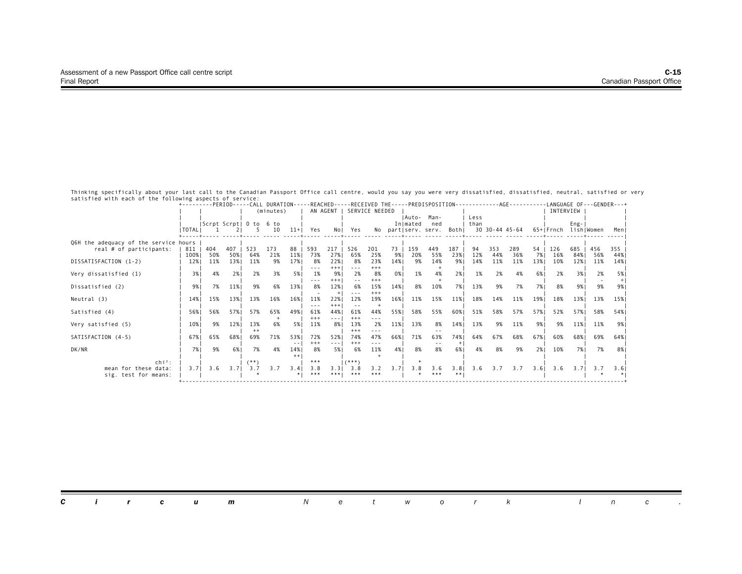Thinking specifically about your last call to the Canadian Passport Office call centre, would you say you were very dissatisfied, dissatisfied, neutral, satisfied or very satisfied with each of the following aspects of service:

| | | PERIOD | | CALL DURATION (minutes) | | | REACHED AN AGENT | | RECEIVED THE SERVICE NEEDED | | | PREDISPOSITION | | | AGE | | | | LANGUAGE OF INTERVIEW | | GENDER | |
|---|---|---|---|---|---|---|---|---|---|---|---|---|---|---|---|---|---|---|---|---|---|---|
| | TOTAL | Scrpt 1 | Scrpt 2 | 0 to 5 | 6 to 10 | 11+ | Yes | No | Yes | No | In part | Auto-mated serv. | Man-ned serv. | Both | Less than 30 | 30-44 | 45-64 | 65+ | Frnch | Eng-lish | Women | Men |
| **Q6H the adequacy of the service hours** | | | | | | | | | | | | | | | | | | | | | | |
| real # of participants: | 811 | 404 | 407 | 523 | 173 | 88 | 593 | 217 | 526 | 201 | 73 | 159 | 449 | 187 | 94 | 353 | 289 | 54 | 126 | 685 | 456 | 355 |
| | 100% | 50% | 50% | 64% | 21% | 11% | 73% | 27% | 65% | 25% | 9% | 20% | 55% | 23% | 12% | 44% | 36% | 7% | 16% | 84% | 56% | 44% |
| DISSATISFACTION (1-2) | 12% | 11% | 13% | 11% | 9% | 17% | 8% | 22% | 8% | 23% | 14% | 9% | 14% | 9% | 14% | 11% | 11% | 13% | 10% | 12% | 11% | 14% |
| | | | | | | | --- | +++ | --- | +++ | | | + | | | | | | | | | |
| Very dissatisfied (1) | 3% | 4% | 2% | 2% | 3% | 5% | 1% | 9% | 2% | 8% | 0% | 1% | 4% | 2% | 1% | 2% | 4% | 6% | 2% | 3% | 2% | 5% |
| | | | | | | | --- | +++ | -- | +++ | | | + | | | | | | | | - | + |
| Dissatisfied (2) | 9% | 7% | 11% | 9% | 6% | 13% | 8% | 12% | 6% | 15% | 14% | 8% | 10% | 7% | 13% | 9% | 7% | 7% | 8% | 9% | 9% | 9% |
| | | | | | | | - | + | --- | +++ | | | | | | | | | | | | |
| Neutral (3) | 14% | 15% | 13% | 13% | 16% | 16% | 11% | 22% | 12% | 19% | 16% | 11% | 15% | 11% | 18% | 14% | 11% | 19% | 18% | 13% | 13% | 15% |
| | | | | | | | --- | +++ | -- | + | | | | | | | | | | | | |
| Satisfied (4) | 56% | 56% | 57% | 57% | 65% | 49% | 61% | 44% | 61% | 44% | 55% | 58% | 55% | 60% | 51% | 58% | 57% | 57% | 52% | 57% | 58% | 54% |
| | | | | | + | | +++ | --- | +++ | --- | | | | | | | | | | | | |
| Very satisfied (5) | 10% | 9% | 12% | 13% | 6% | 5% | 11% | 8% | 13% | 2% | 11% | 13% | 8% | 14% | 13% | 9% | 11% | 9% | 9% | 11% | 11% | 9% |
| | | | | ++ | | | | | +++ | --- | | | -- | | | | | | | | | |
| SATISFACTION (4-5) | 67% | 65% | 68% | 69% | 71% | 53% | 72% | 52% | 74% | 47% | 66% | 71% | 63% | 74% | 64% | 67% | 68% | 67% | 60% | 68% | 69% | 64% |
| | | | | | | -- | +++ | --- | +++ | --- | | | -- | + | | | | | | | | |
| DK/NR | 7% | 9% | 6% | 7% | 4% | 14% | 8% | 5% | 6% | 11% | 4% | 8% | 8% | 6% | 4% | 8% | 9% | 2% | 10% | 7% | 7% | 8% |
| | | | | | | ++ | | | | + | | | | | | | | | | | | |
| chi²: | | | | (**) | | | *** | | (***) | | | * | | | | | | | | | | |
| mean for these data: | 3.7 | 3.6 | 3.7 | 3.7 | 3.7 | 3.4 | 3.8 | 3.3 | 3.8 | 3.2 | 3.7 | 3.8 | 3.6 | 3.8 | 3.6 | 3.7 | 3.7 | 3.6 | 3.6 | 3.7 | 3.7 | 3.6 |
| sig. test for means: | | | | * | | * | *** | *** | *** | *** | | * | *** | ** | | | | | | | * | * |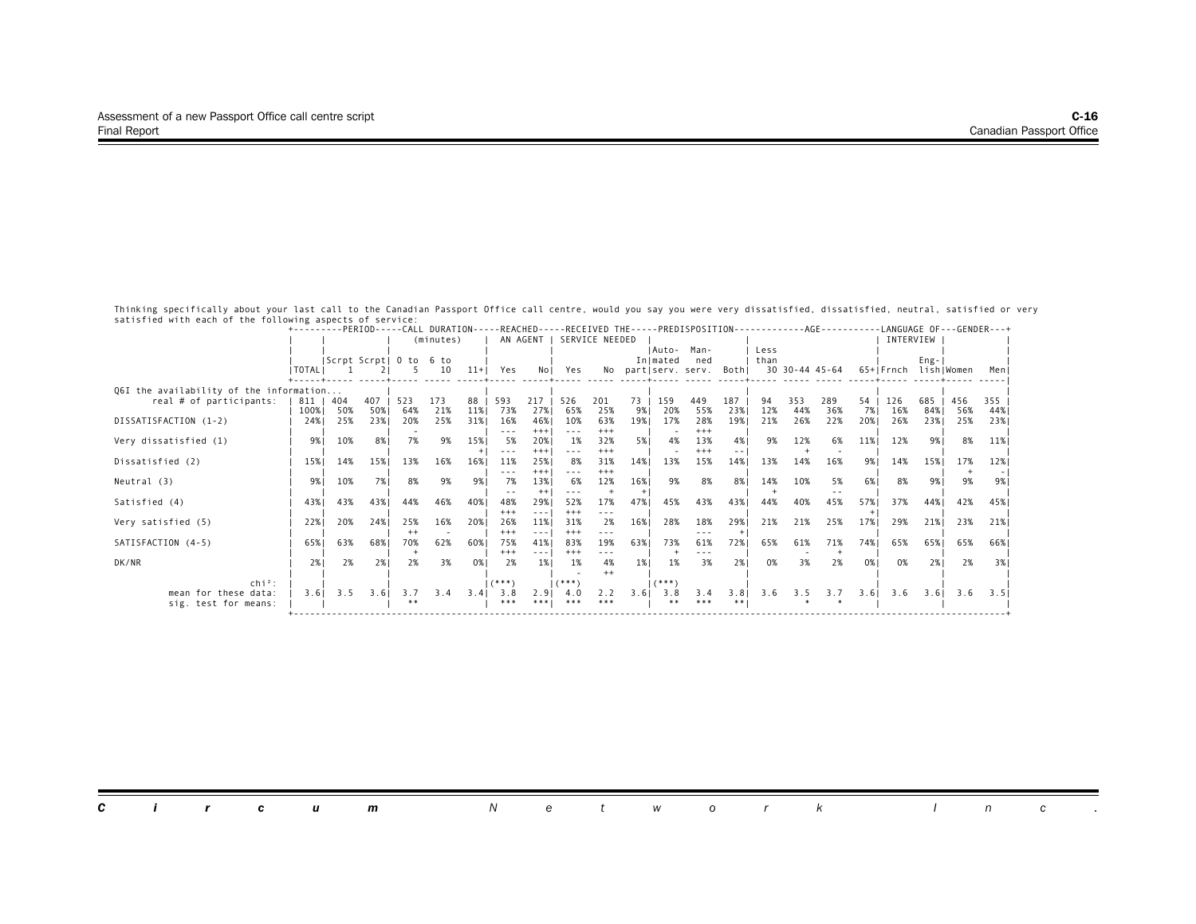Thinking specifically about your last call to the Canadian Passport Office call centre, would you say you were very dissatisfied, dissatisfied, neutral, satisfied or very satisfied with each of the following aspects of service:

| | TOTAL | PERIOD: Scrpt 1 | PERIOD: Scrpt 2 | CALL DURATION (minutes): 0 to 5 | CALL DURATION (minutes): 6 to 10 | CALL DURATION (minutes): 11+ | REACHED AN AGENT: Yes | REACHED AN AGENT: No | RECEIVED THE SERVICE NEEDED: Yes | RECEIVED THE SERVICE NEEDED: No | RECEIVED THE SERVICE NEEDED: In part | PREDISPOSITION: Automated serv. | PREDISPOSITION: Manned serv. | PREDISPOSITION: Both | AGE: Less than 30 | AGE: 30-44 | AGE: 45-64 | AGE: 65+ | LANGUAGE OF INTERVIEW: Frnch | LANGUAGE OF INTERVIEW: English | GENDER: Women | GENDER: Men |
|---|---|---|---|---|---|---|---|---|---|---|---|---|---|---|---|---|---|---|---|---|---|---|
| **Q6I the availability of the information...** | | | | | | | | | | | | | | | | | | | | | | |
| real # of participants: | 811 | 404 | 407 | 523 | 173 | 88 | 593 | 217 | 526 | 201 | 73 | 159 | 449 | 187 | 94 | 353 | 289 | 54 | 126 | 685 | 456 | 355 |
| | 100% | 50% | 50% | 64% | 21% | 11% | 73% | 27% | 65% | 25% | 9% | 20% | 55% | 23% | 12% | 44% | 36% | 7% | 16% | 84% | 56% | 44% |
| DISSATISFACTION (1-2) | 24% | 25% | 23% | 20% | 25% | 31% | 16% | 46% | 10% | 63% | 19% | 17% | 28% | 19% | 21% | 26% | 22% | 20% | 26% | 23% | 25% | 23% |
| | | | | - | | | --- | +++ | --- | +++ | | | +++ | | | | | | | | | |
| Very dissatisfied (1) | 9% | 10% | 8% | 7% | 9% | 15% | 5% | 20% | 1% | 32% | 5% | 4% | 13% | 4% | 9% | 12% | 6% | 11% | 12% | 9% | 8% | 11% |
| | | | | | | + | --- | +++ | --- | +++ | | - | +++ | -- | | + | - | | | | | |
| Dissatisfied (2) | 15% | 14% | 15% | 13% | 16% | 16% | 11% | 25% | 8% | 31% | 14% | 13% | 15% | 14% | 13% | 14% | 16% | 9% | 14% | 15% | 17% | 12% |
| | | | | | | | --- | +++ | --- | +++ | | | | | | | | | | | + | - |
| Neutral (3) | 9% | 10% | 7% | 8% | 9% | 9% | 7% | 13% | 6% | 12% | 16% | 9% | 8% | 8% | 14% | 10% | 5% | 6% | 8% | 9% | 9% | 9% |
| | | | | | | | -- | ++ | --- | + | + | | | | + | | -- | | | | | |
| Satisfied (4) | 43% | 43% | 43% | 44% | 46% | 40% | 48% | 29% | 52% | 17% | 47% | 45% | 43% | 43% | 44% | 40% | 45% | 57% | 37% | 44% | 42% | 45% |
| | | | | | | | +++ | --- | +++ | --- | | | | | | | | + | | | | |
| Very satisfied (5) | 22% | 20% | 24% | 25% | 16% | 20% | 26% | 11% | 31% | 2% | 16% | 28% | 18% | 29% | 21% | 21% | 25% | 17% | 29% | 21% | 23% | 21% |
| | | | | ++ | - | | +++ | --- | +++ | --- | | | --- | + | | | | | | | | |
| SATISFACTION (4-5) | 65% | 63% | 68% | 70% | 62% | 60% | 75% | 41% | 83% | 19% | 63% | 73% | 61% | 72% | 65% | 61% | 71% | 74% | 65% | 65% | 65% | 66% |
| | | | | + | | | +++ | --- | +++ | --- | | + | --- | | | - | + | | | | | |
| DK/NR | 2% | 2% | 2% | 2% | 3% | 0% | 2% | 1% | 1% | 4% | 1% | 1% | 3% | 2% | 0% | 3% | 2% | 0% | 0% | 2% | 2% | 3% |
| | | | | | | | | | - | ++ | | | | | | | | | | | | |
| chi²: | | | | | | | (***) | | (***) | | | (***) | | | | | | | | | | |
| mean for these data: | 3.6 | 3.5 | 3.6 | 3.7 | 3.4 | 3.4 | 3.8 | 2.9 | 4.0 | 2.2 | 3.6 | 3.8 | 3.4 | 3.8 | 3.6 | 3.5 | 3.7 | 3.6 | 3.6 | 3.6 | 3.6 | 3.5 |
| sig. test for means: | | | | ** | | | *** | *** | *** | *** | | ** | *** | ** | | * | * | | | | | |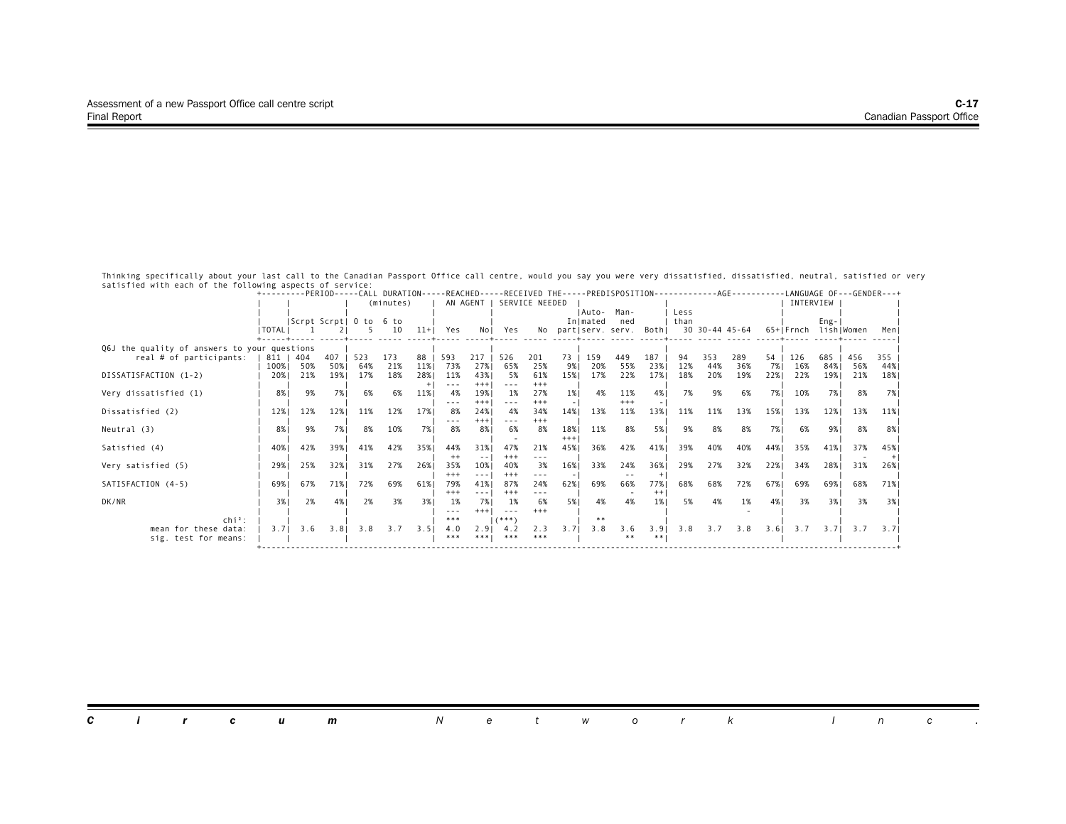Thinking specifically about your last call to the Canadian Passport Office call centre, would you say you were very dissatisfied, dissatisfied, neutral, satisfied or very satisfied with each of the following aspects of service:

| | | PERIOD | | CALL DURATION (minutes) | | | REACHED AN AGENT | | RECEIVED THE SERVICE NEEDED | | | PREDISPOSITION | | | AGE | | | | LANGUAGE OF INTERVIEW | | GENDER | |
|---|---|---|---|---|---|---|---|---|---|---|---|---|---|---|---|---|---|---|---|---|---|---|
| | TOTAL | Scrpt 1 | Scrpt 2 | 0 to 5 | 6 to 10 | 11+ | Yes | No | Yes | No | In part | Automated serv. | Manned serv. | Both | Less than 30 | 30-44 | 45-64 | 65+ | Frnch | English | Women | Men |
| **Q6J the quality of answers to your questions** | | | | | | | | | | | | | | | | | | | | | | |
| real # of participants: | 811 | 404 | 407 | 523 | 173 | 88 | 593 | 217 | 526 | 201 | 73 | 159 | 449 | 187 | 94 | 353 | 289 | 54 | 126 | 685 | 456 | 355 |
| | 100% | 50% | 50% | 64% | 21% | 11% | 73% | 27% | 65% | 25% | 9% | 20% | 55% | 23% | 12% | 44% | 36% | 7% | 16% | 84% | 56% | 44% |
| DISSATISFACTION (1-2) | 20% | 21% | 19% | 17% | 18% | 28% | 11% | 43% | 5% | 61% | 15% | 17% | 22% | 17% | 18% | 20% | 19% | 22% | 22% | 19% | 21% | 18% |
| | | | | | | + | --- | +++ | --- | +++ | | | | | | | | | | | | |
| Very dissatisfied (1) | 8% | 9% | 7% | 6% | 6% | 11% | 4% | 19% | 1% | 27% | 1% | 4% | 11% | 4% | 7% | 9% | 6% | 7% | 10% | 7% | 8% | 7% |
| | | | | | | | --- | +++ | --- | +++ | - | | +++ | - | | | | | | | | |
| Dissatisfied (2) | 12% | 12% | 12% | 11% | 12% | 17% | 8% | 24% | 4% | 34% | 14% | 13% | 11% | 13% | 11% | 11% | 13% | 15% | 13% | 12% | 13% | 11% |
| | | | | | | | --- | +++ | --- | +++ | | | | | | | | | | | | |
| Neutral (3) | 8% | 9% | 7% | 8% | 10% | 7% | 8% | 8% | 6% | 8% | 18% | 11% | 8% | 5% | 9% | 8% | 8% | 7% | 6% | 9% | 8% | 8% |
| | | | | | | | | | - | | +++ | | | | | | | | | | | |
| Satisfied (4) | 40% | 42% | 39% | 41% | 42% | 35% | 44% | 31% | 47% | 21% | 45% | 36% | 42% | 41% | 39% | 40% | 40% | 44% | 35% | 41% | 37% | 45% |
| | | | | | | | ++ | -- | +++ | --- | | | | | | | | | | | - | + |
| Very satisfied (5) | 29% | 25% | 32% | 31% | 27% | 26% | 35% | 10% | 40% | 3% | 16% | 33% | 24% | 36% | 29% | 27% | 32% | 22% | 34% | 28% | 31% | 26% |
| | | | | | | | +++ | --- | +++ | --- | - | | -- | + | | | | | | | | |
| SATISFACTION (4-5) | 69% | 67% | 71% | 72% | 69% | 61% | 79% | 41% | 87% | 24% | 62% | 69% | 66% | 77% | 68% | 68% | 72% | 67% | 69% | 69% | 68% | 71% |
| | | | | | | | +++ | --- | +++ | --- | | | - | ++ | | | | | | | | |
| DK/NR | 3% | 2% | 4% | 2% | 3% | 3% | 1% | 7% | 1% | 6% | 5% | 4% | 4% | 1% | 5% | 4% | 1% | 4% | 3% | 3% | 3% | 3% |
| | | | | | | | --- | +++ | --- | +++ | | | | | | | - | | | | | |
| chi²: | | | | | | | *** | | (***) | | | ** | | | | | | | | | | |
| mean for these data: | 3.7 | 3.6 | 3.8 | 3.8 | 3.7 | 3.5 | 4.0 | 2.9 | 4.2 | 2.3 | 3.7 | 3.8 | 3.6 | 3.9 | 3.8 | 3.7 | 3.8 | 3.6 | 3.7 | 3.7 | 3.7 | 3.7 |
| sig. test for means: | | | | | | | *** | *** | *** | *** | | | ** | ** | | | | | | | | |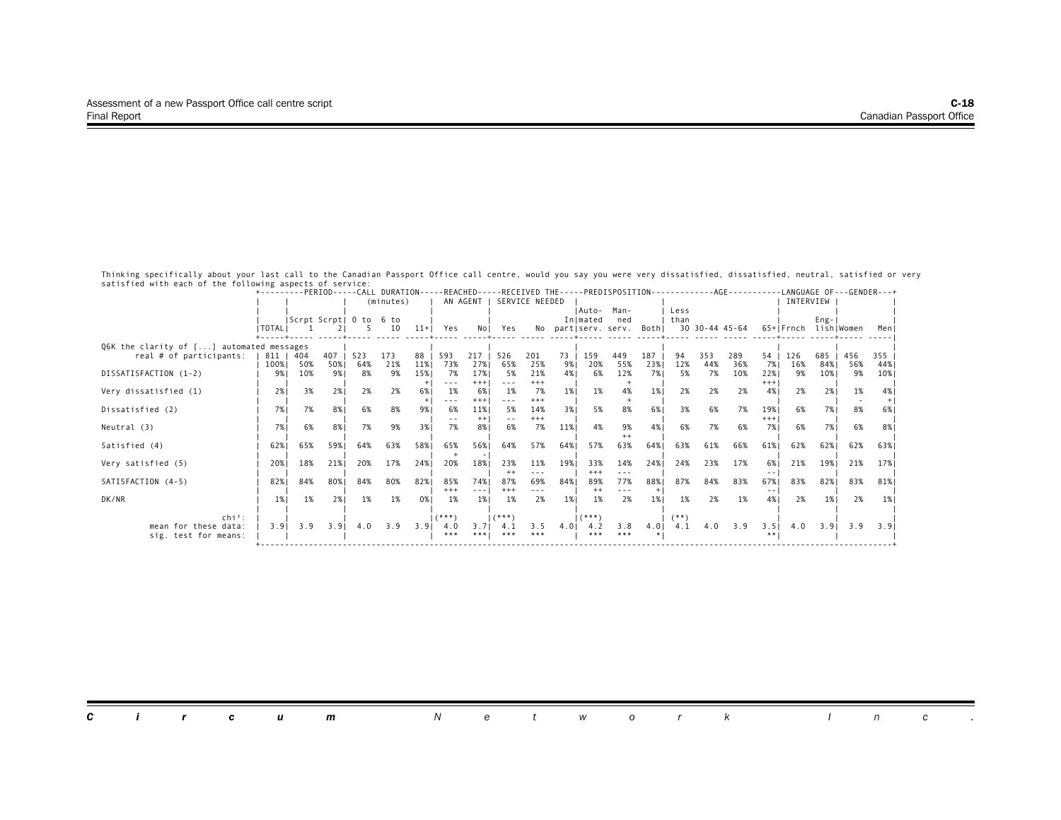Thinking specifically about your last call to the Canadian Passport Office call centre, would you say you were very dissatisfied, dissatisfied, neutral, satisfied or very satisfied with each of the following aspects of service:

| | TOTAL | PERIOD: Scrpt 1 | PERIOD: Scrpt 2 | CALL DURATION (minutes): 0 to 5 | CALL DURATION: 6 to 10 | CALL DURATION: 11+ | REACHED AN AGENT: Yes | REACHED AN AGENT: No | RECEIVED THE SERVICE NEEDED: Yes | RECEIVED THE SERVICE NEEDED: No | RECEIVED THE SERVICE NEEDED: In part | PREDISPOSITION: Automated serv. | PREDISPOSITION: Manned serv. | PREDISPOSITION: Both | AGE: Less than 30 | AGE: 30-44 | AGE: 45-64 | AGE: 65+ | LANGUAGE OF INTERVIEW: Frnch | LANGUAGE OF INTERVIEW: English | GENDER: Women | GENDER: Men |
|---|---|---|---|---|---|---|---|---|---|---|---|---|---|---|---|---|---|---|---|---|---|---|
| **Q6K the clarity of [...] automated messages** | | | | | | | | | | | | | | | | | | | | | | |
| real # of participants: | 811 | 404 | 407 | 523 | 173 | 88 | 593 | 217 | 526 | 201 | 73 | 159 | 449 | 187 | 94 | 353 | 289 | 54 | 126 | 685 | 456 | 355 |
| | 100% | 50% | 50% | 64% | 21% | 11% | 73% | 27% | 65% | 25% | 9% | 20% | 55% | 23% | 12% | 44% | 36% | 7% | 16% | 84% | 56% | 44% |
| DISSATISFACTION (1-2) | 9% | 10% | 9% | 8% | 9% | 15% + | 7% --- | 17% +++ | 5% --- | 21% +++ | 4% | 6% | 12% + | 7% | 5% | 7% | 10% | 22% +++ | 9% | 10% | 9% | 10% |
| Very dissatisfied (1) | 2% | 3% | 2% | 2% | 2% | 6% + | 1% --- | 6% +++ | 1% --- | 7% +++ | 1% | 1% | 4% + | 1% | 2% | 2% | 2% | 4% | 2% | 2% | 1% - | 4% + |
| Dissatisfied (2) | 7% | 7% | 8% | 6% | 8% | 9% | 6% -- | 11% ++ | 5% -- | 14% +++ | 3% | 5% | 8% | 6% | 3% | 6% | 7% | 19% +++ | 6% | 7% | 8% | 6% |
| Neutral (3) | 7% | 6% | 8% | 7% | 9% | 3% | 7% | 8% | 6% | 7% | 11% | 4% | 9% ++ | 4% | 6% | 7% | 6% | 7% | 6% | 7% | 6% | 8% |
| Satisfied (4) | 62% | 65% | 59% | 64% | 63% | 58% | 65% + | 56% - | 64% | 57% | 64% | 57% | 63% | 64% | 63% | 61% | 66% | 61% | 62% | 62% | 62% | 63% |
| Very satisfied (5) | 20% | 18% | 21% | 20% | 17% | 24% | 20% | 18% | 23% ++ | 11% --- | 19% | 33% +++ | 14% --- | 24% | 24% | 23% | 17% | 6% -- | 21% | 19% | 21% | 17% |
| SATISFACTION (4-5) | 82% | 84% | 80% | 84% | 80% | 82% | 85% +++ | 74% --- | 87% +++ | 69% --- | 84% | 89% ++ | 77% --- | 88% + | 87% | 84% | 83% | 67% -- | 83% | 82% | 83% | 81% |
| DK/NR | 1% | 1% | 2% | 1% | 1% | 0% | 1% | 1% | 1% | 2% | 1% | 1% | 2% | 1% | 1% | 2% | 1% | 4% | 2% | 1% | 2% | 1% |
| chi²: | | | | | | | (***) | | (***) | | | (***) | | | (**) | | | | | | | |
| mean for these data: | 3.9 | 3.9 | 3.9 | 4.0 | 3.9 | 3.9 | 4.0 | 3.7 | 4.1 | 3.5 | 4.0 | 4.2 | 3.8 | 4.0 | 4.1 | 4.0 | 3.9 | 3.5 | 4.0 | 3.9 | 3.9 | 3.9 |
| sig. test for means: | | | | | | | *** | *** | *** | *** | | *** | *** | * | | | | ** | | | | |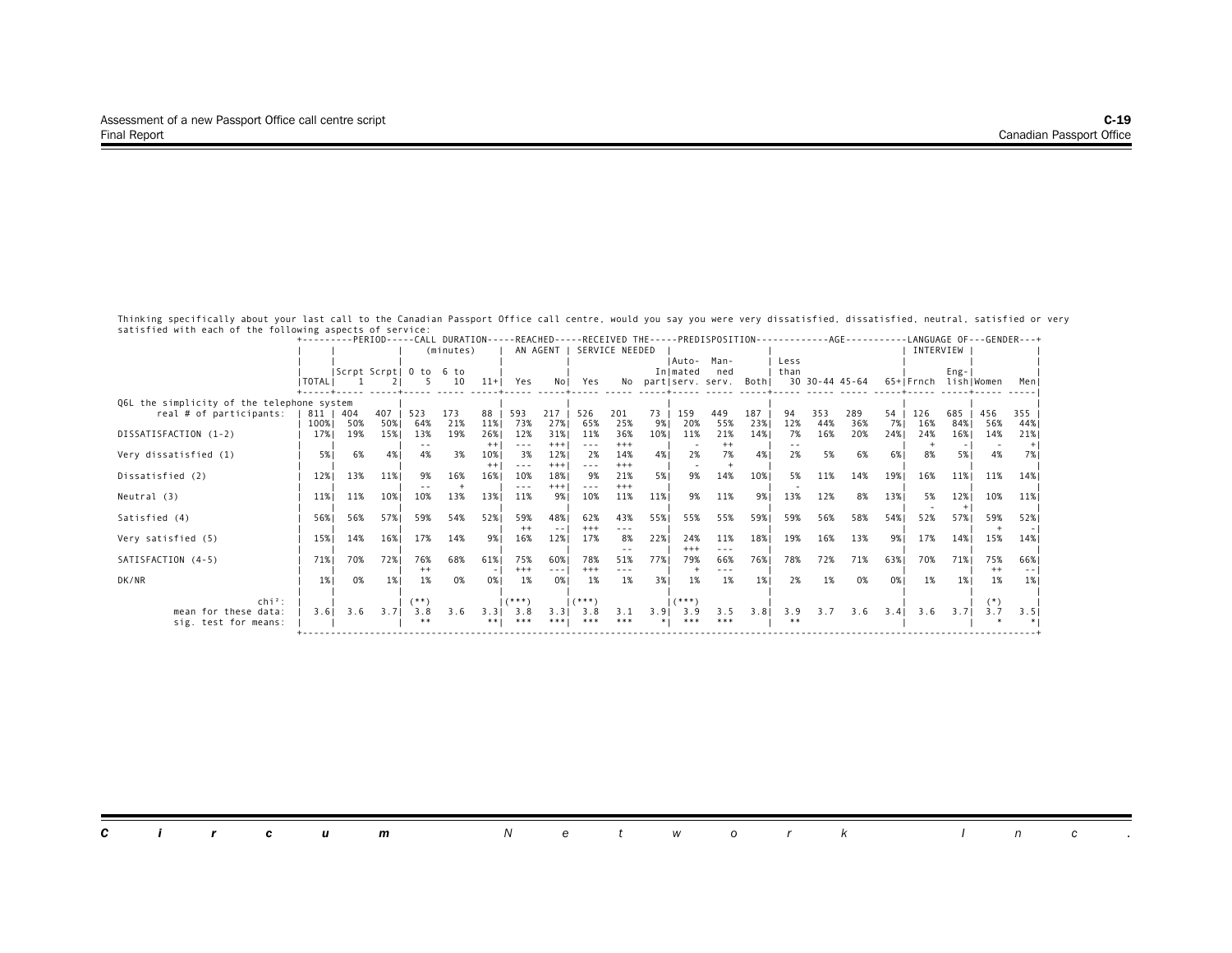Thinking specifically about your last call to the Canadian Passport Office call centre, would you say you were very dissatisfied, dissatisfied, neutral, satisfied or very satisfied with each of the following aspects of service:

| | TOTAL | PERIOD: Scrpt 1 | PERIOD: Scrpt 2 | CALL DURATION (minutes): 0 to 5 | CALL DURATION (minutes): 6 to 10 | CALL DURATION (minutes): 11+ | REACHED AN AGENT: Yes | REACHED AN AGENT: No | RECEIVED THE SERVICE NEEDED: Yes | RECEIVED THE SERVICE NEEDED: No | RECEIVED THE SERVICE NEEDED: In part | PREDISPOSITION: Auto-mated serv. | PREDISPOSITION: Man-ned serv. | PREDISPOSITION: Both | AGE: Less than 30 | AGE: 30-44 | AGE: 45-64 | AGE: 65+ | LANGUAGE OF INTERVIEW: Frnch | LANGUAGE OF INTERVIEW: Eng-lish | GENDER: Women | GENDER: Men |
|---|---|---|---|---|---|---|---|---|---|---|---|---|---|---|---|---|---|---|---|---|---|---|
| **Q6L the simplicity of the telephone system** | | | | | | | | | | | | | | | | | | | | | | |
| real # of participants: | 811 | 404 | 407 | 523 | 173 | 88 | 593 | 217 | 526 | 201 | 73 | 159 | 449 | 187 | 94 | 353 | 289 | 54 | 126 | 685 | 456 | 355 |
| | 100% | 50% | 50% | 64% | 21% | 11% | 73% | 27% | 65% | 25% | 9% | 20% | 55% | 23% | 12% | 44% | 36% | 7% | 16% | 84% | 56% | 44% |
| DISSATISFACTION (1-2) | 17% | 19% | 15% | 13% | 19% | 26% | 12% | 31% | 11% | 36% | 10% | 11% | 21% | 14% | 7% | 16% | 20% | 24% | 24% | 16% | 14% | 21% |
| | | | | -- | | ++ | --- | +++ | --- | +++ | | | ++ | | -- | | | | + | - | - | + |
| Very dissatisfied (1) | 5% | 6% | 4% | 4% | 3% | 10% | 3% | 12% | 2% | 14% | 4% | 2% | 7% | 4% | 2% | 5% | 6% | 6% | 8% | 5% | 4% | 7% |
| | | | | | | ++ | --- | +++ | --- | +++ | | - | + | | | | | | | | | |
| Dissatisfied (2) | 12% | 13% | 11% | 9% | 16% | 16% | 10% | 18% | 9% | 21% | 5% | 9% | 14% | 10% | 5% | 11% | 14% | 19% | 16% | 11% | 11% | 14% |
| | | | | -- | + | | --- | +++ | --- | +++ | | | | | - | | | | | | | |
| Neutral (3) | 11% | 11% | 10% | 10% | 13% | 13% | 11% | 9% | 10% | 11% | 11% | 9% | 11% | 9% | 13% | 12% | 8% | 13% | 5% | 12% | 10% | 11% |
| | | | | | | | | | | | | | | | | | | | - | + | | |
| Satisfied (4) | 56% | 56% | 57% | 59% | 54% | 52% | 59% | 48% | 62% | 43% | 55% | 55% | 55% | 59% | 59% | 56% | 58% | 54% | 52% | 57% | 59% | 52% |
| | | | | | | | ++ | -- | +++ | --- | | | | | | | | | | | + | - |
| Very satisfied (5) | 15% | 14% | 16% | 17% | 14% | 9% | 16% | 12% | 17% | 8% | 22% | 24% | 11% | 18% | 19% | 16% | 13% | 9% | 17% | 14% | 15% | 14% |
| | | | | | | | | | | -- | | +++ | --- | | | | | | | | | |
| SATISFACTION (4-5) | 71% | 70% | 72% | 76% | 68% | 61% | 75% | 60% | 78% | 51% | 77% | 79% | 66% | 76% | 78% | 72% | 71% | 63% | 70% | 71% | 75% | 66% |
| | | | | ++ | | - | +++ | --- | +++ | --- | | + | --- | | | | | | | | ++ | -- |
| DK/NR | 1% | 0% | 1% | 1% | 0% | 0% | 1% | 0% | 1% | 1% | 3% | 1% | 1% | 1% | 2% | 1% | 0% | 0% | 1% | 1% | 1% | 1% |
| chi²: | | | | (**) | | | (***) | | (***) | | | (***) | | | | | | | | | (*) | |
| mean for these data: | 3.6 | 3.6 | 3.7 | 3.8 | 3.6 | 3.3 | 3.8 | 3.3 | 3.8 | 3.1 | 3.9 | 3.9 | 3.5 | 3.8 | 3.9 | 3.7 | 3.6 | 3.4 | 3.6 | 3.7 | 3.7 | 3.5 |
| sig. test for means: | | | | ** | | ** | *** | *** | *** | *** | * | *** | *** | | ** | | | | | | * | * |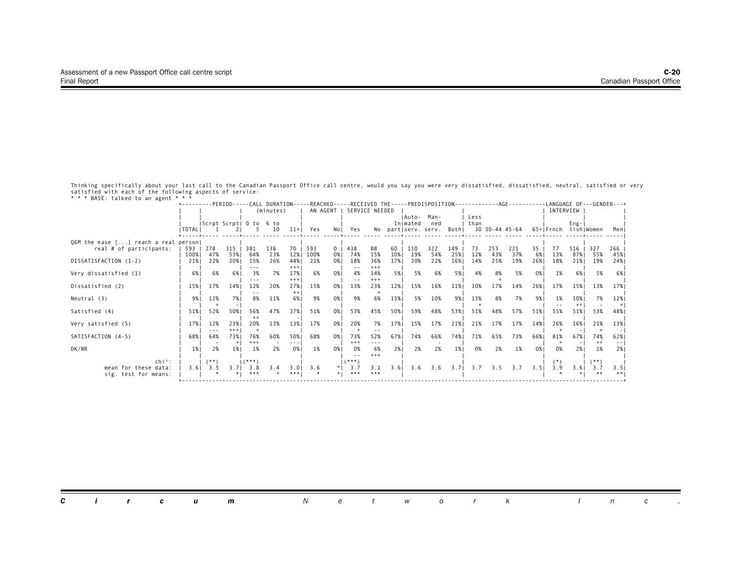Thinking specifically about your last call to the Canadian Passport Office call centre, would you say you were very dissatisfied, dissatisfied, neutral, satisfied or very satisfied with each of the following aspects of service:

* * * BASE: talked to an agent * * *

| | | PERIOD | | CALL DURATION (minutes) | | | REACHED AN AGENT | | RECEIVED THE SERVICE NEEDED | | | PREDISPOSITION | | | AGE | | | | LANGUAGE OF INTERVIEW | | GENDER | |
|---|---|---|---|---|---|---|---|---|---|---|---|---|---|---|---|---|---|---|---|---|---|---|
| | TOTAL | Scrpt 1 | Scrpt 2 | 0 to 5 | 6 to 10 | 11+ | Yes | No | Yes | No | In part | Auto-mated serv. | Man-ned serv. | Both | Less than 30 | 30-44 | 45-64 | 65+ | Frnch | Eng-lish | Women | Men |
| **Q6M the ease [...] reach a real person** | | | | | | | | | | | | | | | | | | | | | | |
| real # of participants: | 593 | 278 | 315 | 381 | 136 | 70 | 593 | 0 | 438 | 88 | 60 | 110 | 322 | 149 | 73 | 253 | 221 | 35 | 77 | 516 | 327 | 266 |
| | 100% | 47% | 53% | 64% | 23% | 12% | 100% | 0% | 74% | 15% | 10% | 19% | 54% | 25% | 12% | 43% | 37% | 6% | 13% | 87% | 55% | 45% |
| DISSATISFACTION (1-2) | 21% | 22% | 20% | 15% | 26% | 44% | 21% | 0% | 18% | 36% | 17% | 20% | 22% | 16% | 14% | 25% | 19% | 26% | 18% | 21% | 19% | 24% |
| | | | | --- | | +++ | | | -- | +++ | | | | | | | | | | | | |
| Very dissatisfied (1) | 6% | 6% | 6% | 3% | 7% | 17% | 6% | 0% | 4% | 14% | 5% | 5% | 6% | 5% | 4% | 8% | 5% | 0% | 1% | 6% | 5% | 6% |
| | | | | --- | | +++ | | | -- | +++ | | | | | | + | | | | | | |
| Dissatisfied (2) | 15% | 17% | 14% | 12% | 20% | 27% | 15% | 0% | 13% | 23% | 12% | 15% | 16% | 11% | 10% | 17% | 14% | 26% | 17% | 15% | 13% | 17% |
| | | | | -- | | ++ | | | | + | | | | | | | | | | | | |
| Neutral (3) | 9% | 12% | 7% | 8% | 11% | 6% | 9% | 0% | 9% | 6% | 15% | 5% | 10% | 9% | 15% | 8% | 7% | 9% | 1% | 10% | 7% | 12% |
| | | + | - | | | | | | | | | | | | + | | | | -- | ++ | - | + |
| Satisfied (4) | 51% | 52% | 50% | 56% | 47% | 37% | 51% | 0% | 53% | 45% | 50% | 59% | 48% | 53% | 51% | 48% | 57% | 51% | 55% | 51% | 53% | 48% |
| | | | | ++ | | - | | | | | | | | | | | | | | | | |
| Very satisfied (5) | 17% | 12% | 23% | 20% | 13% | 13% | 17% | 0% | 20% | 7% | 17% | 15% | 17% | 21% | 21% | 17% | 17% | 14% | 26% | 16% | 21% | 13% |
| | | --- | +++ | + | | | | | + | -- | | | | | | | | | + | - | + | - |
| SATISFACTION (4-5) | 68% | 64% | 73% | 76% | 60% | 50% | 68% | 0% | 73% | 52% | 67% | 74% | 66% | 74% | 71% | 65% | 73% | 66% | 81% | 67% | 74% | 62% |
| | | - | + | +++ | - | --- | | | +++ | --- | | | - | | | | | | + | - | ++ | -- |
| DK/NR | 1% | 2% | 1% | 1% | 2% | 0% | 1% | 0% | 0% | 6% | 2% | 2% | 2% | 1% | 0% | 2% | 1% | 0% | 0% | 2% | 1% | 2% |
| | | | | | | | | | -- | +++ | | | | | | | | | | | | |
| chi²: | | (**) | | (***) | | | | | (***) | | | | | | | | | | (*) | | (**) | |
| mean for these data: | 3.6 | 3.5 | 3.7 | 3.8 | 3.4 | 3.0 | 3.6 | * | 3.7 | 3.1 | 3.6 | 3.6 | 3.6 | 3.7 | 3.7 | 3.5 | 3.7 | 3.5 | 3.9 | 3.6 | 3.7 | 3.5 |
| sig. test for means: | | * | * | *** | * | *** | * | * | *** | *** | | | | | | | | | * | * | ** | ** |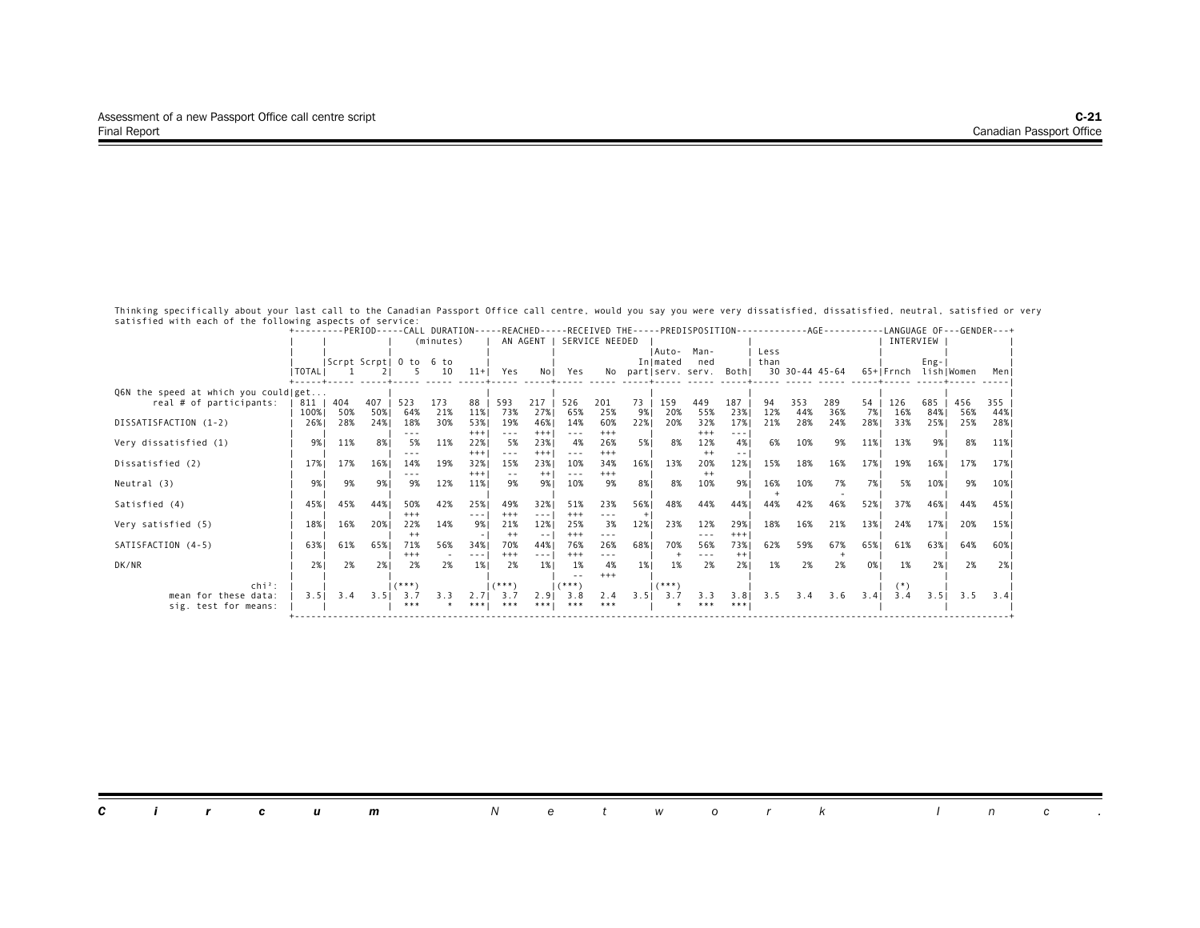Thinking specifically about your last call to the Canadian Passport Office call centre, would you say you were very dissatisfied, dissatisfied, neutral, satisfied or very satisfied with each of the following aspects of service:

| | TOTAL | PERIOD: Scrpt 1 | PERIOD: Scrpt 2 | CALL DURATION (minutes): 0 to 5 | CALL DURATION (minutes): 6 to 10 | CALL DURATION (minutes): 11+ | REACHED AN AGENT: Yes | REACHED AN AGENT: No | RECEIVED THE SERVICE NEEDED: Yes | RECEIVED THE SERVICE NEEDED: No | RECEIVED THE SERVICE NEEDED: In part | PREDISPOSITION: Automated serv. | PREDISPOSITION: Manned serv. | PREDISPOSITION: Both | AGE: Less than 30 | AGE: 30-44 | AGE: 45-64 | AGE: 65+ | LANGUAGE OF INTERVIEW: Frnch | LANGUAGE OF INTERVIEW: English | GENDER: Women | GENDER: Men |
|---|---|---|---|---|---|---|---|---|---|---|---|---|---|---|---|---|---|---|---|---|---|---|
| Q6N the speed at which you could get... | | | | | | | | | | | | | | | | | | | | | | |
| real # of participants: | 811 | 404 | 407 | 523 | 173 | 88 | 593 | 217 | 526 | 201 | 73 | 159 | 449 | 187 | 94 | 353 | 289 | 54 | 126 | 685 | 456 | 355 |
| | 100% | 50% | 50% | 64% | 21% | 11% | 73% | 27% | 65% | 25% | 9% | 20% | 55% | 23% | 12% | 44% | 36% | 7% | 16% | 84% | 56% | 44% |
| DISSATISFACTION (1-2) | 26% | 28% | 24% | 18% | 30% | 53% | 19% | 46% | 14% | 60% | 22% | 20% | 32% | 17% | 21% | 28% | 24% | 28% | 33% | 25% | 25% | 28% |
| | | | | --- | | +++ | --- | +++ | --- | +++ | | | +++ | --- | | | | | | | | |
| Very dissatisfied (1) | 9% | 11% | 8% | 5% | 11% | 22% | 5% | 23% | 4% | 26% | 5% | 8% | 12% | 4% | 6% | 10% | 9% | 11% | 13% | 9% | 8% | 11% |
| | | | | --- | | +++ | --- | +++ | --- | +++ | | | ++ | -- | | | | | | | | |
| Dissatisfied (2) | 17% | 17% | 16% | 14% | 19% | 32% | 15% | 23% | 10% | 34% | 16% | 13% | 20% | 12% | 15% | 18% | 16% | 17% | 19% | 16% | 17% | 17% |
| | | | | --- | | +++ | -- | ++ | --- | +++ | | | ++ | | | | | | | | | |
| Neutral (3) | 9% | 9% | 9% | 9% | 12% | 11% | 9% | 9% | 10% | 9% | 8% | 8% | 10% | 9% | 16% | 10% | 7% | 7% | 5% | 10% | 9% | 10% |
| | | | | | | | | | | | | | | | + | | - | | | | | |
| Satisfied (4) | 45% | 45% | 44% | 50% | 42% | 25% | 49% | 32% | 51% | 23% | 56% | 48% | 44% | 44% | 44% | 42% | 46% | 52% | 37% | 46% | 44% | 45% |
| | | | | +++ | | --- | +++ | --- | +++ | --- | + | | | | | | | | | | | |
| Very satisfied (5) | 18% | 16% | 20% | 22% | 14% | 9% | 21% | 12% | 25% | 3% | 12% | 23% | 12% | 29% | 18% | 16% | 21% | 13% | 24% | 17% | 20% | 15% |
| | | | | ++ | | - | ++ | -- | +++ | --- | | | --- | +++ | | | | | | | | |
| SATISFACTION (4-5) | 63% | 61% | 65% | 71% | 56% | 34% | 70% | 44% | 76% | 26% | 68% | 70% | 56% | 73% | 62% | 59% | 67% | 65% | 61% | 63% | 64% | 60% |
| | | | | +++ | - | --- | +++ | --- | +++ | --- | | + | --- | ++ | | | + | | | | | |
| DK/NR | 2% | 2% | 2% | 2% | 2% | 1% | 2% | 1% | 1% | 4% | 1% | 1% | 2% | 2% | 1% | 2% | 2% | 0% | 1% | 2% | 2% | 2% |
| | | | | | | | | | -- | +++ | | | | | | | | | | | | |
| chi²: | | | | (***) | | | (***) | | (***) | | | (***) | | | | | | | (*) | | | |
| mean for these data: | 3.5 | 3.4 | 3.5 | 3.7 | 3.3 | 2.7 | 3.7 | 2.9 | 3.8 | 2.4 | 3.5 | 3.7 | 3.3 | 3.8 | 3.5 | 3.4 | 3.6 | 3.4 | 3.4 | 3.5 | 3.5 | 3.4 |
| sig. test for means: | | | | *** | * | *** | *** | *** | *** | *** | | * | *** | *** | | | | | | | | |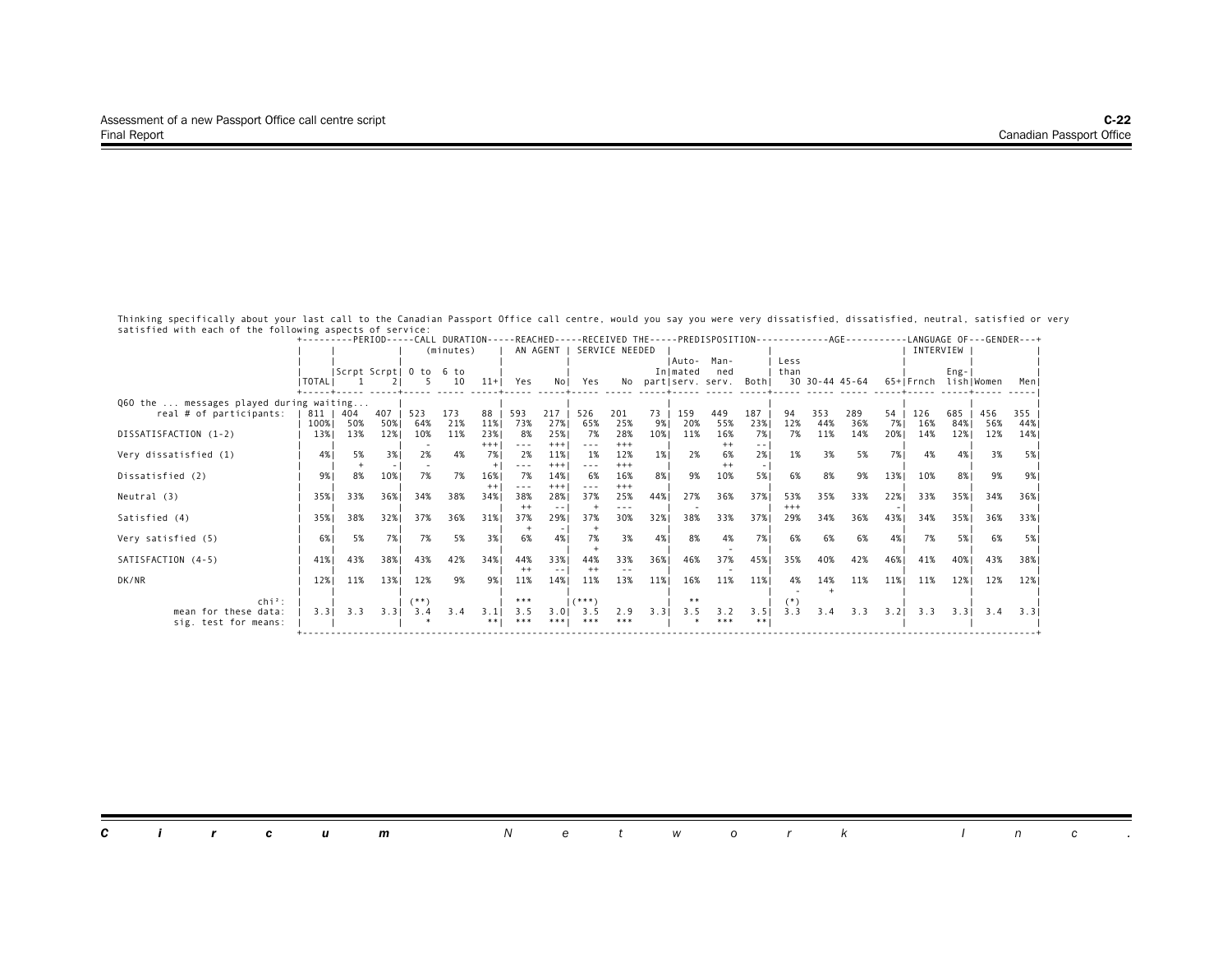Thinking specifically about your last call to the Canadian Passport Office call centre, would you say you were very dissatisfied, dissatisfied, neutral, satisfied or very satisfied with each of the following aspects of service:

| | | PERIOD | | CALL DURATION (minutes) | | | REACHED AN AGENT | | RECEIVED THE SERVICE NEEDED | | | PREDISPOSITION | | | AGE | | | | LANGUAGE OF INTERVIEW | | GENDER | |
|---|---|---|---|---|---|---|---|---|---|---|---|---|---|---|---|---|---|---|---|---|---|---|
| | TOTAL | Scrpt 1 | Scrpt 2 | 0 to 5 | 6 to 10 | 11+ | Yes | No | Yes | No | In part | Automated serv. | Manned serv. | Both | Less than 30 | 30-44 | 45-64 | 65+ | Frnch | English | Women | Men |
| Q6O the ... messages played during waiting... | | | | | | | | | | | | | | | | | | | | | | |
| real # of participants: | 811 | 404 | 407 | 523 | 173 | 88 | 593 | 217 | 526 | 201 | 73 | 159 | 449 | 187 | 94 | 353 | 289 | 54 | 126 | 685 | 456 | 355 |
| | 100% | 50% | 50% | 64% | 21% | 11% | 73% | 27% | 65% | 25% | 9% | 20% | 55% | 23% | 12% | 44% | 36% | 7% | 16% | 84% | 56% | 44% |
| DISSATISFACTION (1-2) | 13% | 13% | 12% | 10% | 11% | 23% | 8% | 25% | 7% | 28% | 10% | 11% | 16% | 7% | 7% | 11% | 14% | 20% | 14% | 12% | 12% | 14% |
| | | | | - | | +++ | --- | +++ | --- | +++ | | | ++ | -- | | | | | | | | |
| Very dissatisfied (1) | 4% | 5% | 3% | 2% | 4% | 7% | 2% | 11% | 1% | 12% | 1% | 2% | 6% | 2% | 1% | 3% | 5% | 7% | 4% | 4% | 3% | 5% |
| | | + | - | - | | + | --- | +++ | --- | +++ | | | ++ | - | | | | | | | | |
| Dissatisfied (2) | 9% | 8% | 10% | 7% | 7% | 16% | 7% | 14% | 6% | 16% | 8% | 9% | 10% | 5% | 6% | 8% | 9% | 13% | 10% | 8% | 9% | 9% |
| | | | | | | ++ | --- | +++ | --- | +++ | | | | | | | | | | | | |
| Neutral (3) | 35% | 33% | 36% | 34% | 38% | 34% | 38% | 28% | 37% | 25% | 44% | 27% | 36% | 37% | 53% | 35% | 33% | 22% | 33% | 35% | 34% | 36% |
| | | | | | | | ++ | -- | + | --- | | - | | | +++ | | | - | | | | |
| Satisfied (4) | 35% | 38% | 32% | 37% | 36% | 31% | 37% | 29% | 37% | 30% | 32% | 38% | 33% | 37% | 29% | 34% | 36% | 43% | 34% | 35% | 36% | 33% |
| | | | | | | | + | - | + | | | | | | | | | | | | | |
| Very satisfied (5) | 6% | 5% | 7% | 7% | 5% | 3% | 6% | 4% | 7% | 3% | 4% | 8% | 4% | 7% | 6% | 6% | 6% | 4% | 7% | 5% | 6% | 5% |
| | | | | | | | | | + | | | | - | | | | | | | | | |
| SATISFACTION (4-5) | 41% | 43% | 38% | 43% | 42% | 34% | 44% | 33% | 44% | 33% | 36% | 46% | 37% | 45% | 35% | 40% | 42% | 46% | 41% | 40% | 43% | 38% |
| | | | | | | | ++ | -- | ++ | -- | | | - | | | | | | | | | |
| DK/NR | 12% | 11% | 13% | 12% | 9% | 9% | 11% | 14% | 11% | 13% | 11% | 16% | 11% | 11% | 4% | 14% | 11% | 11% | 11% | 12% | 12% | 12% |
| | | | | | | | | | | | | | | | - | + | | | | | | |
| chi²: | | | | (**) | | | *** | | (***) | | | ** | | | (*) | | | | | | | |
| mean for these data: | 3.3 | 3.3 | 3.3 | 3.4 | 3.4 | 3.1 | 3.5 | 3.0 | 3.5 | 2.9 | 3.3 | 3.5 | 3.2 | 3.5 | 3.3 | 3.4 | 3.3 | 3.2 | 3.3 | 3.3 | 3.4 | 3.3 |
| sig. test for means: | | | | * | | ** | *** | *** | *** | *** | | * | *** | ** | | | | | | | | |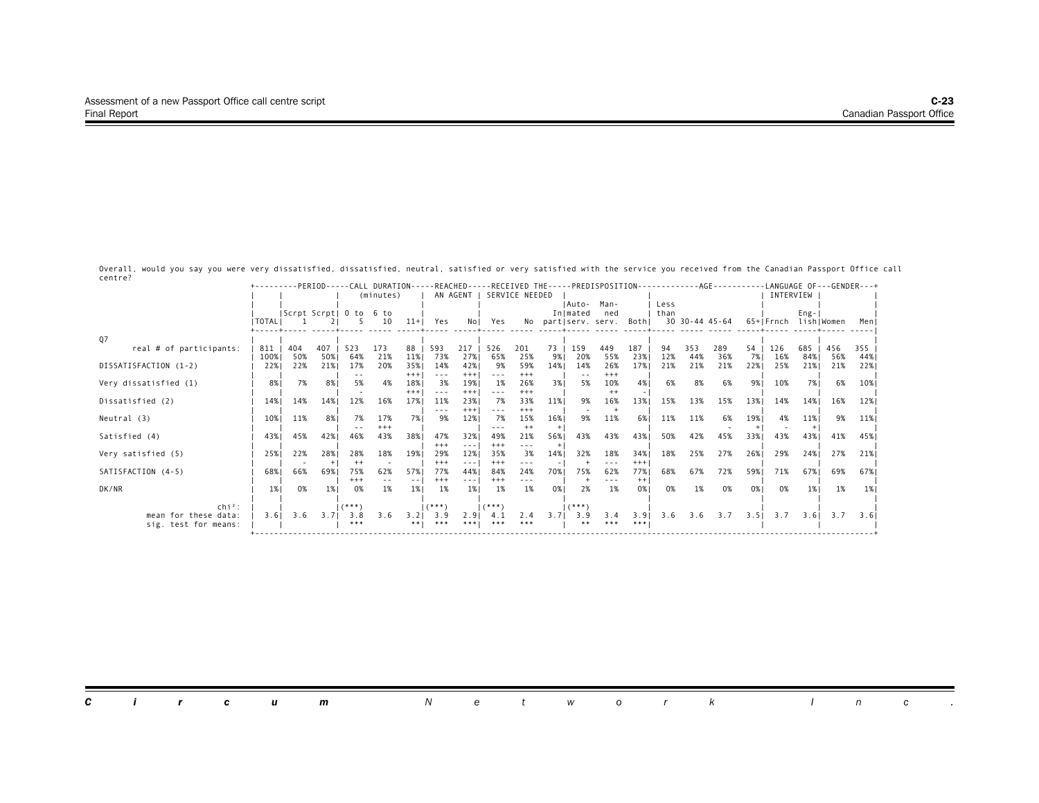Overall, would you say you were very dissatisfied, dissatisfied, neutral, satisfied or very satisfied with the service you received from the Canadian Passport Office call centre?

| Q7 | TOTAL | PERIOD | | CALL DURATION (minutes) | | | REACHED AN AGENT | | RECEIVED THE SERVICE NEEDED | | | PREDISPOSITION | | | AGE | | | | LANGUAGE OF INTERVIEW | | GENDER | |
|---|---|---|---|---|---|---|---|---|---|---|---|---|---|---|---|---|---|---|---|---|---|---|
| | | Scrpt 1 | Scrpt 2 | 0 to 5 | 6 to 10 | 11+ | Yes | No | Yes | No | In part | Automated serv. | Manned serv. | Both | Less than 30 | 30-44 | 45-64 | 65+ | Frnch | English | Women | Men |
| real # of participants: | 811 | 404 | 407 | 523 | 173 | 88 | 593 | 217 | 526 | 201 | 73 | 159 | 449 | 187 | 94 | 353 | 289 | 54 | 126 | 685 | 456 | 355 |
| | 100% | 50% | 50% | 64% | 21% | 11% | 73% | 27% | 65% | 25% | 9% | 20% | 55% | 23% | 12% | 44% | 36% | 7% | 16% | 84% | 56% | 44% |
| DISSATISFACTION (1-2) | 22% | 22% | 21% | 17% | 20% | 35% | 14% | 42% | 9% | 59% | 14% | 14% | 26% | 17% | 21% | 21% | 21% | 22% | 25% | 21% | 21% | 22% |
| | | | | -- | | +++ | --- | +++ | --- | +++ | | -- | +++ | | | | | | | | | |
| Very dissatisfied (1) | 8% | 7% | 8% | 5% | 4% | 18% | 3% | 19% | 1% | 26% | 3% | 5% | 10% | 4% | 6% | 8% | 6% | 9% | 10% | 7% | 6% | 10% |
| | | | | - | | +++ | --- | +++ | --- | +++ | | | ++ | - | | | | | | | | |
| Dissatisfied (2) | 14% | 14% | 14% | 12% | 16% | 17% | 11% | 23% | 7% | 33% | 11% | 9% | 16% | 13% | 15% | 13% | 15% | 13% | 14% | 14% | 16% | 12% |
| | | | | | | | --- | +++ | --- | +++ | | - | + | | | | | | | | | |
| Neutral (3) | 10% | 11% | 8% | 7% | 17% | 7% | 9% | 12% | 7% | 15% | 16% | 9% | 11% | 6% | 11% | 11% | 6% | 19% | 4% | 11% | 9% | 11% |
| | | | | -- | +++ | | | | --- | ++ | + | | | | | | - | + | - | + | | |
| Satisfied (4) | 43% | 45% | 42% | 46% | 43% | 38% | 47% | 32% | 49% | 21% | 56% | 43% | 43% | 43% | 50% | 42% | 45% | 33% | 43% | 43% | 41% | 45% |
| | | | | | | | +++ | --- | +++ | --- | + | | | | | | | | | | | |
| Very satisfied (5) | 25% | 22% | 28% | 28% | 18% | 19% | 29% | 12% | 35% | 3% | 14% | 32% | 18% | 34% | 18% | 25% | 27% | 26% | 29% | 24% | 27% | 21% |
| | | - | + | ++ | - | | +++ | --- | +++ | --- | - | + | --- | +++ | | | | | | | | |
| SATISFACTION (4-5) | 68% | 66% | 69% | 75% | 62% | 57% | 77% | 44% | 84% | 24% | 70% | 75% | 62% | 77% | 68% | 67% | 72% | 59% | 71% | 67% | 69% | 67% |
| | | | | +++ | -- | -- | +++ | --- | +++ | --- | | + | --- | ++ | | | | | | | | |
| DK/NR | 1% | 0% | 1% | 0% | 1% | 1% | 1% | 1% | 1% | 1% | 0% | 2% | 1% | 0% | 0% | 1% | 0% | 0% | 0% | 1% | 1% | 1% |
| chi²: | | | | (***) | | | (***) | | (***) | | | (***) | | | | | | | | | | |
| mean for these data: | 3.6 | 3.6 | 3.7 | 3.8 | 3.6 | 3.2 | 3.9 | 2.9 | 4.1 | 2.4 | 3.7 | 3.9 | 3.4 | 3.9 | 3.6 | 3.6 | 3.7 | 3.5 | 3.7 | 3.6 | 3.7 | 3.6 |
| sig. test for means: | | | | *** | | ** | *** | *** | *** | *** | | ** | *** | *** | | | | | | | | |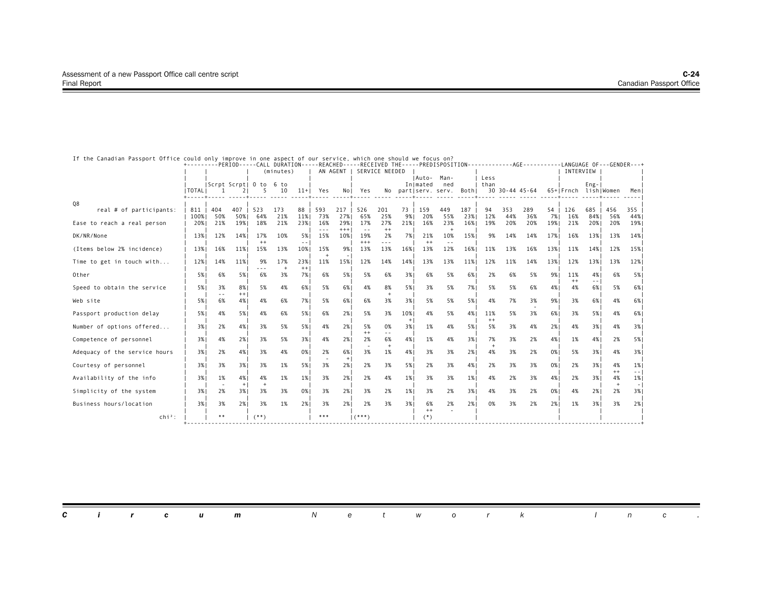If the Canadian Passport Office could only improve in one aspect of our service, which one should we focus on?

| Q8 | TOTAL | PERIOD Scrpt 1 | PERIOD Scrpt 2 | CALL DURATION (minutes) 0 to 5 | CALL DURATION 6 to 10 | CALL DURATION 11+ | REACHED AN AGENT Yes | REACHED AN AGENT No | RECEIVED THE SERVICE NEEDED Yes | RECEIVED THE SERVICE NEEDED No | RECEIVED THE SERVICE NEEDED In part | PREDISPOSITION Automated serv. | PREDISPOSITION Manned serv. | PREDISPOSITION Both | AGE Less than 30 | AGE 30-44 | AGE 45-64 | AGE 65+ | LANGUAGE OF INTERVIEW Frnch | LANGUAGE OF INTERVIEW English | GENDER Women | GENDER Men |
|---|---|---|---|---|---|---|---|---|---|---|---|---|---|---|---|---|---|---|---|---|---|---|
| real # of participants: | 811 | 404 | 407 | 523 | 173 | 88 | 593 | 217 | 526 | 201 | 73 | 159 | 449 | 187 | 94 | 353 | 289 | 54 | 126 | 685 | 456 | 355 |
| | 100% | 50% | 50% | 64% | 21% | 11% | 73% | 27% | 65% | 25% | 9% | 20% | 55% | 23% | 12% | 44% | 36% | 7% | 16% | 84% | 56% | 44% |
| Ease to reach a real person | 20% | 21% | 19% | 18% | 21% | 23% | 16% | 29% | 17% | 27% | 21% | 16% | 23% | 16% | 19% | 20% | 20% | 19% | 21% | 20% | 20% | 19% |
| | | | | | | | --- | +++ | -- | ++ | | | + | | | | | | | | | |
| DK/NR/None | 13% | 12% | 14% | 17% | 10% | 5% | 15% | 10% | 19% | 2% | 7% | 21% | 10% | 15% | 9% | 14% | 14% | 17% | 16% | 13% | 13% | 14% |
| | | | | ++ | | -- | | | +++ | --- | | ++ | -- | | | | | | | | | |
| (Items below 2% incidence) | 13% | 16% | 11% | 15% | 13% | 10% | 15% | 9% | 13% | 13% | 16% | 13% | 12% | 16% | 11% | 13% | 16% | 13% | 11% | 14% | 12% | 15% |
| | | | | | | | + | - | | | | | | | | | | | | | | |
| Time to get in touch with... | 12% | 14% | 11% | 9% | 17% | 23% | 11% | 15% | 12% | 14% | 14% | 13% | 13% | 11% | 12% | 11% | 14% | 13% | 12% | 13% | 13% | 12% |
| | | | | --- | + | ++ | | | | | | | | | | | | | | | | |
| Other | 5% | 6% | 5% | 6% | 3% | 7% | 6% | 5% | 5% | 6% | 3% | 6% | 5% | 6% | 2% | 6% | 5% | 9% | 11% | 4% | 6% | 5% |
| | | | | | | | | | | | | | | | | | | | ++ | -- | | |
| Speed to obtain the service | 5% | 3% | 8% | 5% | 4% | 6% | 5% | 6% | 4% | 8% | 5% | 3% | 5% | 7% | 5% | 5% | 6% | 4% | 4% | 6% | 5% | 6% |
| | | -- | ++ | | | | | | | + | | | | | | | | | | | | |
| Web site | 5% | 6% | 4% | 4% | 6% | 7% | 5% | 6% | 6% | 3% | 3% | 5% | 5% | 5% | 4% | 7% | 3% | 9% | 3% | 6% | 4% | 6% |
| | | | | | | | | | | | | | | | | | - | | | | | |
| Passport production delay | 5% | 4% | 5% | 4% | 6% | 5% | 6% | 2% | 5% | 3% | 10% | 4% | 5% | 4% | 11% | 5% | 3% | 6% | 3% | 5% | 4% | 6% |
| | | | | | | | | | | | + | | | | ++ | | | | | | | |
| Number of options offered... | 3% | 2% | 4% | 3% | 5% | 5% | 4% | 2% | 5% | 0% | 3% | 1% | 4% | 5% | 5% | 3% | 4% | 2% | 4% | 3% | 4% | 3% |
| | | | | | | | | | ++ | -- | | | | | | | | | | | | |
| Competence of personnel | 3% | 4% | 2% | 3% | 5% | 3% | 4% | 2% | 2% | 6% | 4% | 1% | 4% | 3% | 7% | 3% | 2% | 4% | 1% | 4% | 2% | 5% |
| | | | | | | | | | - | + | | | | | + | | | | | | | |
| Adequacy of the service hours | 3% | 2% | 4% | 3% | 4% | 0% | 2% | 6% | 3% | 1% | 4% | 3% | 3% | 2% | 4% | 3% | 2% | 0% | 5% | 3% | 4% | 3% |
| | | | | | | | - | + | | | | | | | | | | | | | | |
| Courtesy of personnel | 3% | 3% | 3% | 3% | 1% | 5% | 3% | 2% | 2% | 3% | 5% | 2% | 3% | 4% | 2% | 3% | 3% | 0% | 2% | 3% | 4% | 1% |
| | | | | | | | | | | | | | | | | | | | | | ++ | -- |
| Availability of the info | 3% | 1% | 4% | 4% | 1% | 1% | 3% | 2% | 2% | 4% | 1% | 3% | 3% | 1% | 4% | 2% | 3% | 4% | 2% | 3% | 4% | 1% |
| | | - | + | + | | | | | | | | | | | | | | | | | + | - |
| Simplicity of the system | 3% | 2% | 3% | 3% | 3% | 0% | 3% | 2% | 3% | 2% | 1% | 3% | 2% | 3% | 4% | 3% | 2% | 0% | 4% | 2% | 2% | 3% |
| Business hours/location | 3% | 3% | 2% | 3% | 1% | 2% | 3% | 2% | 2% | 3% | 3% | 6% | 2% | 2% | 0% | 3% | 2% | 2% | 1% | 3% | 3% | 2% |
| | | | | | | | | | | | | ++ | - | | | | | | | | | |
| chi²: | | ** | | (**) | | | *** | | (***) | | | (*) | | | | | | | | | | |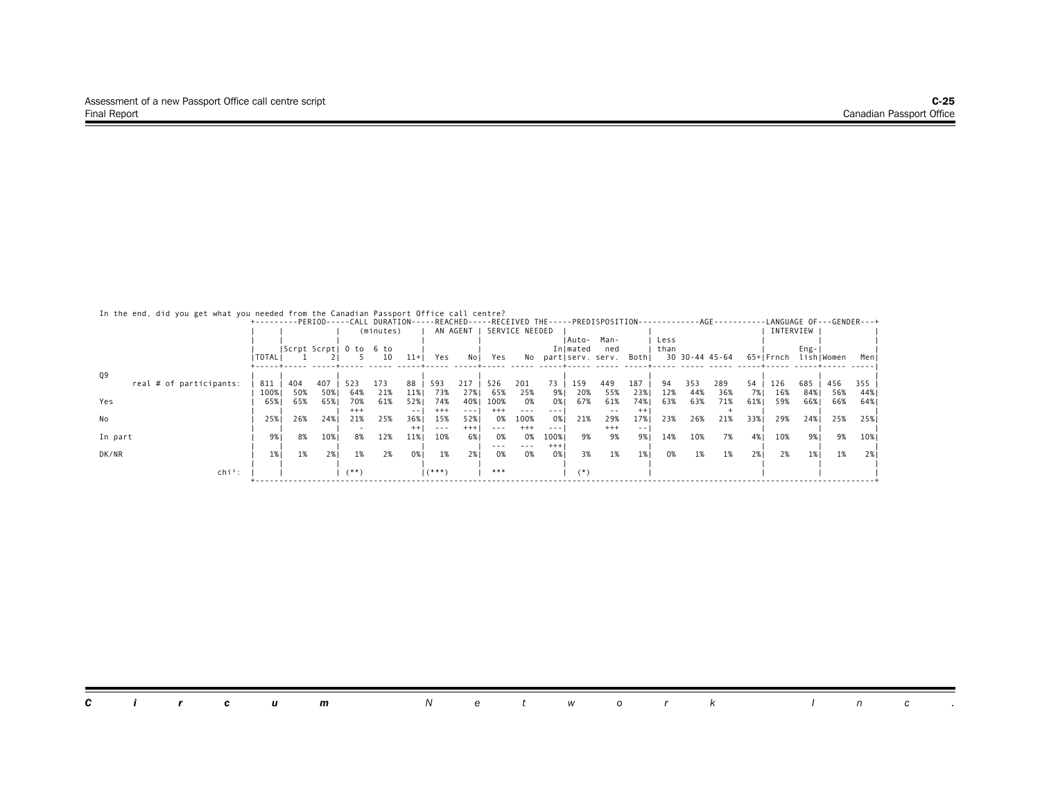In the end, did you get what you needed from the Canadian Passport Office call centre?

| | TOTAL | PERIOD: Scrpt 1 | PERIOD: Scrpt 2 | CALL DURATION (minutes): 0 to 5 | CALL DURATION (minutes): 6 to 10 | CALL DURATION (minutes): 11+ | REACHED AN AGENT: Yes | REACHED AN AGENT: No | RECEIVED THE SERVICE NEEDED: Yes | RECEIVED THE SERVICE NEEDED: No | RECEIVED THE SERVICE NEEDED: In part | PREDISPOSITION: Auto-mated serv. | PREDISPOSITION: Man-ned serv. | PREDISPOSITION: Both | AGE: Less than 30 | AGE: 30-44 | AGE: 45-64 | AGE: 65+ | LANGUAGE OF INTERVIEW: Frnch | LANGUAGE OF INTERVIEW: Eng-lish | GENDER: Women | GENDER: Men |
|---|---|---|---|---|---|---|---|---|---|---|---|---|---|---|---|---|---|---|---|---|---|---|
| **Q9** | | | | | | | | | | | | | | | | | | | | | | |
| real # of participants: | 811 | 404 | 407 | 523 | 173 | 88 | 593 | 217 | 526 | 201 | 73 | 159 | 449 | 187 | 94 | 353 | 289 | 54 | 126 | 685 | 456 | 355 |
| | 100% | 50% | 50% | 64% | 21% | 11% | 73% | 27% | 65% | 25% | 9% | 20% | 55% | 23% | 12% | 44% | 36% | 7% | 16% | 84% | 56% | 44% |
| Yes | 65% | 65% | 65% | 70% | 61% | 52% | 74% | 40% | 100% | 0% | 0% | 67% | 61% | 74% | 63% | 63% | 71% | 61% | 59% | 66% | 66% | 64% |
| | | | | +++ | | -- | +++ | --- | +++ | --- | --- | | -- | ++ | | | + | | | | | |
| No | 25% | 26% | 24% | 21% | 25% | 36% | 15% | 52% | 0% | 100% | 0% | 21% | 29% | 17% | 23% | 26% | 21% | 33% | 29% | 24% | 25% | 25% |
| | | | | - | | ++ | --- | +++ | --- | +++ | --- | | +++ | -- | | | | | | | | |
| In part | 9% | 8% | 10% | 8% | 12% | 11% | 10% | 6% | 0% | 0% | 100% | 9% | 9% | 9% | 14% | 10% | 7% | 4% | 10% | 9% | 9% | 10% |
| | | | | | | | | | --- | --- | +++ | | | | | | | | | | | |
| DK/NR | 1% | 1% | 2% | 1% | 2% | 0% | 1% | 2% | 0% | 0% | 0% | 3% | 1% | 1% | 0% | 1% | 1% | 2% | 2% | 1% | 1% | 2% |
| chi²: | | | | (**) | | | (***) | | *** | | | (*) | | | | | | | | | | |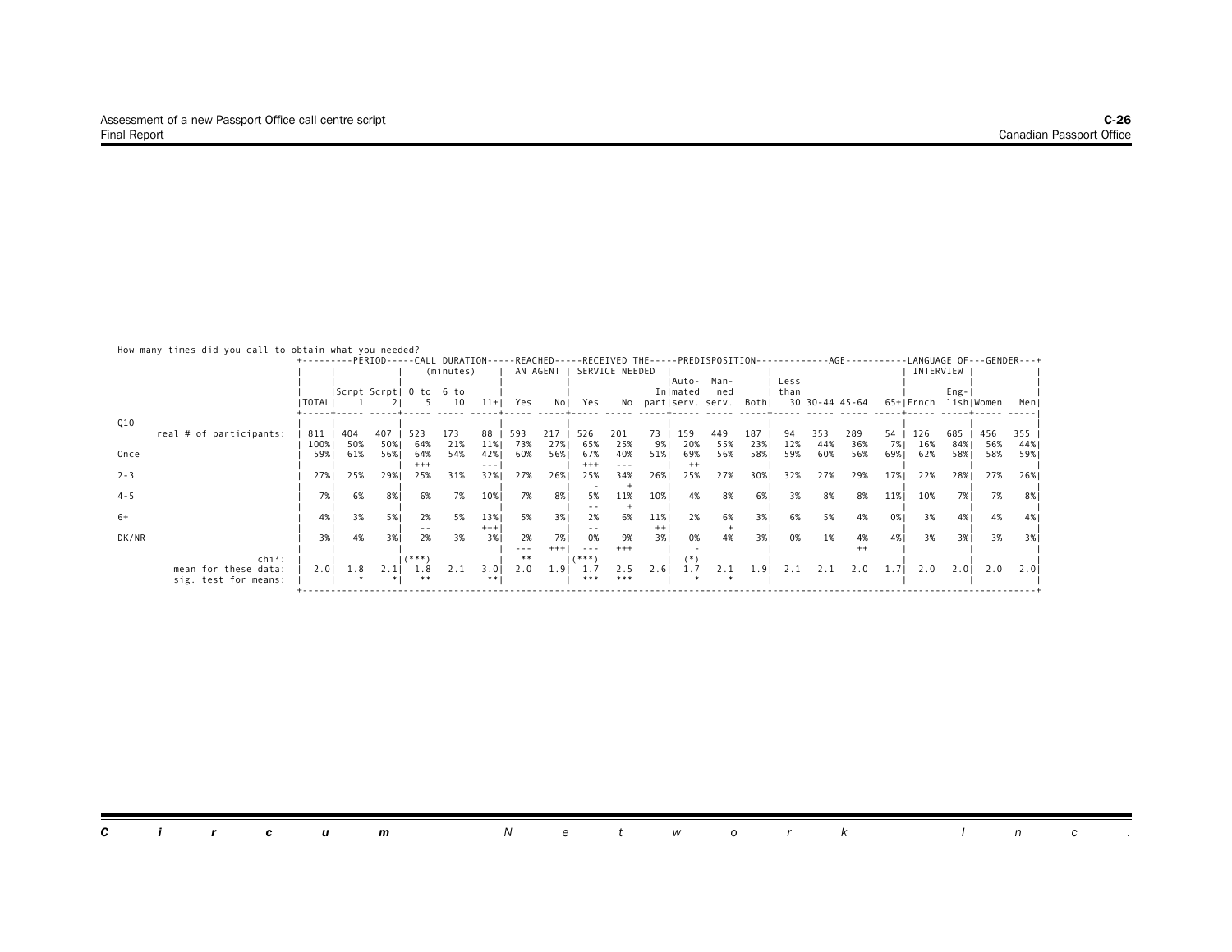How many times did you call to obtain what you needed?

| | | PERIOD | | CALL DURATION (minutes) | | | REACHED AN AGENT | | RECEIVED THE SERVICE NEEDED | | | PREDISPOSITION | | | AGE | | | | LANGUAGE OF INTERVIEW | | GENDER | |
|---|---|---|---|---|---|---|---|---|---|---|---|---|---|---|---|---|---|---|---|---|---|---|
| | TOTAL | Scrpt 1 | Scrpt 2 | 0 to 5 | 6 to 10 | 11+ | Yes | No | Yes | No | In part | Auto-mated serv. | Man-ned serv. | Both | Less than 30 | 30-44 | 45-64 | 65+ | Frnch | Eng-lish | Women | Men |
| **Q10** | | | | | | | | | | | | | | | | | | | | | | |
| real # of participants: | 811 | 404 | 407 | 523 | 173 | 88 | 593 | 217 | 526 | 201 | 73 | 159 | 449 | 187 | 94 | 353 | 289 | 54 | 126 | 685 | 456 | 355 |
| | 100% | 50% | 50% | 64% | 21% | 11% | 73% | 27% | 65% | 25% | 9% | 20% | 55% | 23% | 12% | 44% | 36% | 7% | 16% | 84% | 56% | 44% |
| Once | 59% | 61% | 56% | 64% | 54% | 42% | 60% | 56% | 67% | 40% | 51% | 69% | 56% | 58% | 59% | 60% | 56% | 69% | 62% | 58% | 58% | 59% |
| | | | | +++ | | --- | | | +++ | --- | | ++ | | | | | | | | | | |
| 2-3 | 27% | 25% | 29% | 25% | 31% | 32% | 27% | 26% | 25% | 34% | 26% | 25% | 27% | 30% | 32% | 27% | 29% | 17% | 22% | 28% | 27% | 26% |
| | | | | | | | | | - | + | | | | | | | | | | | | |
| 4-5 | 7% | 6% | 8% | 6% | 7% | 10% | 7% | 8% | 5% | 11% | 10% | 4% | 8% | 6% | 3% | 8% | 8% | 11% | 10% | 7% | 7% | 8% |
| | | | | | | | | | -- | + | | | | | | | | | | | | |
| 6+ | 4% | 3% | 5% | 2% | 5% | 13% | 5% | 3% | 2% | 6% | 11% | 2% | 6% | 3% | 6% | 5% | 4% | 0% | 3% | 4% | 4% | 4% |
| | | | | -- | | +++ | | | -- | | ++ | | + | | | | | | | | | |
| DK/NR | 3% | 4% | 3% | 2% | 3% | 3% | 2% | 7% | 0% | 9% | 3% | 0% | 4% | 3% | 0% | 1% | 4% | 4% | 3% | 3% | 3% | 3% |
| | | | | | | | --- | +++ | --- | +++ | | - | | | | | ++ | | | | | |
| chi²: | | | | (***) | | | ** | | (***) | | | (*) | | | | | | | | | | |
| mean for these data: | 2.0 | 1.8 | 2.1 | 1.8 | 2.1 | 3.0 | 2.0 | 1.9 | 1.7 | 2.5 | 2.6 | 1.7 | 2.1 | 1.9 | 2.1 | 2.1 | 2.0 | 1.7 | 2.0 | 2.0 | 2.0 | 2.0 |
| sig. test for means: | | * | * | ** | | ** | | | *** | *** | | * | * | | | | | | | | | |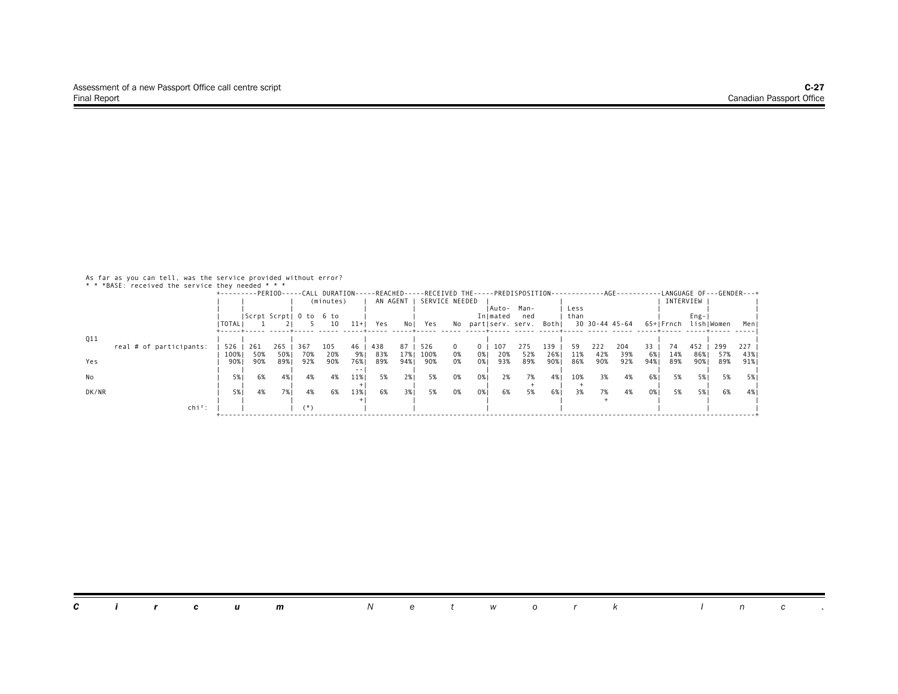As far as you can tell, was the service provided without error?

* * *BASE: received the service they needed * * *

| | TOTAL | PERIOD: Scrpt 1 | PERIOD: Scrpt 2 | CALL DURATION (minutes): 0 to 5 | CALL DURATION (minutes): 6 to 10 | CALL DURATION (minutes): 11+ | REACHED AN AGENT: Yes | REACHED AN AGENT: No | RECEIVED THE SERVICE NEEDED: Yes | RECEIVED THE SERVICE NEEDED: No | RECEIVED THE SERVICE NEEDED: In part | PREDISPOSITION: Automated serv. | PREDISPOSITION: Manned serv. | PREDISPOSITION: Both | AGE: Less than 30 | AGE: 30-44 | AGE: 45-64 | AGE: 65+ | LANGUAGE OF INTERVIEW: Frnch | LANGUAGE OF INTERVIEW: English | GENDER: Women | GENDER: Men |
|---|---|---|---|---|---|---|---|---|---|---|---|---|---|---|---|---|---|---|---|---|---|---|
| Q11 | | | | | | | | | | | | | | | | | | | | | | |
| real # of participants: | 526 | 261 | 265 | 367 | 105 | 46 | 438 | 87 | 526 | 0 | 0 | 107 | 275 | 139 | 59 | 222 | 204 | 33 | 74 | 452 | 299 | 227 |
| | 100% | 50% | 50% | 70% | 20% | 9% | 83% | 17% | 100% | 0% | 0% | 20% | 52% | 26% | 11% | 42% | 39% | 6% | 14% | 86% | 57% | 43% |
| Yes | 90% | 90% | 89% | 92% | 90% | 76% -- | 89% | 94% | 90% | 0% | 0% | 93% | 89% | 90% | 86% | 90% | 92% | 94% | 89% | 90% | 89% | 91% |
| No | 5% | 6% | 4% | 4% | 4% | 11% + | 5% | 2% | 5% | 0% | 0% | 2% | 7% + | 4% | 10% + | 3% | 4% | 6% | 5% | 5% | 5% | 5% |
| DK/NR | 5% | 4% | 7% | 4% | 6% | 13% + | 6% | 3% | 5% | 0% | 0% | 6% | 5% | 6% | 3% | 7% + | 4% | 0% | 5% | 5% | 6% | 4% |
| chi²: | | | | (*) | | | | | | | | | | | | | | | | | | |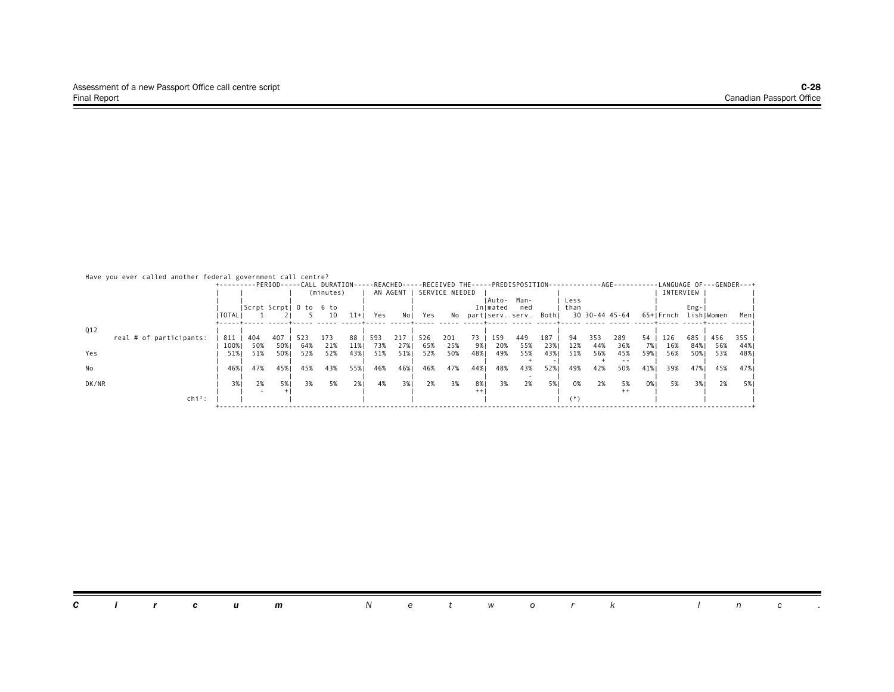Have you ever called another federal government call centre?

| | | PERIOD | | CALL DURATION (minutes) | | | REACHED AN AGENT | | RECEIVED THE SERVICE NEEDED | | | PREDISPOSITION | | | AGE | | | | LANGUAGE OF INTERVIEW | | GENDER | |
|---|---|---|---|---|---|---|---|---|---|---|---|---|---|---|---|---|---|---|---|---|---|---|
| | TOTAL | Scrpt 1 | Scrpt 2 | 0 to 5 | 6 to 10 | 11+ | Yes | No | Yes | No | In part | Automated serv. | Manned serv. | Both | Less than 30 | 30-44 | 45-64 | 65+ | Frnch | English | Women | Men |
| Q12 real # of participants: | 811 | 404 | 407 | 523 | 173 | 88 | 593 | 217 | 526 | 201 | 73 | 159 | 449 | 187 | 94 | 353 | 289 | 54 | 126 | 685 | 456 | 355 |
| | 100% | 50% | 50% | 64% | 21% | 11% | 73% | 27% | 65% | 25% | 9% | 20% | 55% | 23% | 12% | 44% | 36% | 7% | 16% | 84% | 56% | 44% |
| Yes | 51% | 51% | 50% | 52% | 52% | 43% | 51% | 51% | 52% | 50% | 48% | 49% | 55% | 43% | 51% | 56% | 45% | 59% | 56% | 50% | 53% | 48% |
| | | | | | | | | | | | | | + | - | | + | -- | | | | | |
| No | 46% | 47% | 45% | 45% | 43% | 55% | 46% | 46% | 46% | 47% | 44% | 48% | 43% | 52% | 49% | 42% | 50% | 41% | 39% | 47% | 45% | 47% |
| | | | | | | | | | | | | | - | | | | | | | | | |
| DK/NR | 3% | 2% | 5% | 3% | 5% | 2% | 4% | 3% | 2% | 3% | 8% | 3% | 2% | 5% | 0% | 2% | 5% | 0% | 5% | 3% | 2% | 5% |
| | | - | + | | | | | | | | ++ | | | | | | ++ | | | | | |
| chi²: | | | | | | | | | | | | | | | (*) | | | | | | | |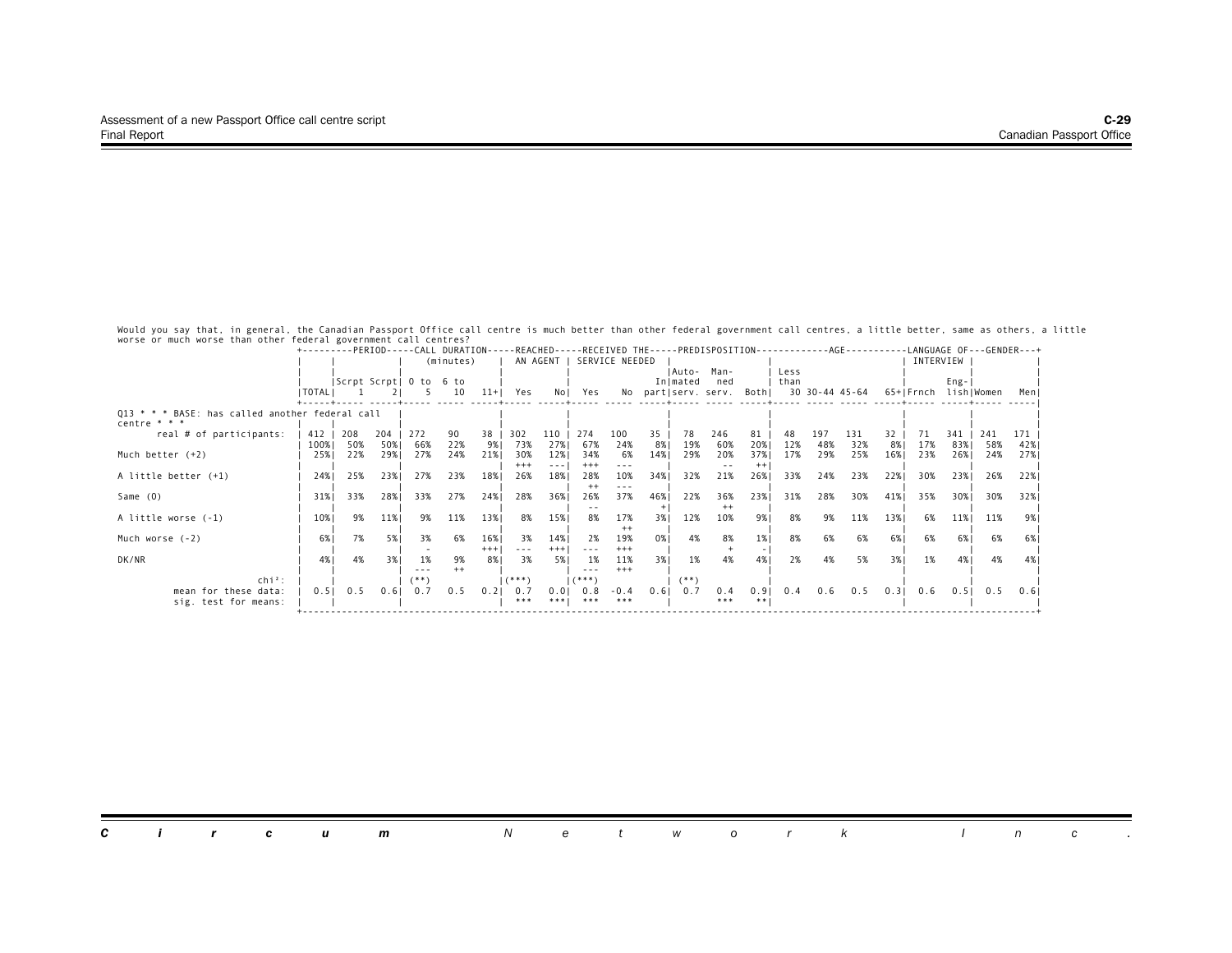Would you say that, in general, the Canadian Passport Office call centre is much better than other federal government call centres, a little better, same as others, a little worse or much worse than other federal government call centres?

| | | PERIOD | | CALL DURATION (minutes) | | | REACHED AN AGENT | | RECEIVED THE SERVICE NEEDED | | | PREDISPOSITION | | | AGE | | | | LANGUAGE OF INTERVIEW | | GENDER | |
|---|---|---|---|---|---|---|---|---|---|---|---|---|---|---|---|---|---|---|---|---|---|---|
| | TOTAL | Scrpt 1 | Scrpt 2 | 0 to 5 | 6 to 10 | 11+ | Yes | No | Yes | No | In part | Auto-mated serv. | Man-ned serv. | Both | Less than 30 | 30-44 | 45-64 | 65+ | Frnch | Eng-lish | Women | Men |
| Q13 * * * BASE: has called another federal call centre * * * | | | | | | | | | | | | | | | | | | | | | | |
| real # of participants: | 412 | 208 | 204 | 272 | 90 | 38 | 302 | 110 | 274 | 100 | 35 | 78 | 246 | 81 | 48 | 197 | 131 | 32 | 71 | 341 | 241 | 171 |
| | 100% | 50% | 50% | 66% | 22% | 9% | 73% | 27% | 67% | 24% | 8% | 19% | 60% | 20% | 12% | 48% | 32% | 8% | 17% | 83% | 58% | 42% |
| Much better (+2) | 25% | 22% | 29% | 27% | 24% | 21% | 30% | 12% | 34% | 6% | 14% | 29% | 20% | 37% | 17% | 29% | 25% | 16% | 23% | 26% | 24% | 27% |
| | | | | | | | +++ | --- | +++ | --- | | | | ++ | | | | | | | | |
| A little better (+1) | 24% | 25% | 23% | 27% | 23% | 18% | 26% | 18% | 28% | 10% | 34% | 32% | 21% | 26% | 33% | 24% | 23% | 22% | 30% | 23% | 26% | 22% |
| | | | | | | | | | ++ | --- | | | | | | | | | | | | |
| Same (0) | 31% | 33% | 28% | 33% | 27% | 24% | 28% | 36% | 26% | 37% | 46% | 22% | 36% | 23% | 31% | 28% | 30% | 41% | 35% | 30% | 30% | 32% |
| | | | | | | | | | -- | | + | | ++ | | | | | | | | | |
| A little worse (-1) | 10% | 9% | 11% | 9% | 11% | 13% | 8% | 15% | 8% | 17% | 3% | 12% | 10% | 9% | 8% | 9% | 11% | 13% | 6% | 11% | 11% | 9% |
| | | | | | | | | | | ++ | | | | | | | | | | | | |
| Much worse (-2) | 6% | 7% | 5% | 3% | 6% | 16% | 3% | 14% | 2% | 19% | 0% | 4% | 8% | 1% | 8% | 6% | 6% | 6% | 6% | 6% | 6% | 6% |
| | | | | - | | +++ | --- | +++ | --- | +++ | | | + | - | | | | | | | | |
| DK/NR | 4% | 4% | 3% | 1% | 9% | 8% | 3% | 5% | 1% | 11% | 3% | 1% | 4% | 4% | 2% | 4% | 5% | 3% | 1% | 4% | 4% | 4% |
| | | | | --- | ++ | | | | --- | +++ | | | | | | | | | | | | |
| chi²: | | | | (**) | | | (***) | | (***) | | | (**) | | | | | | | | | | |
| mean for these data: | 0.5 | 0.5 | 0.6 | 0.7 | 0.5 | 0.2 | 0.7 | 0.0 | 0.8 | -0.4 | 0.6 | 0.7 | 0.4 | 0.9 | 0.4 | 0.6 | 0.5 | 0.3 | 0.6 | 0.5 | 0.5 | 0.6 |
| sig. test for means: | | | | | | | *** | *** | *** | *** | | | *** | ** | | | | | | | | |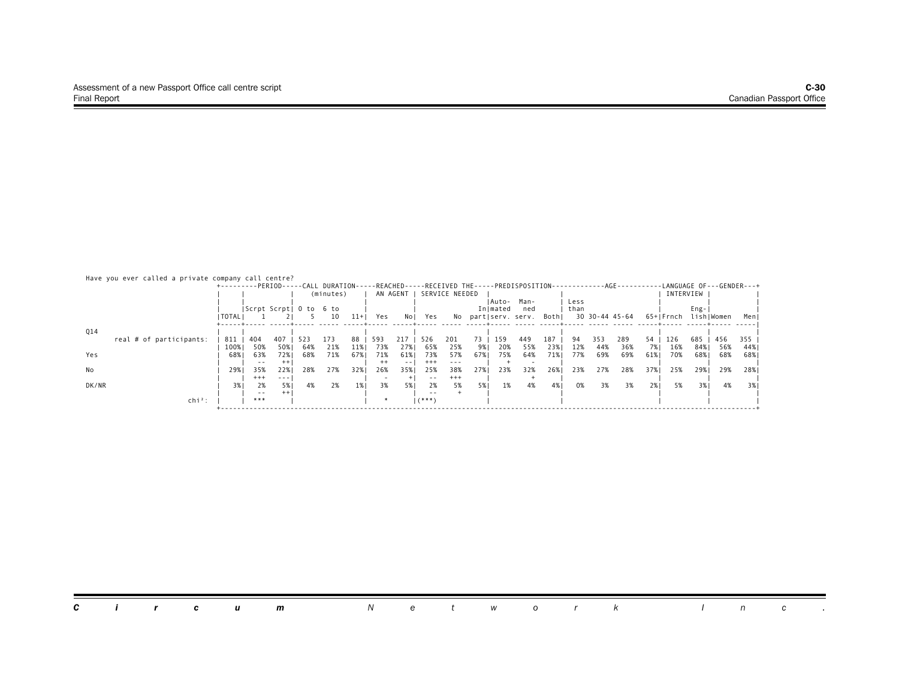Have you ever called a private company call centre?

| | TOTAL | PERIOD | | CALL DURATION (minutes) | | | REACHED AN AGENT | | RECEIVED THE SERVICE NEEDED | | | PREDISPOSITION | | | AGE | | | | LANGUAGE OF INTERVIEW | | GENDER | |
|---|---|---|---|---|---|---|---|---|---|---|---|---|---|---|---|---|---|---|---|---|---|---|
| | | Scrpt 1 | Scrpt 2 | 0 to 5 | 6 to 10 | 11+ | Yes | No | Yes | No | In part | Automated serv. | Manned serv. | Both | Less than 30 | 30-44 | 45-64 | 65+ | Frnch | English | Women | Men |
| Q14 | | | | | | | | | | | | | | | | | | | | | | |
| real # of participants: | 811 | 404 | 407 | 523 | 173 | 88 | 593 | 217 | 526 | 201 | 73 | 159 | 449 | 187 | 94 | 353 | 289 | 54 | 126 | 685 | 456 | 355 |
| | 100% | 50% | 50% | 64% | 21% | 11% | 73% | 27% | 65% | 25% | 9% | 20% | 55% | 23% | 12% | 44% | 36% | 7% | 16% | 84% | 56% | 44% |
| Yes | 68% | 63% | 72% | 68% | 71% | 67% | 71% | 61% | 73% | 57% | 67% | 75% | 64% | 71% | 77% | 69% | 69% | 61% | 70% | 68% | 68% | 68% |
| | | -- | ++ | | | | ++ | -- | +++ | --- | | + | - | | | | | | | | | |
| No | 29% | 35% | 22% | 28% | 27% | 32% | 26% | 35% | 25% | 38% | 27% | 23% | 32% | 26% | 23% | 27% | 28% | 37% | 25% | 29% | 29% | 28% |
| | | +++ | --- | | | | - | + | -- | +++ | | | + | | | | | | | | | |
| DK/NR | 3% | 2% | 5% | 4% | 2% | 1% | 3% | 5% | 2% | 5% | 5% | 1% | 4% | 4% | 0% | 3% | 3% | 2% | 5% | 3% | 4% | 3% |
| | | -- | ++ | | | | | | -- | + | | | | | | | | | | | | |
| chi²: | | *** | | | | | * | | (***) | | | | | | | | | | | | | |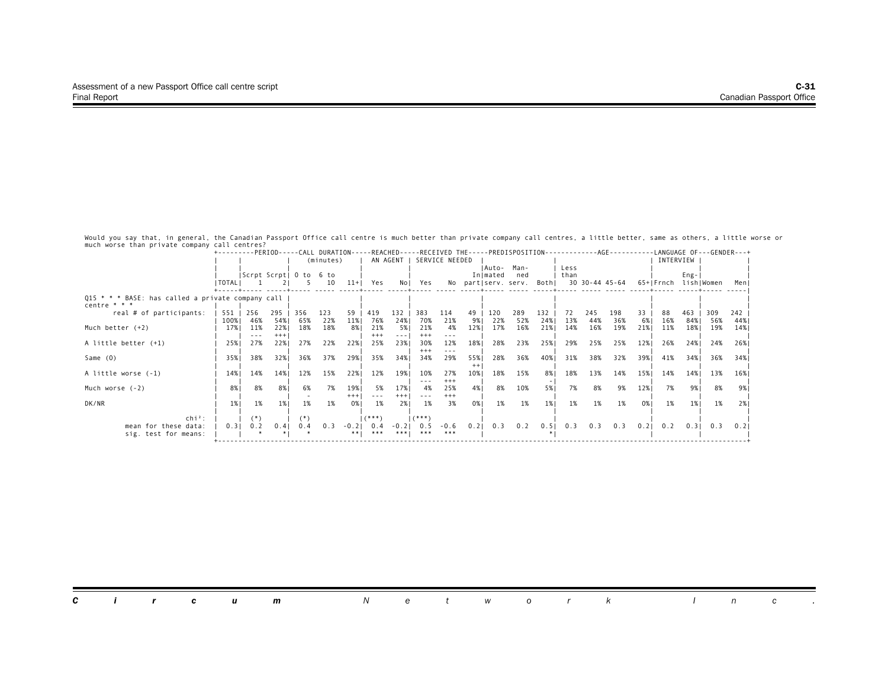Would you say that, in general, the Canadian Passport Office call centre is much better than private company call centres, a little better, same as others, a little worse or much worse than private company call centres?

| | TOTAL | PERIOD Scrpt 1 | PERIOD Scrpt 2 | CALL DURATION (minutes) 0 to 5 | CALL DURATION (minutes) 6 to 10 | CALL DURATION (minutes) 11+ | REACHED AN AGENT Yes | REACHED AN AGENT No | RECEIVED THE SERVICE NEEDED Yes | RECEIVED THE SERVICE NEEDED No | RECEIVED THE SERVICE NEEDED In part | PREDISPOSITION Auto-mated serv. | PREDISPOSITION Man-ned serv. | PREDISPOSITION Both | AGE Less than 30 | AGE 30-44 | AGE 45-64 | AGE 65+ | LANGUAGE OF INTERVIEW Frnch | LANGUAGE OF INTERVIEW Eng-lish | GENDER Women | GENDER Men |
|---|---|---|---|---|---|---|---|---|---|---|---|---|---|---|---|---|---|---|---|---|---|---|
| Q15 * * * BASE: has called a private company call centre * * * | | | | | | | | | | | | | | | | | | | | | | |
| real # of participants: | 551 | 256 | 295 | 356 | 123 | 59 | 419 | 132 | 383 | 114 | 49 | 120 | 289 | 132 | 72 | 245 | 198 | 33 | 88 | 463 | 309 | 242 |
| | 100% | 46% | 54% | 65% | 22% | 11% | 76% | 24% | 70% | 21% | 9% | 22% | 52% | 24% | 13% | 44% | 36% | 6% | 16% | 84% | 56% | 44% |
| Much better (+2) | 17% | 11% | 22% | 18% | 18% | 8% | 21% | 5% | 21% | 4% | 12% | 17% | 16% | 21% | 14% | 16% | 19% | 21% | 11% | 18% | 19% | 14% |
| | | --- | +++ | | | | +++ | --- | +++ | --- | | | | | | | | | | | | |
| A little better (+1) | 25% | 27% | 22% | 27% | 22% | 22% | 25% | 23% | 30% | 12% | 18% | 28% | 23% | 25% | 29% | 25% | 25% | 12% | 26% | 24% | 24% | 26% |
| | | | | | | | | | +++ | --- | | | | | | | | | | | | |
| Same (0) | 35% | 38% | 32% | 36% | 37% | 29% | 35% | 34% | 34% | 29% | 55% | 28% | 36% | 40% | 31% | 38% | 32% | 39% | 41% | 34% | 36% | 34% |
| | | | | | | | | | | | ++ | | | | | | | | | | | |
| A little worse (-1) | 14% | 14% | 14% | 12% | 15% | 22% | 12% | 19% | 10% | 27% | 10% | 18% | 15% | 8% | 18% | 13% | 14% | 15% | 14% | 14% | 13% | 16% |
| | | | | | | | | | --- | +++ | | | | - | | | | | | | | |
| Much worse (-2) | 8% | 8% | 8% | 6% | 7% | 19% | 5% | 17% | 4% | 25% | 4% | 8% | 10% | 5% | 7% | 8% | 9% | 12% | 7% | 9% | 8% | 9% |
| | | | | - | | +++ | --- | +++ | --- | +++ | | | | | | | | | | | | |
| DK/NR | 1% | 1% | 1% | 1% | 1% | 0% | 1% | 2% | 1% | 3% | 0% | 1% | 1% | 1% | 1% | 1% | 1% | 0% | 1% | 1% | 1% | 2% |
| chi²: | | (*) | | (*) | | | (***) | | (***) | | | | | | | | | | | | | |
| mean for these data: | 0.3 | 0.2 | 0.4 | 0.4 | 0.3 | -0.2 | 0.4 | -0.2 | 0.5 | -0.6 | 0.2 | 0.3 | 0.2 | 0.5 | 0.3 | 0.3 | 0.3 | 0.2 | 0.2 | 0.3 | 0.3 | 0.2 |
| sig. test for means: | | * | * | * | | ** | *** | *** | *** | *** | | | | * | | | | | | | | |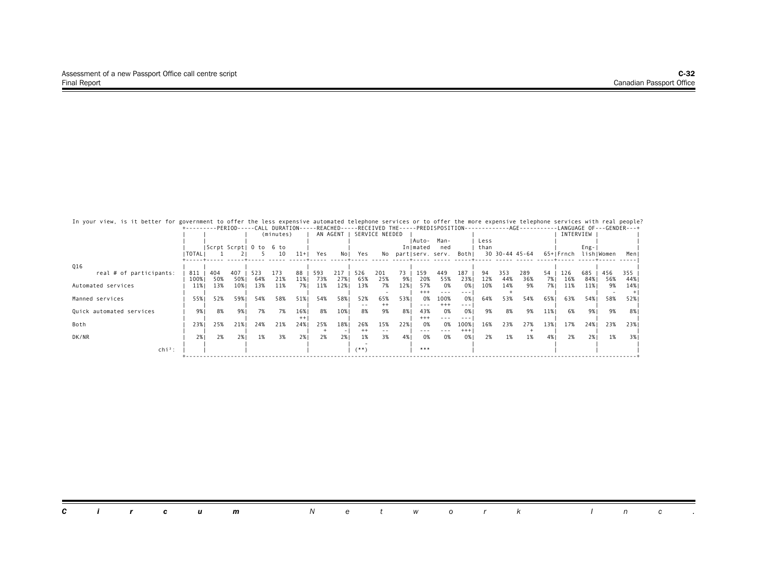In your view, is it better for government to offer the less expensive automated telephone services or to offer the more expensive telephone services with real people?

| | TOTAL | PERIOD | | CALL DURATION (minutes) | | | REACHED AN AGENT | | RECEIVED THE SERVICE NEEDED | | | PREDISPOSITION | | | AGE | | | | LANGUAGE OF INTERVIEW | | GENDER | |
|---|---|---|---|---|---|---|---|---|---|---|---|---|---|---|---|---|---|---|---|---|---|---|
| | | Scrpt 1 | Scrpt 2 | 0 to 5 | 6 to 10 | 11+ | Yes | No | Yes | No | In part | Auto-mated serv. | Man-ned serv. | Both | Less than 30 | 30-44 | 45-64 | 65+ | Frnch | Eng-lish | Women | Men |
| **Q16** | | | | | | | | | | | | | | | | | | | | | | |
| real # of participants: | 811 | 404 | 407 | 523 | 173 | 88 | 593 | 217 | 526 | 201 | 73 | 159 | 449 | 187 | 94 | 353 | 289 | 54 | 126 | 685 | 456 | 355 |
| | 100% | 50% | 50% | 64% | 21% | 11% | 73% | 27% | 65% | 25% | 9% | 20% | 55% | 23% | 12% | 44% | 36% | 7% | 16% | 84% | 56% | 44% |
| Automated services | 11% | 13% | 10% | 13% | 11% | 7% | 11% | 12% | 13% | 7% | 12% | 57% | 0% | 0% | 10% | 14% | 9% | 7% | 11% | 11% | 9% | 14% |
| | | | | | | | | | | - | | +++ | --- | --- | | + | | | | | - | + |
| Manned services | 55% | 52% | 59% | 54% | 58% | 51% | 54% | 58% | 52% | 65% | 53% | 0% | 100% | 0% | 64% | 53% | 54% | 65% | 63% | 54% | 58% | 52% |
| | | | | | | | | | -- | ++ | | --- | +++ | --- | | | | | | | | |
| Quick automated services | 9% | 8% | 9% | 7% | 7% | 16% | 8% | 10% | 8% | 9% | 8% | 43% | 0% | 0% | 9% | 8% | 9% | 11% | 6% | 9% | 9% | 8% |
| | | | | | | ++ | | | | | | +++ | --- | --- | | | | | | | | |
| Both | 23% | 25% | 21% | 24% | 21% | 24% | 25% | 18% | 26% | 15% | 22% | 0% | 0% | 100% | 16% | 23% | 27% | 13% | 17% | 24% | 23% | 23% |
| | | | | | | | + | - | ++ | -- | | --- | --- | +++ | | | + | | | | | |
| DK/NR | 2% | 2% | 2% | 1% | 3% | 2% | 2% | 2% | 1% | 3% | 4% | 0% | 0% | 0% | 2% | 1% | 1% | 4% | 2% | 2% | 1% | 3% |
| | | | | | | | | | - | | | | | | | | | | | | | |
| chi²: | | | | | | | | | (**) | | | *** | | | | | | | | | | |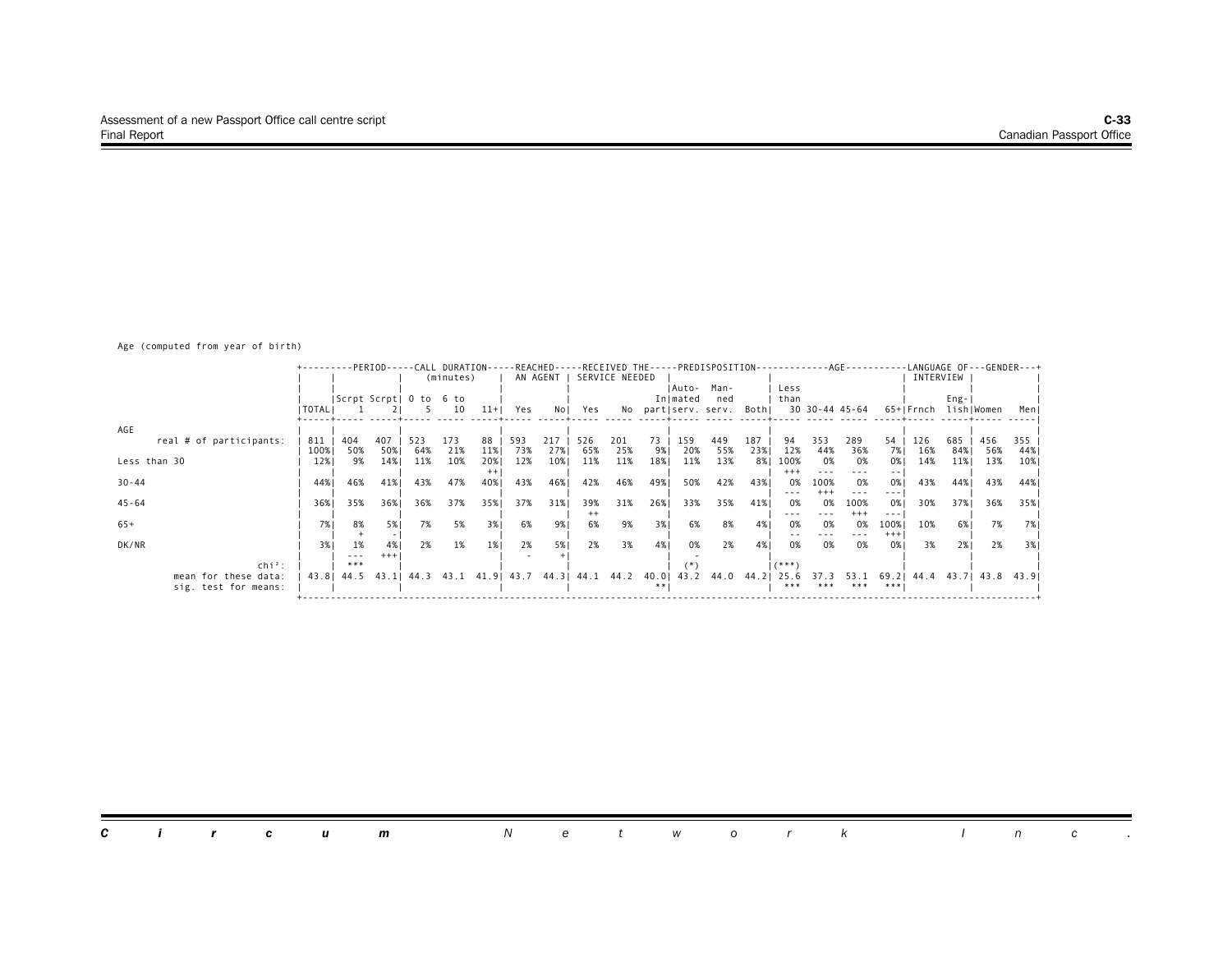Age (computed from year of birth)

| | TOTAL | PERIOD: Scrpt 1 | Scrpt 2 | CALL DURATION (minutes): 0 to 5 | 6 to 10 | 11+ | REACHED AN AGENT: Yes | No | RECEIVED THE SERVICE NEEDED: Yes | No | In part | PREDISPOSITION: Auto-mated serv. | Man-ned serv. | Both | AGE: Less than 30 | 30-44 | 45-64 | 65+ | LANGUAGE OF INTERVIEW: Frnch | Eng-lish | GENDER: Women | Men |
|---|---|---|---|---|---|---|---|---|---|---|---|---|---|---|---|---|---|---|---|---|---|---|
| AGE | | | | | | | | | | | | | | | | | | | | | | |
| real # of participants: | 811 | 404 | 407 | 523 | 173 | 88 | 593 | 217 | 526 | 201 | 73 | 159 | 449 | 187 | 94 | 353 | 289 | 54 | 126 | 685 | 456 | 355 |
| | 100% | 50% | 50% | 64% | 21% | 11% | 73% | 27% | 65% | 25% | 9% | 20% | 55% | 23% | 12% | 44% | 36% | 7% | 16% | 84% | 56% | 44% |
| Less than 30 | 12% | 9% | 14% | 11% | 10% | 20% | 12% | 10% | 11% | 11% | 18% | 11% | 13% | 8% | 100% | 0% | 0% | 0% | 14% | 11% | 13% | 10% |
| | | | | | | ++ | | | | | | | | | +++ | --- | --- | -- | | | | |
| 30-44 | 44% | 46% | 41% | 43% | 47% | 40% | 43% | 46% | 42% | 46% | 49% | 50% | 42% | 43% | 0% | 100% | 0% | 0% | 43% | 44% | 43% | 44% |
| | | | | | | | | | | | | | | | --- | +++ | --- | --- | | | | |
| 45-64 | 36% | 35% | 36% | 36% | 37% | 35% | 37% | 31% | 39% | 31% | 26% | 33% | 35% | 41% | 0% | 0% | 100% | 0% | 30% | 37% | 36% | 35% |
| | | | | | | | | | ++ | | | | | | --- | --- | +++ | --- | | | | |
| 65+ | 7% | 8% | 5% | 7% | 5% | 3% | 6% | 9% | 6% | 9% | 3% | 6% | 8% | 4% | 0% | 0% | 0% | 100% | 10% | 6% | 7% | 7% |
| | | + | - | | | | | | | | | | | | -- | --- | --- | +++ | | | | |
| DK/NR | 3% | 1% | 4% | 2% | 1% | 1% | 2% | 5% | 2% | 3% | 4% | 0% | 2% | 4% | 0% | 0% | 0% | 0% | 3% | 2% | 2% | 3% |
| | | --- | +++ | | | | - | + | | | | - | | | | | | | | | | |
| chi²: | | *** | | | | | | | | | | (*) | | | (***) | | | | | | | |
| mean for these data: | 43.8 | 44.5 | 43.1 | 44.3 | 43.1 | 41.9 | 43.7 | 44.3 | 44.1 | 44.2 | 40.0 | 43.2 | 44.0 | 44.2 | 25.6 | 37.3 | 53.1 | 69.2 | 44.4 | 43.7 | 43.8 | 43.9 |
| sig. test for means: | | | | | | | | | | | ** | | | | *** | *** | *** | *** | | | | |